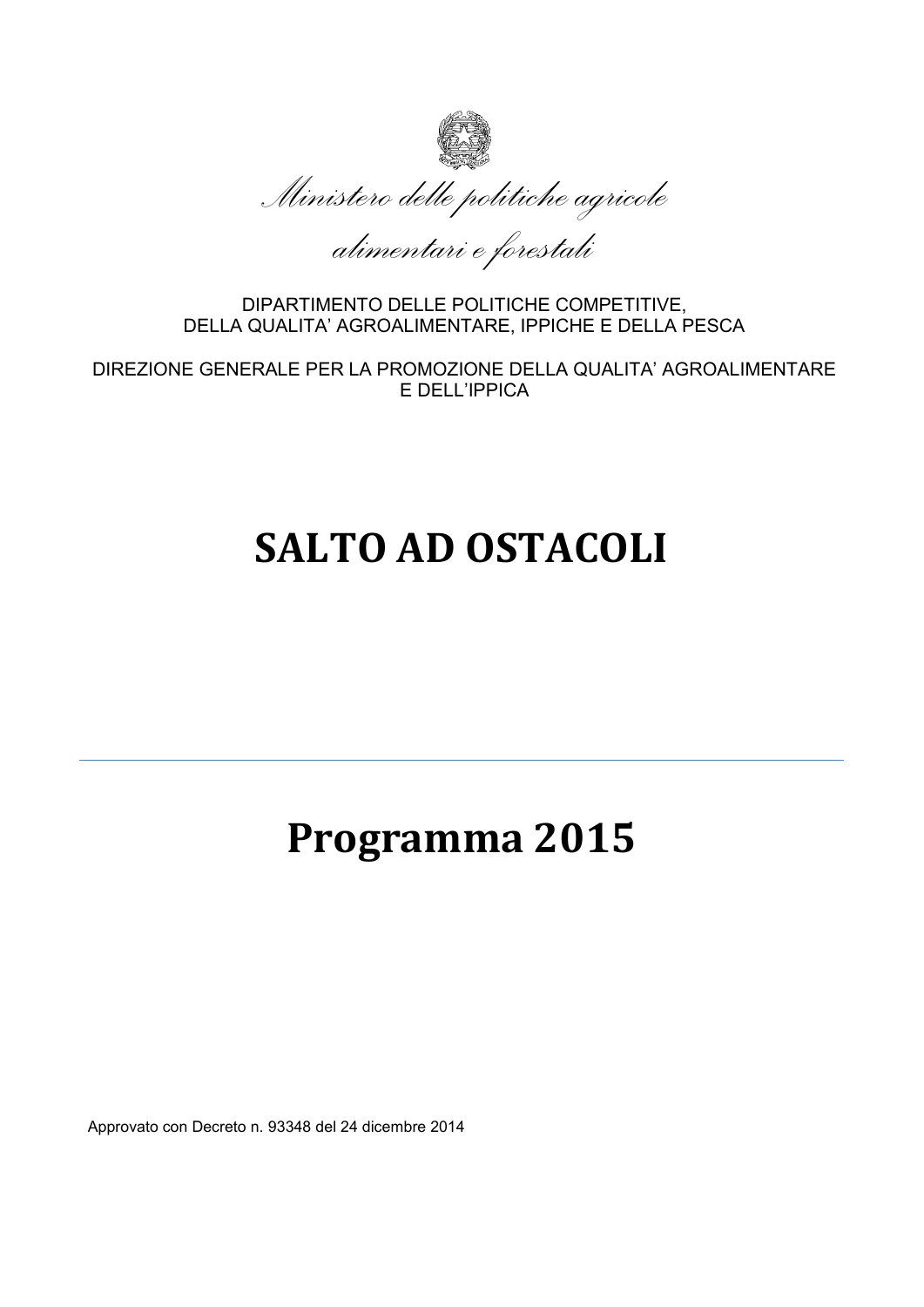*Ministero delle politiche agricole*

*alimentari e forestali*

DIPARTIMENTO DELLE POLITICHE COMPETITIVE, DELLA QUALITA' AGROALIMENTARE, IPPICHE E DELLA PESCA

DIREZIONE GENERALE PER LA PROMOZIONE DELLA QUALITA' AGROALIMENTARE E DELL'IPPICA

# SALTO AD OSTACOLI

---

# Programma 2015

Approvato con Decreto n. 93348 del 24 dicembre 2014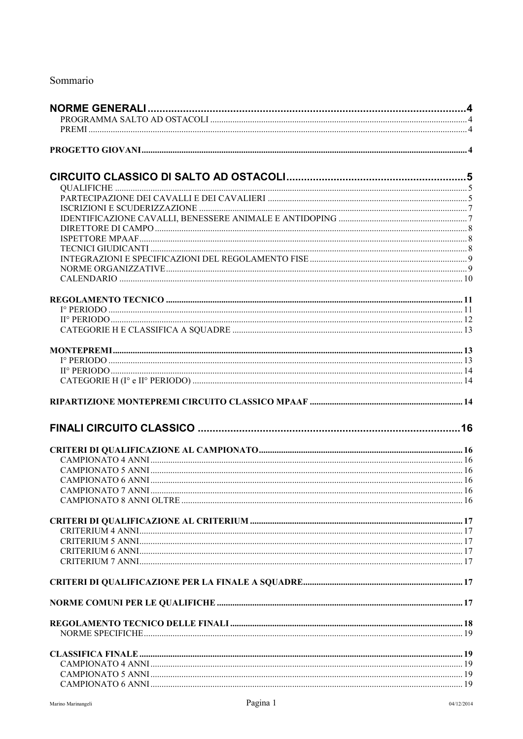Sommario

**NORME GENERALI** ... 4
- PROGRAMMA SALTO AD OSTACOLI ... 4
- PREMI ... 4

**PROGETTO GIOVANI** ... 4

**CIRCUITO CLASSICO DI SALTO AD OSTACOLI** ... 5
- QUALIFICHE ... 5
- PARTECIPAZIONE DEI CAVALLI E DEI CAVALIERI ... 5
- ISCRIZIONI E SCUDERIZZAZIONE ... 7
- IDENTIFICAZIONE CAVALLI, BENESSERE ANIMALE E ANTIDOPING ... 7
- DIRETTORE DI CAMPO ... 8
- ISPETTORE MPAAF ... 8
- TECNICI GIUDICANTI ... 8
- INTEGRAZIONI E SPECIFICAZIONI DEL REGOLAMENTO FISE ... 9
- NORME ORGANIZZATIVE ... 9
- CALENDARIO ... 10

**REGOLAMENTO TECNICO** ... 11
- I° PERIODO ... 11
- II° PERIODO ... 12
- CATEGORIE H E CLASSIFICA A SQUADRE ... 13

**MONTEPREMI** ... 13
- I° PERIODO ... 13
- II° PERIODO ... 14
- CATEGORIE H (I° e II° PERIODO) ... 14

**RIPARTIZIONE MONTEPREMI CIRCUITO CLASSICO MPAAF** ... 14

**FINALI CIRCUITO CLASSICO** ... 16

**CRITERI DI QUALIFICAZIONE AL CAMPIONATO** ... 16
- CAMPIONATO 4 ANNI ... 16
- CAMPIONATO 5 ANNI ... 16
- CAMPIONATO 6 ANNI ... 16
- CAMPIONATO 7 ANNI ... 16
- CAMPIONATO 8 ANNI OLTRE ... 16

**CRITERI DI QUALIFICAZIONE AL CRITERIUM** ... 17
- CRITERIUM 4 ANNI ... 17
- CRITERIUM 5 ANNI ... 17
- CRITERIUM 6 ANNI ... 17
- CRITERIUM 7 ANNI ... 17

**CRITERI DI QUALIFICAZIONE PER LA FINALE A SQUADRE** ... 17

**NORME COMUNI PER LE QUALIFICHE** ... 17

**REGOLAMENTO TECNICO DELLE FINALI** ... 18
- NORME SPECIFICHE ... 19

**CLASSIFICA FINALE** ... 19
- CAMPIONATO 4 ANNI ... 19
- CAMPIONATO 5 ANNI ... 19
- CAMPIONATO 6 ANNI ... 19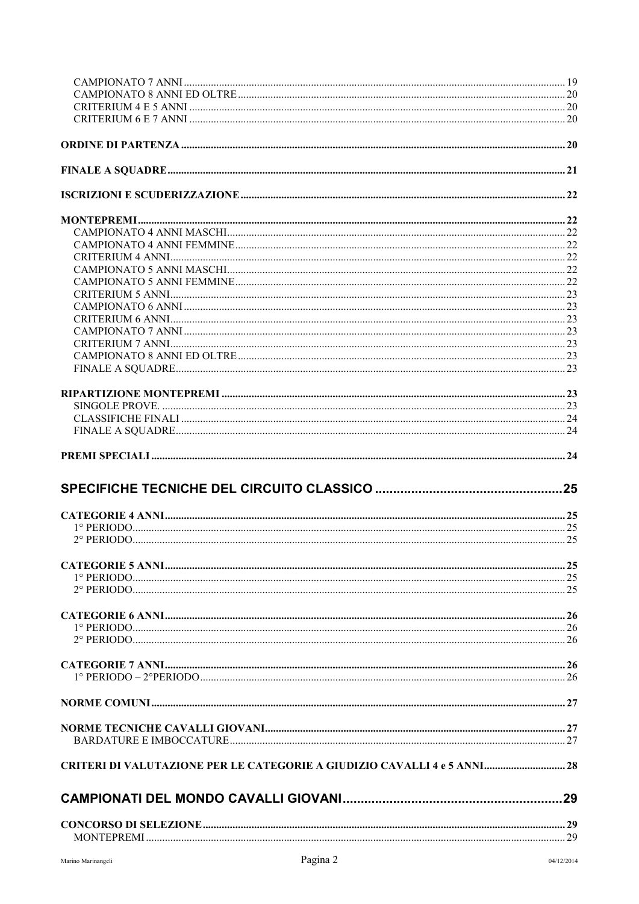CAMPIONATO 7 ANNI ........................................................................ 19
CAMPIONATO 8 ANNI ED OLTRE ........................................................................ 20
CRITERIUM 4 E 5 ANNI ........................................................................ 20
CRITERIUM 6 E 7 ANNI ........................................................................ 20

**ORDINE DI PARTENZA** ........................................................................ **20**

**FINALE A SQUADRE** ........................................................................ **21**

**ISCRIZIONI E SCUDERIZZAZIONE** ........................................................................ **22**

**MONTEPREMI** ........................................................................ **22**
CAMPIONATO 4 ANNI MASCHI ........................................................................ 22
CAMPIONATO 4 ANNI FEMMINE ........................................................................ 22
CRITERIUM 4 ANNI ........................................................................ 22
CAMPIONATO 5 ANNI MASCHI ........................................................................ 22
CAMPIONATO 5 ANNI FEMMINE ........................................................................ 22
CRITERIUM 5 ANNI ........................................................................ 23
CAMPIONATO 6 ANNI ........................................................................ 23
CRITERIUM 6 ANNI ........................................................................ 23
CAMPIONATO 7 ANNI ........................................................................ 23
CRITERIUM 7 ANNI ........................................................................ 23
CAMPIONATO 8 ANNI ED OLTRE ........................................................................ 23
FINALE A SQUADRE ........................................................................ 23

**RIPARTIZIONE MONTEPREMI** ........................................................................ **23**
SINGOLE PROVE. ........................................................................ 23
CLASSIFICHE FINALI ........................................................................ 24
FINALE A SQUADRE ........................................................................ 24

**PREMI SPECIALI** ........................................................................ **24**

## SPECIFICHE TECNICHE DEL CIRCUITO CLASSICO ........................................ 25

**CATEGORIE 4 ANNI** ........................................................................ **25**
1° PERIODO ........................................................................ 25
2° PERIODO ........................................................................ 25

**CATEGORIE 5 ANNI** ........................................................................ **25**
1° PERIODO ........................................................................ 25
2° PERIODO ........................................................................ 25

**CATEGORIE 6 ANNI** ........................................................................ **26**
1° PERIODO ........................................................................ 26
2° PERIODO ........................................................................ 26

**CATEGORIE 7 ANNI** ........................................................................ **26**
1° PERIODO – 2°PERIODO ........................................................................ 26

**NORME COMUNI** ........................................................................ **27**

**NORME TECNICHE CAVALLI GIOVANI** ........................................................................ **27**
BARDATURE E IMBOCCATURE ........................................................................ 27

**CRITERI DI VALUTAZIONE PER LE CATEGORIE A GIUDIZIO CAVALLI 4 e 5 ANNI** .............................. **28**

## CAMPIONATI DEL MONDO CAVALLI GIOVANI ........................................ 29

**CONCORSO DI SELEZIONE** ........................................................................ **29**
MONTEPREMI ........................................................................ 29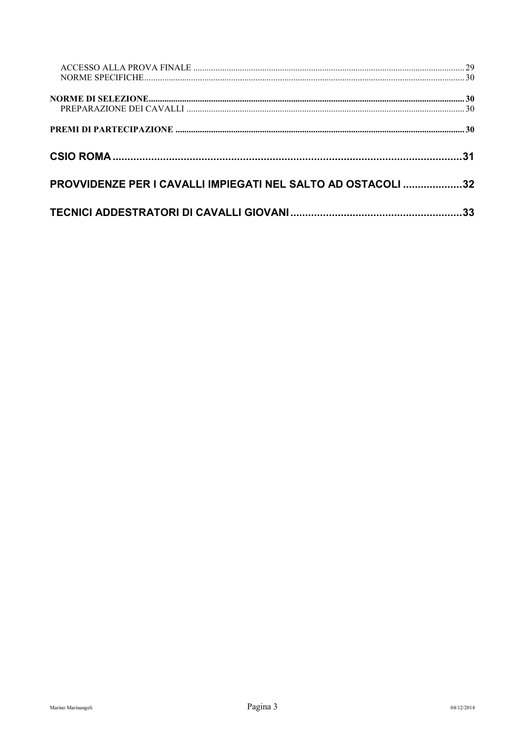ACCESSO ALLA PROVA FINALE ........................................................................................................................ 29
NORME SPECIFICHE ........................................................................................................................................ 30

**NORME DI SELEZIONE** ........................................................................................................................................ **30**
PREPARAZIONE DEI CAVALLI ........................................................................................................................ 30

**PREMI DI PARTECIPAZIONE** ............................................................................................................................ **30**

**CSIO ROMA** ........................................................................................................................................ **31**

**PROVVIDENZE PER I CAVALLI IMPIEGATI NEL SALTO AD OSTACOLI** .................... **32**

**TECNICI ADDESTRATORI DI CAVALLI GIOVANI** ........................................................ **33**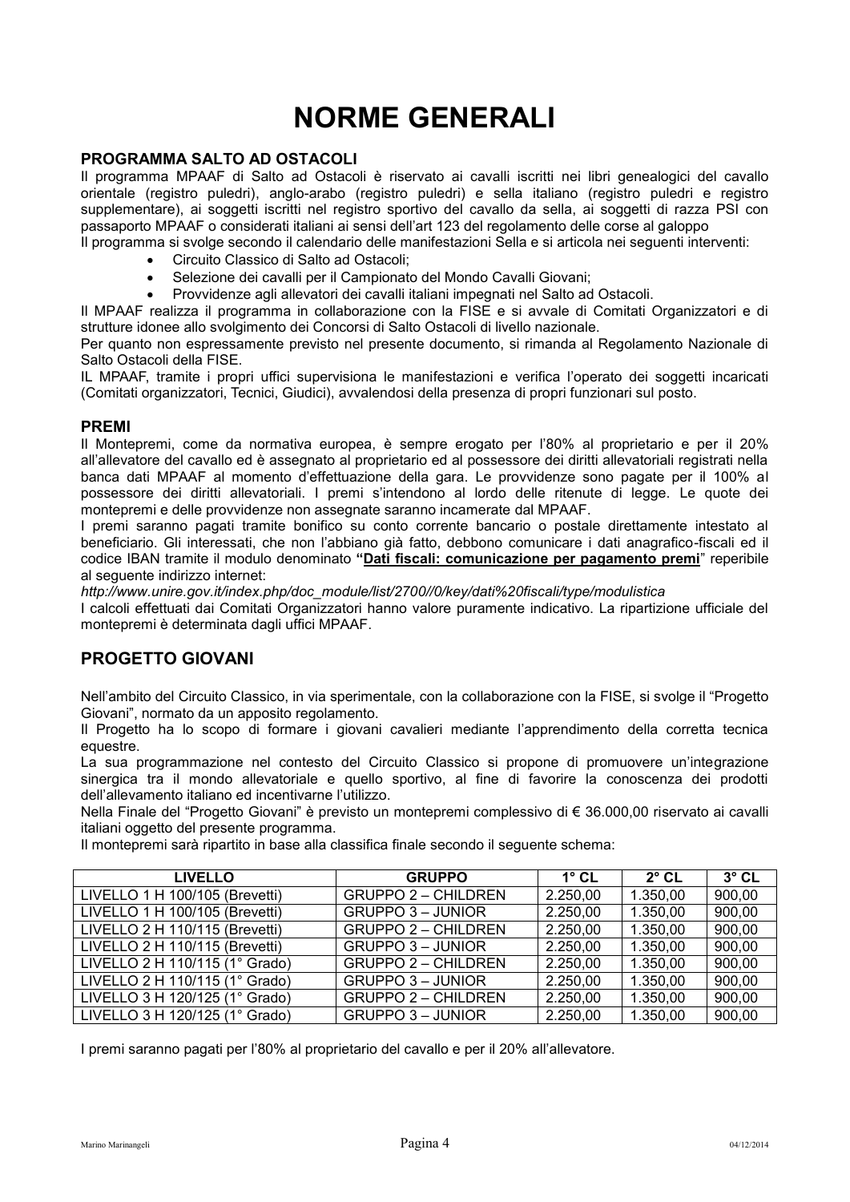# NORME GENERALI

### PROGRAMMA SALTO AD OSTACOLI

Il programma MPAAF di Salto ad Ostacoli è riservato ai cavalli iscritti nei libri genealogici del cavallo orientale (registro puledri), anglo-arabo (registro puledri) e sella italiano (registro puledri e registro supplementare), ai soggetti iscritti nel registro sportivo del cavallo da sella, ai soggetti di razza PSI con passaporto MPAAF o considerati italiani ai sensi dell'art 123 del regolamento delle corse al galoppo

Il programma si svolge secondo il calendario delle manifestazioni Sella e si articola nei seguenti interventi:

- Circuito Classico di Salto ad Ostacoli;
- Selezione dei cavalli per il Campionato del Mondo Cavalli Giovani;
- Provvidenze agli allevatori dei cavalli italiani impegnati nel Salto ad Ostacoli.

Il MPAAF realizza il programma in collaborazione con la FISE e si avvale di Comitati Organizzatori e di strutture idonee allo svolgimento dei Concorsi di Salto Ostacoli di livello nazionale.

Per quanto non espressamente previsto nel presente documento, si rimanda al Regolamento Nazionale di Salto Ostacoli della FISE.

IL MPAAF, tramite i propri uffici supervisiona le manifestazioni e verifica l'operato dei soggetti incaricati (Comitati organizzatori, Tecnici, Giudici), avvalendosi della presenza di propri funzionari sul posto.

### PREMI

Il Montepremi, come da normativa europea, è sempre erogato per l'80% al proprietario e per il 20% all'allevatore del cavallo ed è assegnato al proprietario ed al possessore dei diritti allevatoriali registrati nella banca dati MPAAF al momento d'effettuazione della gara. Le provvidenze sono pagate per il 100% al possessore dei diritti allevatoriali. I premi s'intendono al lordo delle ritenute di legge. Le quote dei montepremi e delle provvidenze non assegnate saranno incamerate dal MPAAF.

I premi saranno pagati tramite bonifico su conto corrente bancario o postale direttamente intestato al beneficiario. Gli interessati, che non l'abbiano già fatto, debbono comunicare i dati anagrafico-fiscali ed il codice IBAN tramite il modulo denominato **"Dati fiscali: comunicazione per pagamento premi"** reperibile al seguente indirizzo internet:

*http://www.unire.gov.it/index.php/doc_module/list/2700//0/key/dati%20fiscali/type/modulistica*

I calcoli effettuati dai Comitati Organizzatori hanno valore puramente indicativo. La ripartizione ufficiale del montepremi è determinata dagli uffici MPAAF.

## PROGETTO GIOVANI

Nell'ambito del Circuito Classico, in via sperimentale, con la collaborazione con la FISE, si svolge il "Progetto Giovani", normato da un apposito regolamento.

Il Progetto ha lo scopo di formare i giovani cavalieri mediante l'apprendimento della corretta tecnica equestre.

La sua programmazione nel contesto del Circuito Classico si propone di promuovere un'integrazione sinergica tra il mondo allevatoriale e quello sportivo, al fine di favorire la conoscenza dei prodotti dell'allevamento italiano ed incentivarne l'utilizzo.

Nella Finale del "Progetto Giovani" è previsto un montepremi complessivo di € 36.000,00 riservato ai cavalli italiani oggetto del presente programma.

Il montepremi sarà ripartito in base alla classifica finale secondo il seguente schema:

| LIVELLO | GRUPPO | 1° CL | 2° CL | 3° CL |
|---|---|---|---|---|
| LIVELLO 1 H 100/105 (Brevetti) | GRUPPO 2 – CHILDREN | 2.250,00 | 1.350,00 | 900,00 |
| LIVELLO 1 H 100/105 (Brevetti) | GRUPPO 3 – JUNIOR | 2.250,00 | 1.350,00 | 900,00 |
| LIVELLO 2 H 110/115 (Brevetti) | GRUPPO 2 – CHILDREN | 2.250,00 | 1.350,00 | 900,00 |
| LIVELLO 2 H 110/115 (Brevetti) | GRUPPO 3 – JUNIOR | 2.250,00 | 1.350,00 | 900,00 |
| LIVELLO 2 H 110/115 (1° Grado) | GRUPPO 2 – CHILDREN | 2.250,00 | 1.350,00 | 900,00 |
| LIVELLO 2 H 110/115 (1° Grado) | GRUPPO 3 – JUNIOR | 2.250,00 | 1.350,00 | 900,00 |
| LIVELLO 3 H 120/125 (1° Grado) | GRUPPO 2 – CHILDREN | 2.250,00 | 1.350,00 | 900,00 |
| LIVELLO 3 H 120/125 (1° Grado) | GRUPPO 3 – JUNIOR | 2.250,00 | 1.350,00 | 900,00 |

I premi saranno pagati per l'80% al proprietario del cavallo e per il 20% all'allevatore.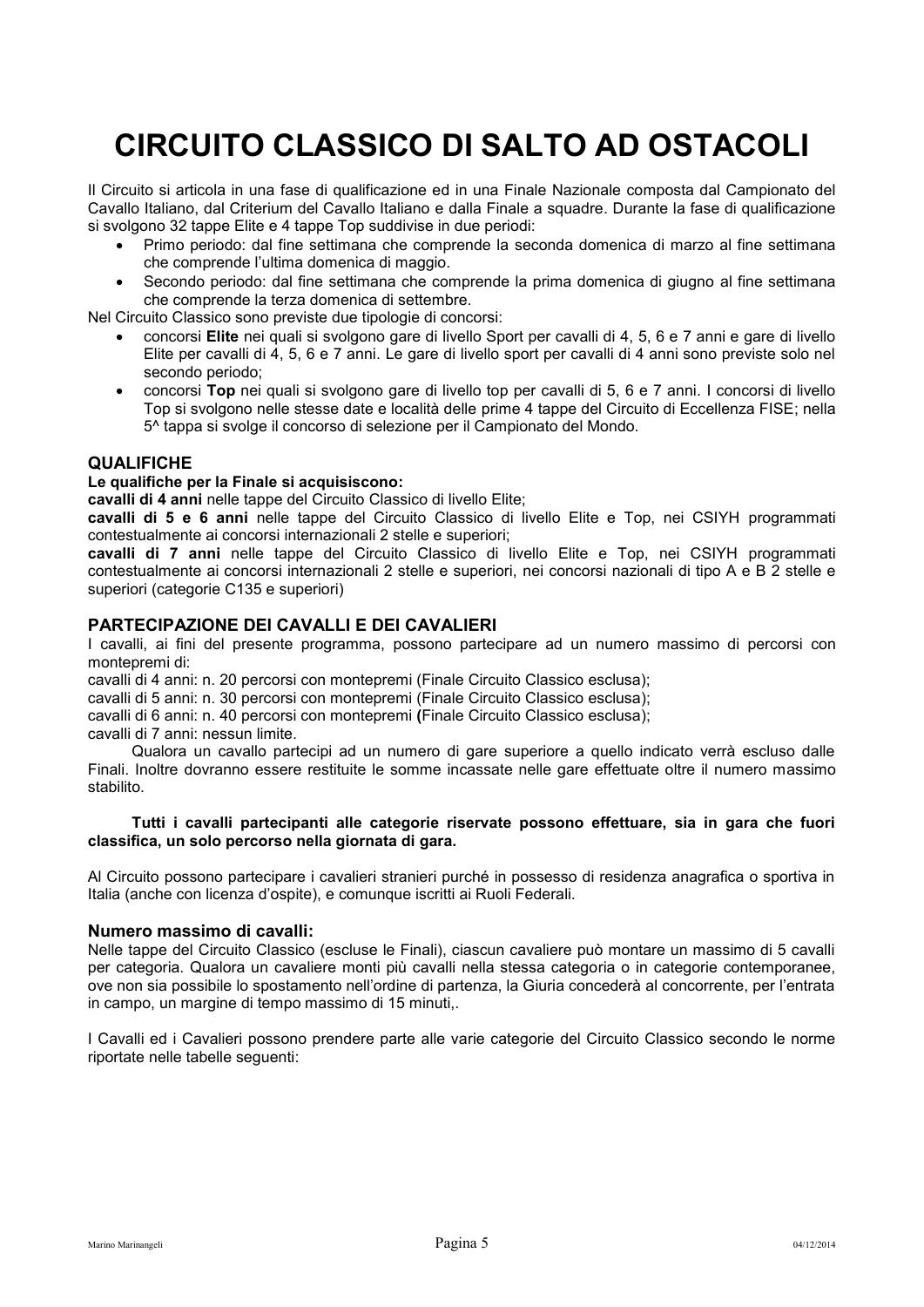# CIRCUITO CLASSICO DI SALTO AD OSTACOLI

Il Circuito si articola in una fase di qualificazione ed in una Finale Nazionale composta dal Campionato del Cavallo Italiano, dal Criterium del Cavallo Italiano e dalla Finale a squadre. Durante la fase di qualificazione si svolgono 32 tappe Elite e 4 tappe Top suddivise in due periodi:

- Primo periodo: dal fine settimana che comprende la seconda domenica di marzo al fine settimana che comprende l'ultima domenica di maggio.
- Secondo periodo: dal fine settimana che comprende la prima domenica di giugno al fine settimana che comprende la terza domenica di settembre.

Nel Circuito Classico sono previste due tipologie di concorsi:

- concorsi **Elite** nei quali si svolgono gare di livello Sport per cavalli di 4, 5, 6 e 7 anni e gare di livello Elite per cavalli di 4, 5, 6 e 7 anni. Le gare di livello sport per cavalli di 4 anni sono previste solo nel secondo periodo;
- concorsi **Top** nei quali si svolgono gare di livello top per cavalli di 5, 6 e 7 anni. I concorsi di livello Top si svolgono nelle stesse date e località delle prime 4 tappe del Circuito di Eccellenza FISE; nella 5^ tappa si svolge il concorso di selezione per il Campionato del Mondo.

## QUALIFICHE

**Le qualifiche per la Finale si acquisiscono:**

**cavalli di 4 anni** nelle tappe del Circuito Classico di livello Elite;

**cavalli di 5 e 6 anni** nelle tappe del Circuito Classico di livello Elite e Top, nei CSIYH programmati contestualmente ai concorsi internazionali 2 stelle e superiori;

**cavalli di 7 anni** nelle tappe del Circuito Classico di livello Elite e Top, nei CSIYH programmati contestualmente ai concorsi internazionali 2 stelle e superiori, nei concorsi nazionali di tipo A e B 2 stelle e superiori (categorie C135 e superiori)

## PARTECIPAZIONE DEI CAVALLI E DEI CAVALIERI

I cavalli, ai fini del presente programma, possono partecipare ad un numero massimo di percorsi con montepremi di:

cavalli di 4 anni: n. 20 percorsi con montepremi (Finale Circuito Classico esclusa);
cavalli di 5 anni: n. 30 percorsi con montepremi (Finale Circuito Classico esclusa);
cavalli di 6 anni: n. 40 percorsi con montepremi **(**Finale Circuito Classico esclusa);
cavalli di 7 anni: nessun limite.

Qualora un cavallo partecipi ad un numero di gare superiore a quello indicato verrà escluso dalle Finali. Inoltre dovranno essere restituite le somme incassate nelle gare effettuate oltre il numero massimo stabilito.

**Tutti i cavalli partecipanti alle categorie riservate possono effettuare, sia in gara che fuori classifica, un solo percorso nella giornata di gara.**

Al Circuito possono partecipare i cavalieri stranieri purché in possesso di residenza anagrafica o sportiva in Italia (anche con licenza d'ospite), e comunque iscritti ai Ruoli Federali.

### Numero massimo di cavalli:

Nelle tappe del Circuito Classico (escluse le Finali), ciascun cavaliere può montare un massimo di 5 cavalli per categoria. Qualora un cavaliere monti più cavalli nella stessa categoria o in categorie contemporanee, ove non sia possibile lo spostamento nell'ordine di partenza, la Giuria concederà al concorrente, per l'entrata in campo, un margine di tempo massimo di 15 minuti,.

I Cavalli ed i Cavalieri possono prendere parte alle varie categorie del Circuito Classico secondo le norme riportate nelle tabelle seguenti: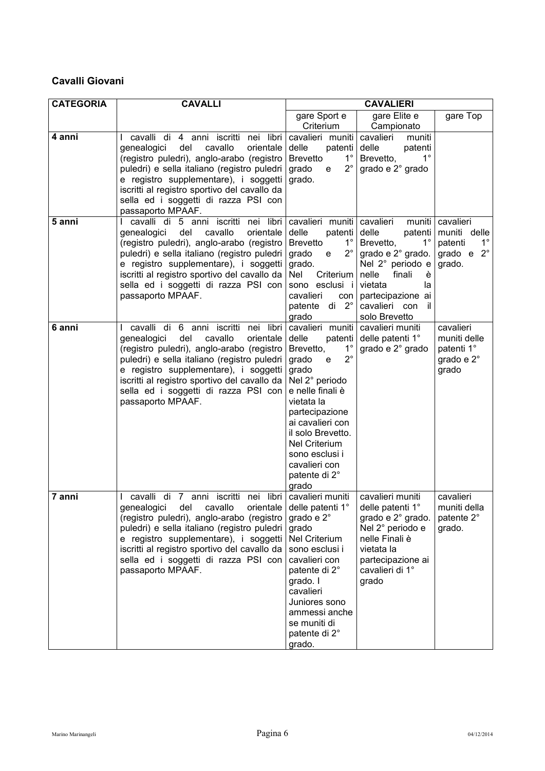**Cavalli Giovani**

| CATEGORIA | CAVALLI | CAVALIERI | | |
|---|---|---|---|---|
| | | gare Sport e Criterium | gare Elite e Campionato | gare Top |
| **4 anni** | I cavalli di 4 anni iscritti nei libri genealogici del cavallo orientale (registro puledri), anglo-arabo (registro puledri) e sella italiano (registro puledri e registro supplementare), i soggetti iscritti al registro sportivo del cavallo da sella ed i soggetti di razza PSI con passaporto MPAAF. | cavalieri muniti delle patenti Brevetto 1° grado e 2° grado. | cavalieri muniti delle patenti Brevetto, 1° grado e 2° grado | |
| **5 anni** | I cavalli di 5 anni iscritti nei libri genealogici del cavallo orientale (registro puledri), anglo-arabo (registro puledri) e sella italiano (registro puledri e registro supplementare), i soggetti iscritti al registro sportivo del cavallo da sella ed i soggetti di razza PSI con passaporto MPAAF. | cavalieri muniti delle patenti Brevetto 1° grado e 2° grado. Nel Criterium sono esclusi i cavalieri con patente di 2° grado | cavalieri muniti delle patenti Brevetto, 1° grado e 2° grado. Nel 2° periodo e nelle finali è vietata la partecipazione ai cavalieri con il solo Brevetto | cavalieri muniti delle patenti 1° grado e 2° grado. |
| **6 anni** | I cavalli di 6 anni iscritti nei libri genealogici del cavallo orientale (registro puledri), anglo-arabo (registro puledri) e sella italiano (registro puledri e registro supplementare), i soggetti iscritti al registro sportivo del cavallo da sella ed i soggetti di razza PSI con passaporto MPAAF. | cavalieri muniti delle patenti Brevetto, 1° grado e 2° grado Nel 2° periodo e nelle finali è vietata la partecipazione ai cavalieri con il solo Brevetto. Nel Criterium sono esclusi i cavalieri con patente di 2° grado | cavalieri muniti delle patenti 1° grado e 2° grado | cavalieri muniti delle patenti 1° grado e 2° grado |
| **7 anni** | I cavalli di 7 anni iscritti nei libri genealogici del cavallo orientale (registro puledri), anglo-arabo (registro puledri) e sella italiano (registro puledri e registro supplementare), i soggetti iscritti al registro sportivo del cavallo da sella ed i soggetti di razza PSI con passaporto MPAAF. | cavalieri muniti delle patenti 1° grado e 2° grado Nel Criterium sono esclusi i cavalieri con patente di 2° grado. I cavalieri Juniores sono ammessi anche se muniti di patente di 2° grado. | cavalieri muniti delle patenti 1° grado e 2° grado. Nel 2° periodo e nelle Finali è vietata la partecipazione ai cavalieri di 1° grado | cavalieri muniti della patente 2° grado. |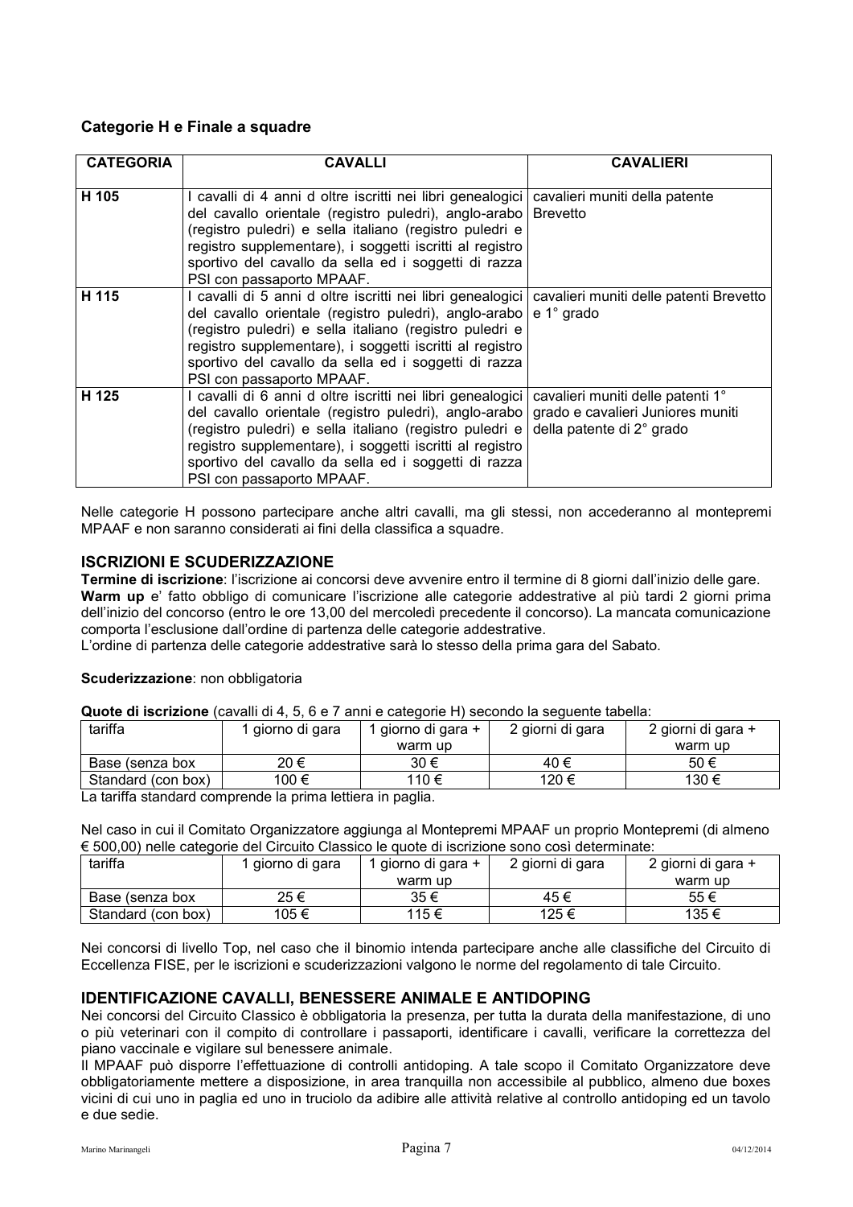### Categorie H e Finale a squadre

| CATEGORIA | CAVALLI | CAVALIERI |
|---|---|---|
| H 105 | I cavalli di 4 anni d oltre iscritti nei libri genealogici del cavallo orientale (registro puledri), anglo-arabo (registro puledri) e sella italiano (registro puledri e registro supplementare), i soggetti iscritti al registro sportivo del cavallo da sella ed i soggetti di razza PSI con passaporto MPAAF. | cavalieri muniti della patente Brevetto |
| H 115 | I cavalli di 5 anni d oltre iscritti nei libri genealogici del cavallo orientale (registro puledri), anglo-arabo (registro puledri) e sella italiano (registro puledri e registro supplementare), i soggetti iscritti al registro sportivo del cavallo da sella ed i soggetti di razza PSI con passaporto MPAAF. | cavalieri muniti delle patenti Brevetto e 1° grado |
| H 125 | I cavalli di 6 anni d oltre iscritti nei libri genealogici del cavallo orientale (registro puledri), anglo-arabo (registro puledri) e sella italiano (registro puledri e registro supplementare), i soggetti iscritti al registro sportivo del cavallo da sella ed i soggetti di razza PSI con passaporto MPAAF. | cavalieri muniti delle patenti 1° grado e cavalieri Juniores muniti della patente di 2° grado |

Nelle categorie H possono partecipare anche altri cavalli, ma gli stessi, non accederanno al montepremi MPAAF e non saranno considerati ai fini della classifica a squadre.

## ISCRIZIONI E SCUDERIZZAZIONE

**Termine di iscrizione**: l'iscrizione ai concorsi deve avvenire entro il termine di 8 giorni dall'inizio delle gare.
**Warm up** e' fatto obbligo di comunicare l'iscrizione alle categorie addestrative al più tardi 2 giorni prima dell'inizio del concorso (entro le ore 13,00 del mercoledì precedente il concorso). La mancata comunicazione comporta l'esclusione dall'ordine di partenza delle categorie addestrative.
L'ordine di partenza delle categorie addestrative sarà lo stesso della prima gara del Sabato.

**Scuderizzazione**: non obbligatoria

**Quote di iscrizione** (cavalli di 4, 5, 6 e 7 anni e categorie H) secondo la seguente tabella:

| tariffa | 1 giorno di gara | 1 giorno di gara + warm up | 2 giorni di gara | 2 giorni di gara + warm up |
|---|---|---|---|---|
| Base (senza box | 20 € | 30 € | 40 € | 50 € |
| Standard (con box) | 100 € | 110 € | 120 € | 130 € |

La tariffa standard comprende la prima lettiera in paglia.

Nel caso in cui il Comitato Organizzatore aggiunga al Montepremi MPAAF un proprio Montepremi (di almeno € 500,00) nelle categorie del Circuito Classico le quote di iscrizione sono così determinate:

| tariffa | 1 giorno di gara | 1 giorno di gara + warm up | 2 giorni di gara | 2 giorni di gara + warm up |
|---|---|---|---|---|
| Base (senza box | 25 € | 35 € | 45 € | 55 € |
| Standard (con box) | 105 € | 115 € | 125 € | 135 € |

Nei concorsi di livello Top, nel caso che il binomio intenda partecipare anche alle classifiche del Circuito di Eccellenza FISE, per le iscrizioni e scuderizzazioni valgono le norme del regolamento di tale Circuito.

## IDENTIFICAZIONE CAVALLI, BENESSERE ANIMALE E ANTIDOPING

Nei concorsi del Circuito Classico è obbligatoria la presenza, per tutta la durata della manifestazione, di uno o più veterinari con il compito di controllare i passaporti, identificare i cavalli, verificare la correttezza del piano vaccinale e vigilare sul benessere animale.
Il MPAAF può disporre l'effettuazione di controlli antidoping. A tale scopo il Comitato Organizzatore deve obbligatoriamente mettere a disposizione, in area tranquilla non accessibile al pubblico, almeno due boxes vicini di cui uno in paglia ed uno in truciolo da adibire alle attività relative al controllo antidoping ed un tavolo e due sedie.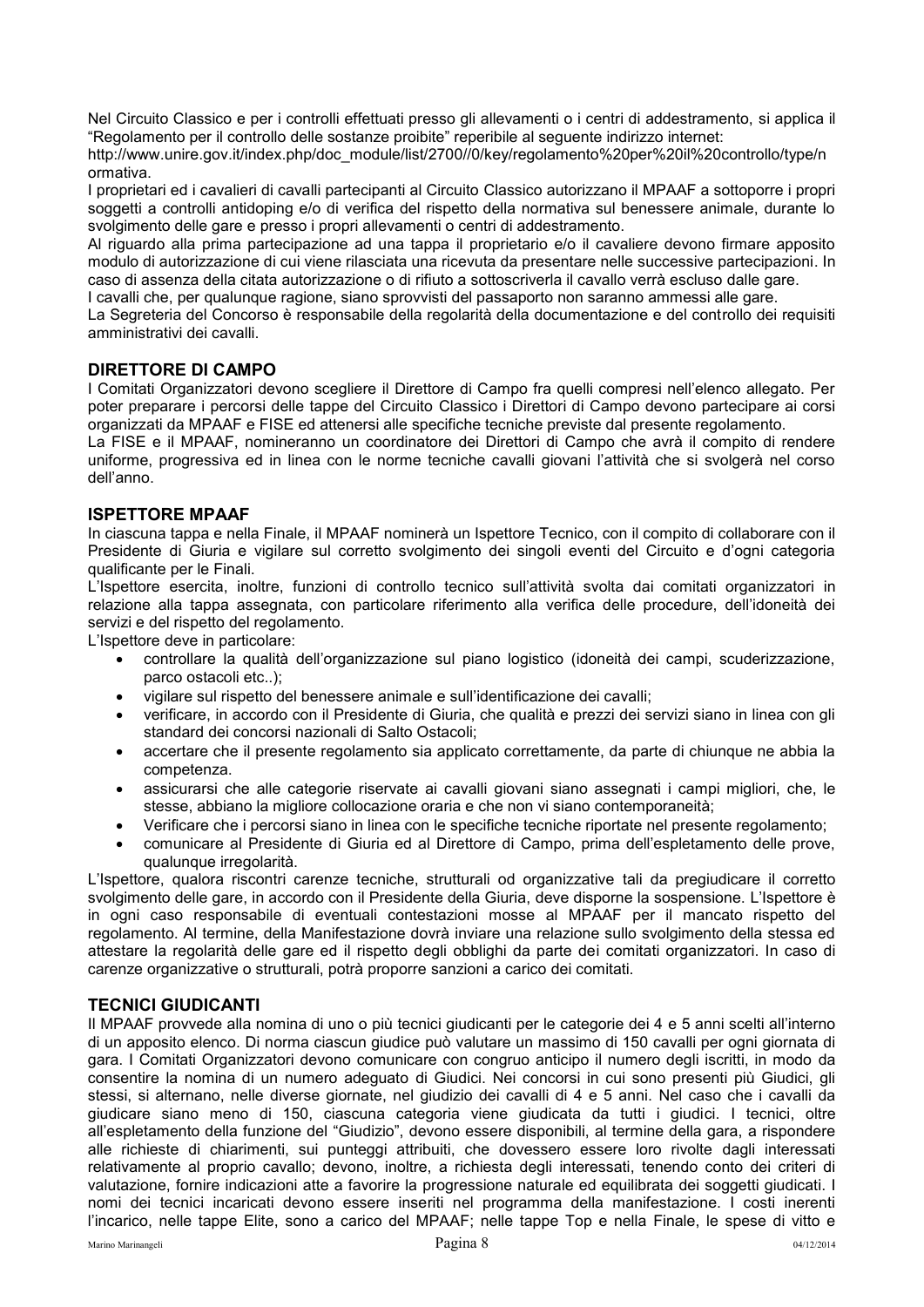Nel Circuito Classico e per i controlli effettuati presso gli allevamenti o i centri di addestramento, si applica il "Regolamento per il controllo delle sostanze proibite" reperibile al seguente indirizzo internet: http://www.unire.gov.it/index.php/doc_module/list/2700//0/key/regolamento%20per%20il%20controllo/type/normativa.

I proprietari ed i cavalieri di cavalli partecipanti al Circuito Classico autorizzano il MPAAF a sottoporre i propri soggetti a controlli antidoping e/o di verifica del rispetto della normativa sul benessere animale, durante lo svolgimento delle gare e presso i propri allevamenti o centri di addestramento.

Al riguardo alla prima partecipazione ad una tappa il proprietario e/o il cavaliere devono firmare apposito modulo di autorizzazione di cui viene rilasciata una ricevuta da presentare nelle successive partecipazioni. In caso di assenza della citata autorizzazione o di rifiuto a sottoscriverla il cavallo verrà escluso dalle gare.

I cavalli che, per qualunque ragione, siano sprovvisti del passaporto non saranno ammessi alle gare.

La Segreteria del Concorso è responsabile della regolarità della documentazione e del controllo dei requisiti amministrativi dei cavalli.

## DIRETTORE DI CAMPO

I Comitati Organizzatori devono scegliere il Direttore di Campo fra quelli compresi nell'elenco allegato. Per poter preparare i percorsi delle tappe del Circuito Classico i Direttori di Campo devono partecipare ai corsi organizzati da MPAAF e FISE ed attenersi alle specifiche tecniche previste dal presente regolamento.

La FISE e il MPAAF, nomineranno un coordinatore dei Direttori di Campo che avrà il compito di rendere uniforme, progressiva ed in linea con le norme tecniche cavalli giovani l'attività che si svolgerà nel corso dell'anno.

## ISPETTORE MPAAF

In ciascuna tappa e nella Finale, il MPAAF nominerà un Ispettore Tecnico, con il compito di collaborare con il Presidente di Giuria e vigilare sul corretto svolgimento dei singoli eventi del Circuito e d'ogni categoria qualificante per le Finali.

L'Ispettore esercita, inoltre, funzioni di controllo tecnico sull'attività svolta dai comitati organizzatori in relazione alla tappa assegnata, con particolare riferimento alla verifica delle procedure, dell'idoneità dei servizi e del rispetto del regolamento.

L'Ispettore deve in particolare:

- controllare la qualità dell'organizzazione sul piano logistico (idoneità dei campi, scuderizzazione, parco ostacoli etc..);
- vigilare sul rispetto del benessere animale e sull'identificazione dei cavalli;
- verificare, in accordo con il Presidente di Giuria, che qualità e prezzi dei servizi siano in linea con gli standard dei concorsi nazionali di Salto Ostacoli;
- accertare che il presente regolamento sia applicato correttamente, da parte di chiunque ne abbia la competenza.
- assicurarsi che alle categorie riservate ai cavalli giovani siano assegnati i campi migliori, che, le stesse, abbiano la migliore collocazione oraria e che non vi siano contemporaneità;
- Verificare che i percorsi siano in linea con le specifiche tecniche riportate nel presente regolamento;
- comunicare al Presidente di Giuria ed al Direttore di Campo, prima dell'espletamento delle prove, qualunque irregolarità.

L'Ispettore, qualora riscontri carenze tecniche, strutturali od organizzative tali da pregiudicare il corretto svolgimento delle gare, in accordo con il Presidente della Giuria, deve disporne la sospensione. L'Ispettore è in ogni caso responsabile di eventuali contestazioni mosse al MPAAF per il mancato rispetto del regolamento. Al termine, della Manifestazione dovrà inviare una relazione sullo svolgimento della stessa ed attestare la regolarità delle gare ed il rispetto degli obblighi da parte dei comitati organizzatori. In caso di carenze organizzative o strutturali, potrà proporre sanzioni a carico dei comitati.

## TECNICI GIUDICANTI

Il MPAAF provvede alla nomina di uno o più tecnici giudicanti per le categorie dei 4 e 5 anni scelti all'interno di un apposito elenco. Di norma ciascun giudice può valutare un massimo di 150 cavalli per ogni giornata di gara. I Comitati Organizzatori devono comunicare con congruo anticipo il numero degli iscritti, in modo da consentire la nomina di un numero adeguato di Giudici. Nei concorsi in cui sono presenti più Giudici, gli stessi, si alternano, nelle diverse giornate, nel giudizio dei cavalli di 4 e 5 anni. Nel caso che i cavalli da giudicare siano meno di 150, ciascuna categoria viene giudicata da tutti i giudici. I tecnici, oltre all'espletamento della funzione del "Giudizio", devono essere disponibili, al termine della gara, a rispondere alle richieste di chiarimenti, sui punteggi attribuiti, che dovessero essere loro rivolte dagli interessati relativamente al proprio cavallo; devono, inoltre, a richiesta degli interessati, tenendo conto dei criteri di valutazione, fornire indicazioni atte a favorire la progressione naturale ed equilibrata dei soggetti giudicati. I nomi dei tecnici incaricati devono essere inseriti nel programma della manifestazione. I costi inerenti l'incarico, nelle tappe Elite, sono a carico del MPAAF; nelle tappe Top e nella Finale, le spese di vitto e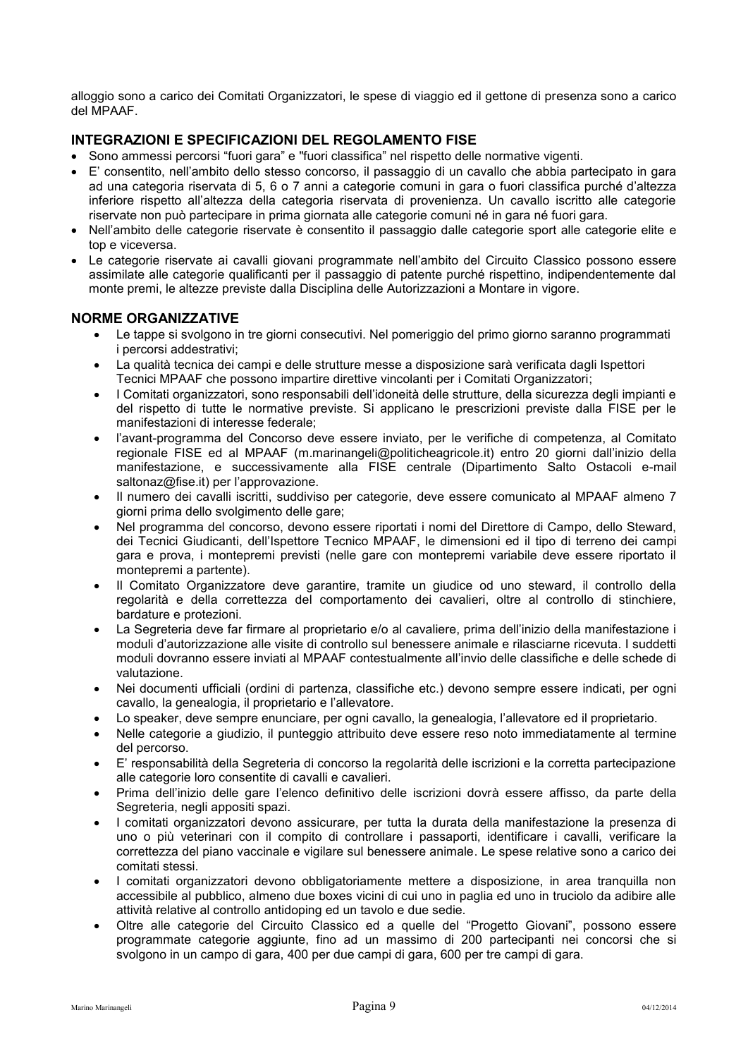alloggio sono a carico dei Comitati Organizzatori, le spese di viaggio ed il gettone di presenza sono a carico del MPAAF.

## INTEGRAZIONI E SPECIFICAZIONI DEL REGOLAMENTO FISE

- Sono ammessi percorsi “fuori gara” e "fuori classifica” nel rispetto delle normative vigenti.
- E’ consentito, nell’ambito dello stesso concorso, il passaggio di un cavallo che abbia partecipato in gara ad una categoria riservata di 5, 6 o 7 anni a categorie comuni in gara o fuori classifica purché d’altezza inferiore rispetto all’altezza della categoria riservata di provenienza. Un cavallo iscritto alle categorie riservate non può partecipare in prima giornata alle categorie comuni né in gara né fuori gara.
- Nell’ambito delle categorie riservate è consentito il passaggio dalle categorie sport alle categorie elite e top e viceversa.
- Le categorie riservate ai cavalli giovani programmate nell’ambito del Circuito Classico possono essere assimilate alle categorie qualificanti per il passaggio di patente purché rispettino, indipendentemente dal monte premi, le altezze previste dalla Disciplina delle Autorizzazioni a Montare in vigore.

## NORME ORGANIZZATIVE

- Le tappe si svolgono in tre giorni consecutivi. Nel pomeriggio del primo giorno saranno programmati i percorsi addestrativi;
- La qualità tecnica dei campi e delle strutture messe a disposizione sarà verificata dagli Ispettori Tecnici MPAAF che possono impartire direttive vincolanti per i Comitati Organizzatori;
- I Comitati organizzatori, sono responsabili dell’idoneità delle strutture, della sicurezza degli impianti e del rispetto di tutte le normative previste. Si applicano le prescrizioni previste dalla FISE per le manifestazioni di interesse federale;
- l’avant-programma del Concorso deve essere inviato, per le verifiche di competenza, al Comitato regionale FISE ed al MPAAF (m.marinangeli@politicheagricole.it) entro 20 giorni dall’inizio della manifestazione, e successivamente alla FISE centrale (Dipartimento Salto Ostacoli e-mail saltonaz@fise.it) per l’approvazione.
- Il numero dei cavalli iscritti, suddiviso per categorie, deve essere comunicato al MPAAF almeno 7 giorni prima dello svolgimento delle gare;
- Nel programma del concorso, devono essere riportati i nomi del Direttore di Campo, dello Steward, dei Tecnici Giudicanti, dell’Ispettore Tecnico MPAAF, le dimensioni ed il tipo di terreno dei campi gara e prova, i montepremi previsti (nelle gare con montepremi variabile deve essere riportato il montepremi a partente).
- Il Comitato Organizzatore deve garantire, tramite un giudice od uno steward, il controllo della regolarità e della correttezza del comportamento dei cavalieri, oltre al controllo di stinchiere, bardature e protezioni.
- La Segreteria deve far firmare al proprietario e/o al cavaliere, prima dell’inizio della manifestazione i moduli d’autorizzazione alle visite di controllo sul benessere animale e rilasciarne ricevuta. I suddetti moduli dovranno essere inviati al MPAAF contestualmente all’invio delle classifiche e delle schede di valutazione.
- Nei documenti ufficiali (ordini di partenza, classifiche etc.) devono sempre essere indicati, per ogni cavallo, la genealogia, il proprietario e l’allevatore.
- Lo speaker, deve sempre enunciare, per ogni cavallo, la genealogia, l’allevatore ed il proprietario.
- Nelle categorie a giudizio, il punteggio attribuito deve essere reso noto immediatamente al termine del percorso.
- E’ responsabilità della Segreteria di concorso la regolarità delle iscrizioni e la corretta partecipazione alle categorie loro consentite di cavalli e cavalieri.
- Prima dell’inizio delle gare l’elenco definitivo delle iscrizioni dovrà essere affisso, da parte della Segreteria, negli appositi spazi.
- I comitati organizzatori devono assicurare, per tutta la durata della manifestazione la presenza di uno o più veterinari con il compito di controllare i passaporti, identificare i cavalli, verificare la correttezza del piano vaccinale e vigilare sul benessere animale. Le spese relative sono a carico dei comitati stessi.
- I comitati organizzatori devono obbligatoriamente mettere a disposizione, in area tranquilla non accessibile al pubblico, almeno due boxes vicini di cui uno in paglia ed uno in truciolo da adibire alle attività relative al controllo antidoping ed un tavolo e due sedie.
- Oltre alle categorie del Circuito Classico ed a quelle del “Progetto Giovani”, possono essere programmate categorie aggiunte, fino ad un massimo di 200 partecipanti nei concorsi che si svolgono in un campo di gara, 400 per due campi di gara, 600 per tre campi di gara.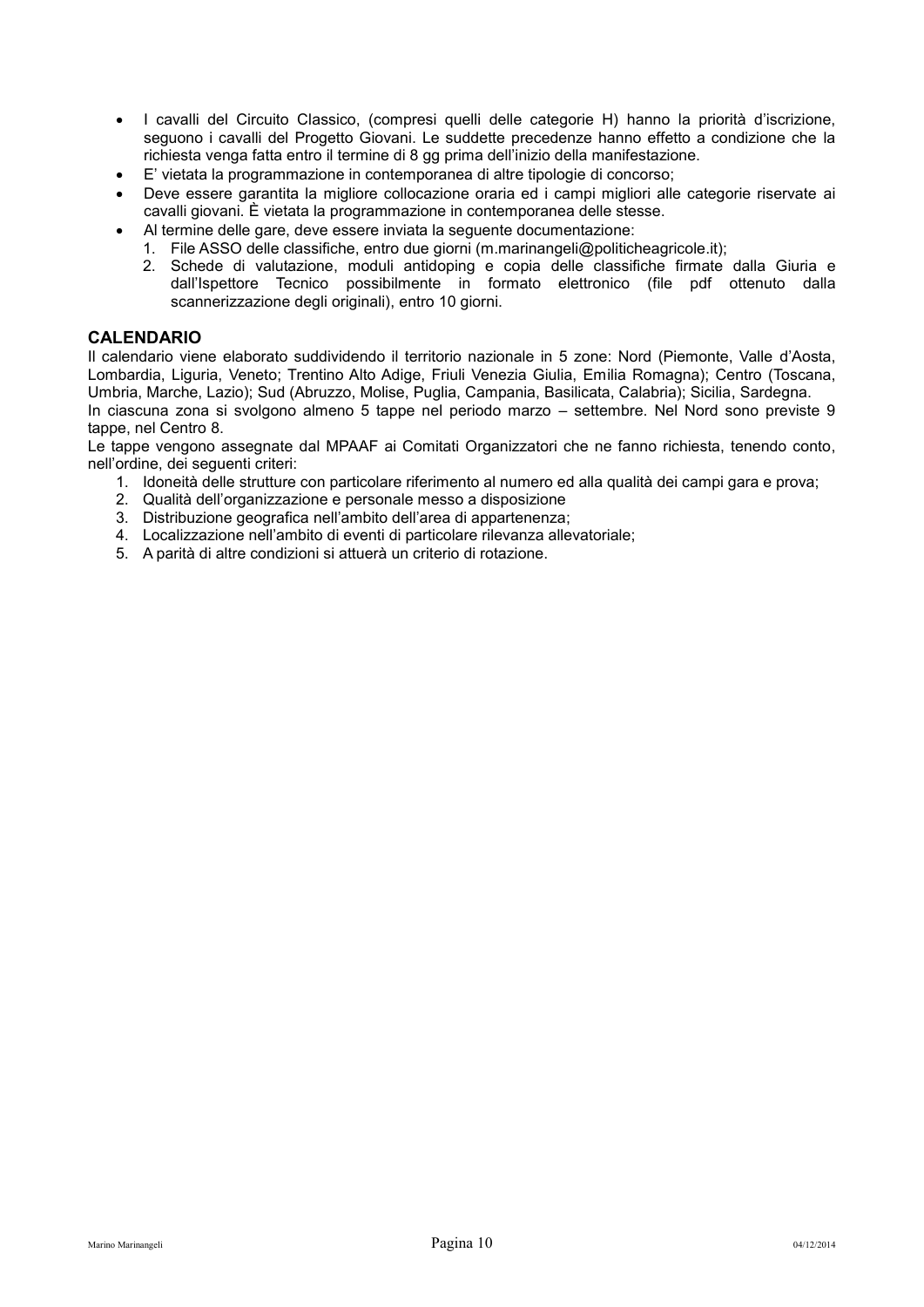- I cavalli del Circuito Classico, (compresi quelli delle categorie H) hanno la priorità d'iscrizione, seguono i cavalli del Progetto Giovani. Le suddette precedenze hanno effetto a condizione che la richiesta venga fatta entro il termine di 8 gg prima dell'inizio della manifestazione.
- E' vietata la programmazione in contemporanea di altre tipologie di concorso;
- Deve essere garantita la migliore collocazione oraria ed i campi migliori alle categorie riservate ai cavalli giovani. È vietata la programmazione in contemporanea delle stesse.
- Al termine delle gare, deve essere inviata la seguente documentazione:
  1. File ASSO delle classifiche, entro due giorni (m.marinangeli@politicheagricole.it);
  2. Schede di valutazione, moduli antidoping e copia delle classifiche firmate dalla Giuria e dall'Ispettore Tecnico possibilmente in formato elettronico (file pdf ottenuto dalla scannerizzazione degli originali), entro 10 giorni.

## CALENDARIO

Il calendario viene elaborato suddividendo il territorio nazionale in 5 zone: Nord (Piemonte, Valle d'Aosta, Lombardia, Liguria, Veneto; Trentino Alto Adige, Friuli Venezia Giulia, Emilia Romagna); Centro (Toscana, Umbria, Marche, Lazio); Sud (Abruzzo, Molise, Puglia, Campania, Basilicata, Calabria); Sicilia, Sardegna.

In ciascuna zona si svolgono almeno 5 tappe nel periodo marzo – settembre. Nel Nord sono previste 9 tappe, nel Centro 8.

Le tappe vengono assegnate dal MPAAF ai Comitati Organizzatori che ne fanno richiesta, tenendo conto, nell'ordine, dei seguenti criteri:

1. Idoneità delle strutture con particolare riferimento al numero ed alla qualità dei campi gara e prova;
2. Qualità dell'organizzazione e personale messo a disposizione
3. Distribuzione geografica nell'ambito dell'area di appartenenza;
4. Localizzazione nell'ambito di eventi di particolare rilevanza allevatoriale;
5. A parità di altre condizioni si attuerà un criterio di rotazione.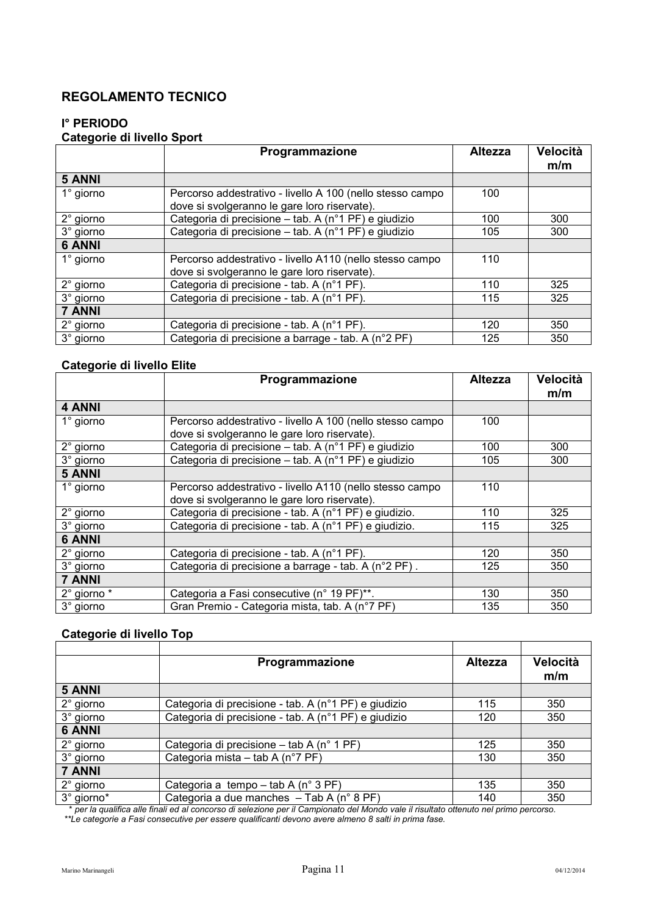## REGOLAMENTO TECNICO

### I° PERIODO

**Categorie di livello Sport**

| | Programmazione | Altezza | Velocità m/m |
|---|---|---|---|
| **5 ANNI** | | | |
| 1° giorno | Percorso addestrativo - livello A 100 (nello stesso campo dove si svolgeranno le gare loro riservate). | 100 | |
| 2° giorno | Categoria di precisione – tab. A (n°1 PF) e giudizio | 100 | 300 |
| 3° giorno | Categoria di precisione – tab. A (n°1 PF) e giudizio | 105 | 300 |
| **6 ANNI** | | | |
| 1° giorno | Percorso addestrativo - livello A110 (nello stesso campo dove si svolgeranno le gare loro riservate). | 110 | |
| 2° giorno | Categoria di precisione - tab. A (n°1 PF). | 110 | 325 |
| 3° giorno | Categoria di precisione - tab. A (n°1 PF). | 115 | 325 |
| **7 ANNI** | | | |
| 2° giorno | Categoria di precisione - tab. A (n°1 PF). | 120 | 350 |
| 3° giorno | Categoria di precisione a barrage - tab. A (n°2 PF) | 125 | 350 |

**Categorie di livello Elite**

| | Programmazione | Altezza | Velocità m/m |
|---|---|---|---|
| **4 ANNI** | | | |
| 1° giorno | Percorso addestrativo - livello A 100 (nello stesso campo dove si svolgeranno le gare loro riservate). | 100 | |
| 2° giorno | Categoria di precisione – tab. A (n°1 PF) e giudizio | 100 | 300 |
| 3° giorno | Categoria di precisione – tab. A (n°1 PF) e giudizio | 105 | 300 |
| **5 ANNI** | | | |
| 1° giorno | Percorso addestrativo - livello A110 (nello stesso campo dove si svolgeranno le gare loro riservate). | 110 | |
| 2° giorno | Categoria di precisione - tab. A (n°1 PF) e giudizio. | 110 | 325 |
| 3° giorno | Categoria di precisione - tab. A (n°1 PF) e giudizio. | 115 | 325 |
| **6 ANNI** | | | |
| 2° giorno | Categoria di precisione - tab. A (n°1 PF). | 120 | 350 |
| 3° giorno | Categoria di precisione a barrage - tab. A (n°2 PF) . | 125 | 350 |
| **7 ANNI** | | | |
| 2° giorno * | Categoria a Fasi consecutive (n° 19 PF)**. | 130 | 350 |
| 3° giorno | Gran Premio - Categoria mista, tab. A (n°7 PF) | 135 | 350 |

**Categorie di livello Top**

| | Programmazione | Altezza | Velocità m/m |
|---|---|---|---|
| **5 ANNI** | | | |
| 2° giorno | Categoria di precisione - tab. A (n°1 PF) e giudizio | 115 | 350 |
| 3° giorno | Categoria di precisione - tab. A (n°1 PF) e giudizio | 120 | 350 |
| **6 ANNI** | | | |
| 2° giorno | Categoria di precisione – tab A (n° 1 PF) | 125 | 350 |
| 3° giorno | Categoria mista – tab A (n°7 PF) | 130 | 350 |
| **7 ANNI** | | | |
| 2° giorno | Categoria a tempo – tab A (n° 3 PF) | 135 | 350 |
| 3° giorno* | Categoria a due manches – Tab A (n° 8 PF) | 140 | 350 |

*\* per la qualifica alle finali ed al concorso di selezione per il Campionato del Mondo vale il risultato ottenuto nel primo percorso.*

*\*\*Le categorie a Fasi consecutive per essere qualificanti devono avere almeno 8 salti in prima fase.*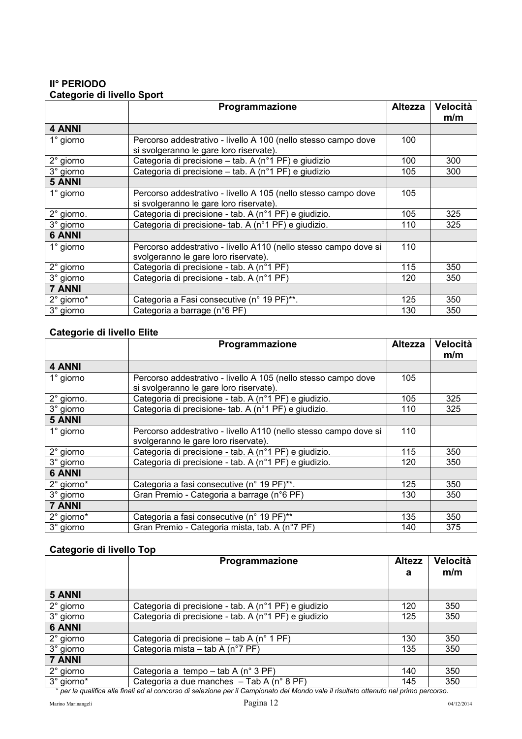**II° PERIODO**

**Categorie di livello Sport**

| | Programmazione | Altezza | Velocità m/m |
|---|---|---|---|
| **4 ANNI** | | | |
| 1° giorno | Percorso addestrativo - livello A 100 (nello stesso campo dove si svolgeranno le gare loro riservate). | 100 | |
| 2° giorno | Categoria di precisione – tab. A (n°1 PF) e giudizio | 100 | 300 |
| 3° giorno | Categoria di precisione – tab. A (n°1 PF) e giudizio | 105 | 300 |
| **5 ANNI** | | | |
| 1° giorno | Percorso addestrativo - livello A 105 (nello stesso campo dove si svolgeranno le gare loro riservate). | 105 | |
| 2° giorno. | Categoria di precisione - tab. A (n°1 PF) e giudizio. | 105 | 325 |
| 3° giorno | Categoria di precisione- tab. A (n°1 PF) e giudizio. | 110 | 325 |
| **6 ANNI** | | | |
| 1° giorno | Percorso addestrativo - livello A110 (nello stesso campo dove si svolgeranno le gare loro riservate). | 110 | |
| 2° giorno | Categoria di precisione - tab. A (n°1 PF) | 115 | 350 |
| 3° giorno | Categoria di precisione - tab. A (n°1 PF) | 120 | 350 |
| **7 ANNI** | | | |
| 2° giorno* | Categoria a Fasi consecutive (n° 19 PF)**. | 125 | 350 |
| 3° giorno | Categoria a barrage (n°6 PF) | 130 | 350 |

**Categorie di livello Elite**

| | Programmazione | Altezza | Velocità m/m |
|---|---|---|---|
| **4 ANNI** | | | |
| 1° giorno | Percorso addestrativo - livello A 105 (nello stesso campo dove si svolgeranno le gare loro riservate). | 105 | |
| 2° giorno. | Categoria di precisione - tab. A (n°1 PF) e giudizio. | 105 | 325 |
| 3° giorno | Categoria di precisione- tab. A (n°1 PF) e giudizio. | 110 | 325 |
| **5 ANNI** | | | |
| 1° giorno | Percorso addestrativo - livello A110 (nello stesso campo dove si svolgeranno le gare loro riservate). | 110 | |
| 2° giorno | Categoria di precisione - tab. A (n°1 PF) e giudizio. | 115 | 350 |
| 3° giorno | Categoria di precisione - tab. A (n°1 PF) e giudizio. | 120 | 350 |
| **6 ANNI** | | | |
| 2° giorno* | Categoria a fasi consecutive (n° 19 PF)**. | 125 | 350 |
| 3° giorno | Gran Premio - Categoria a barrage (n°6 PF) | 130 | 350 |
| **7 ANNI** | | | |
| 2° giorno* | Categoria a fasi consecutive (n° 19 PF)** | 135 | 350 |
| 3° giorno | Gran Premio - Categoria mista, tab. A (n°7 PF) | 140 | 375 |

**Categorie di livello Top**

| | Programmazione | Altezza | Velocità m/m |
|---|---|---|---|
| **5 ANNI** | | | |
| 2° giorno | Categoria di precisione - tab. A (n°1 PF) e giudizio | 120 | 350 |
| 3° giorno | Categoria di precisione - tab. A (n°1 PF) e giudizio | 125 | 350 |
| **6 ANNI** | | | |
| 2° giorno | Categoria di precisione – tab A (n° 1 PF) | 130 | 350 |
| 3° giorno | Categoria mista – tab A (n°7 PF) | 135 | 350 |
| **7 ANNI** | | | |
| 2° giorno | Categoria a tempo – tab A (n° 3 PF) | 140 | 350 |
| 3° giorno* | Categoria a due manches – Tab A (n° 8 PF) | 145 | 350 |

*\* per la qualifica alle finali ed al concorso di selezione per il Campionato del Mondo vale il risultato ottenuto nel primo percorso.*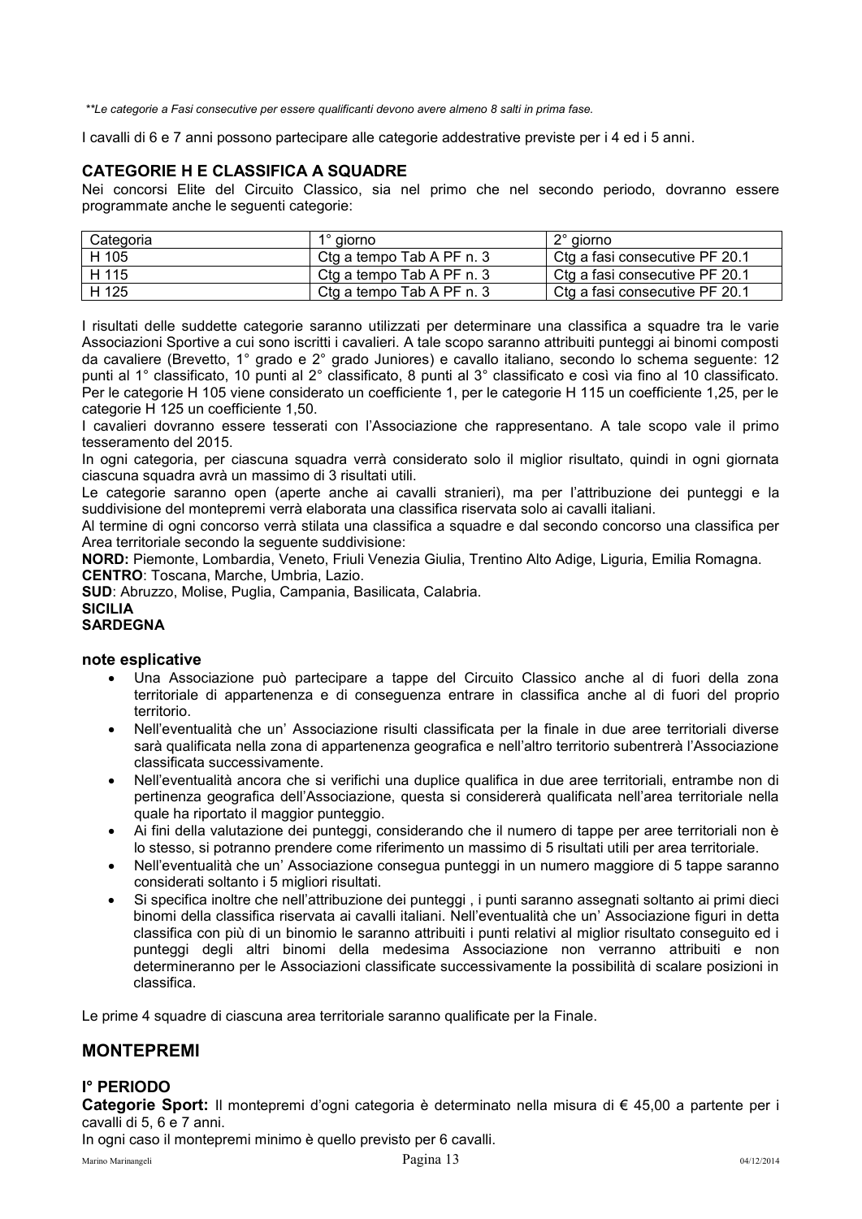*\*\*Le categorie a Fasi consecutive per essere qualificanti devono avere almeno 8 salti in prima fase.*

I cavalli di 6 e 7 anni possono partecipare alle categorie addestrative previste per i 4 ed i 5 anni.

### CATEGORIE H E CLASSIFICA A SQUADRE

Nei concorsi Elite del Circuito Classico, sia nel primo che nel secondo periodo, dovranno essere programmate anche le seguenti categorie:

| Categoria | 1° giorno | 2° giorno |
|---|---|---|
| H 105 | Ctg a tempo Tab A PF n. 3 | Ctg a fasi consecutive PF 20.1 |
| H 115 | Ctg a tempo Tab A PF n. 3 | Ctg a fasi consecutive PF 20.1 |
| H 125 | Ctg a tempo Tab A PF n. 3 | Ctg a fasi consecutive PF 20.1 |

I risultati delle suddette categorie saranno utilizzati per determinare una classifica a squadre tra le varie Associazioni Sportive a cui sono iscritti i cavalieri. A tale scopo saranno attribuiti punteggi ai binomi composti da cavaliere (Brevetto, 1° grado e 2° grado Juniores) e cavallo italiano, secondo lo schema seguente: 12 punti al 1° classificato, 10 punti al 2° classificato, 8 punti al 3° classificato e così via fino al 10 classificato. Per le categorie H 105 viene considerato un coefficiente 1, per le categorie H 115 un coefficiente 1,25, per le categorie H 125 un coefficiente 1,50.

I cavalieri dovranno essere tesserati con l'Associazione che rappresentano. A tale scopo vale il primo tesseramento del 2015.

In ogni categoria, per ciascuna squadra verrà considerato solo il miglior risultato, quindi in ogni giornata ciascuna squadra avrà un massimo di 3 risultati utili.

Le categorie saranno open (aperte anche ai cavalli stranieri), ma per l'attribuzione dei punteggi e la suddivisione del montepremi verrà elaborata una classifica riservata solo ai cavalli italiani.

Al termine di ogni concorso verrà stilata una classifica a squadre e dal secondo concorso una classifica per Area territoriale secondo la seguente suddivisione:

**NORD:** Piemonte, Lombardia, Veneto, Friuli Venezia Giulia, Trentino Alto Adige, Liguria, Emilia Romagna.
**CENTRO**: Toscana, Marche, Umbria, Lazio.
**SUD**: Abruzzo, Molise, Puglia, Campania, Basilicata, Calabria.
**SICILIA**
**SARDEGNA**

#### note esplicative

- Una Associazione può partecipare a tappe del Circuito Classico anche al di fuori della zona territoriale di appartenenza e di conseguenza entrare in classifica anche al di fuori del proprio territorio.
- Nell'eventualità che un' Associazione risulti classificata per la finale in due aree territoriali diverse sarà qualificata nella zona di appartenenza geografica e nell'altro territorio subentrerà l'Associazione classificata successivamente.
- Nell'eventualità ancora che si verifichi una duplice qualifica in due aree territoriali, entrambe non di pertinenza geografica dell'Associazione, questa si considererà qualificata nell'area territoriale nella quale ha riportato il maggior punteggio.
- Ai fini della valutazione dei punteggi, considerando che il numero di tappe per aree territoriali non è lo stesso, si potranno prendere come riferimento un massimo di 5 risultati utili per area territoriale.
- Nell'eventualità che un' Associazione consegua punteggi in un numero maggiore di 5 tappe saranno considerati soltanto i 5 migliori risultati.
- Si specifica inoltre che nell'attribuzione dei punteggi , i punti saranno assegnati soltanto ai primi dieci binomi della classifica riservata ai cavalli italiani. Nell'eventualità che un' Associazione figuri in detta classifica con più di un binomio le saranno attribuiti i punti relativi al miglior risultato conseguito ed i punteggi degli altri binomi della medesima Associazione non verranno attribuiti e non determineranno per le Associazioni classificate successivamente la possibilità di scalare posizioni in classifica.

Le prime 4 squadre di ciascuna area territoriale saranno qualificate per la Finale.

## MONTEPREMI

### I° PERIODO

**Categorie Sport:** Il montepremi d'ogni categoria è determinato nella misura di € 45,00 a partente per i cavalli di 5, 6 e 7 anni.

In ogni caso il montepremi minimo è quello previsto per 6 cavalli.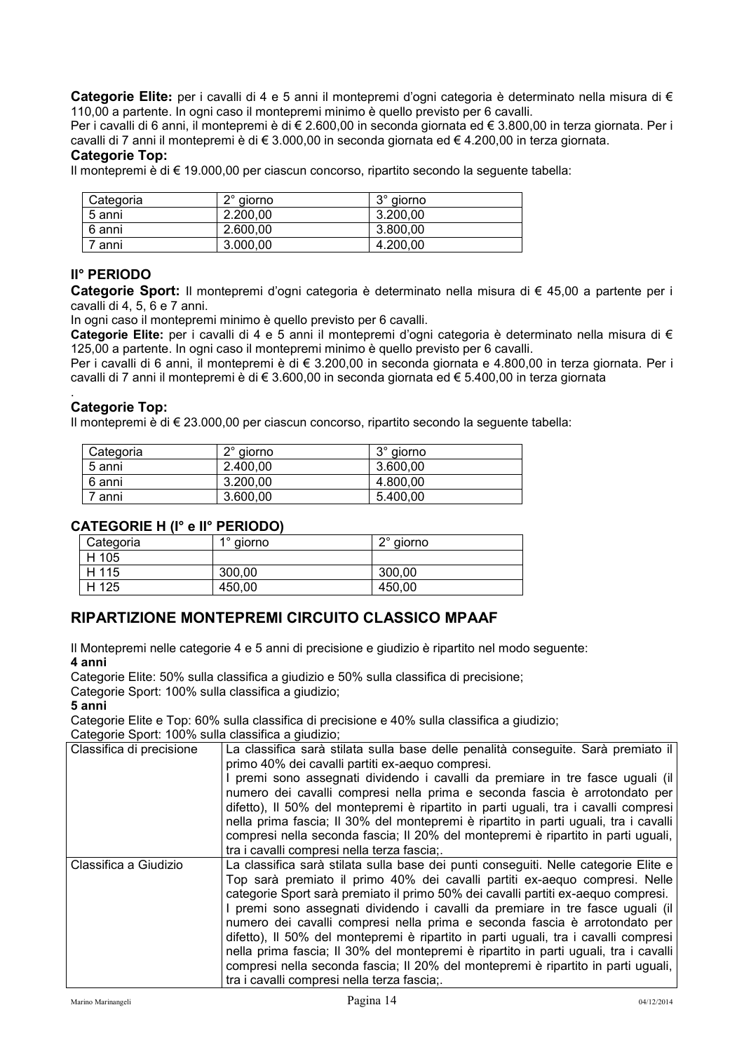**Categorie Elite:** per i cavalli di 4 e 5 anni il montepremi d'ogni categoria è determinato nella misura di € 110,00 a partente. In ogni caso il montepremi minimo è quello previsto per 6 cavalli.
Per i cavalli di 6 anni, il montepremi è di € 2.600,00 in seconda giornata ed € 3.800,00 in terza giornata. Per i cavalli di 7 anni il montepremi è di € 3.000,00 in seconda giornata ed € 4.200,00 in terza giornata.

**Categorie Top:**
Il montepremi è di € 19.000,00 per ciascun concorso, ripartito secondo la seguente tabella:

| Categoria | 2° giorno | 3° giorno |
|---|---|---|
| 5 anni | 2.200,00 | 3.200,00 |
| 6 anni | 2.600,00 | 3.800,00 |
| 7 anni | 3.000,00 | 4.200,00 |

### II° PERIODO

**Categorie Sport:** Il montepremi d'ogni categoria è determinato nella misura di € 45,00 a partente per i cavalli di 4, 5, 6 e 7 anni.
In ogni caso il montepremi minimo è quello previsto per 6 cavalli.
**Categorie Elite:** per i cavalli di 4 e 5 anni il montepremi d'ogni categoria è determinato nella misura di € 125,00 a partente. In ogni caso il montepremi minimo è quello previsto per 6 cavalli.
Per i cavalli di 6 anni, il montepremi è di € 3.200,00 in seconda giornata e 4.800,00 in terza giornata. Per i cavalli di 7 anni il montepremi è di € 3.600,00 in seconda giornata ed € 5.400,00 in terza giornata

.
**Categorie Top:**
Il montepremi è di € 23.000,00 per ciascun concorso, ripartito secondo la seguente tabella:

| Categoria | 2° giorno | 3° giorno |
|---|---|---|
| 5 anni | 2.400,00 | 3.600,00 |
| 6 anni | 3.200,00 | 4.800,00 |
| 7 anni | 3.600,00 | 5.400,00 |

### CATEGORIE H (I° e II° PERIODO)

| Categoria | 1° giorno | 2° giorno |
|---|---|---|
| H 105 | | |
| H 115 | 300,00 | 300,00 |
| H 125 | 450,00 | 450,00 |

## RIPARTIZIONE MONTEPREMI CIRCUITO CLASSICO MPAAF

Il Montepremi nelle categorie 4 e 5 anni di precisione e giudizio è ripartito nel modo seguente:

**4 anni**

Categorie Elite: 50% sulla classifica a giudizio e 50% sulla classifica di precisione;
Categorie Sport: 100% sulla classifica a giudizio;

**5 anni**

Categorie Elite e Top: 60% sulla classifica di precisione e 40% sulla classifica a giudizio;
Categorie Sport: 100% sulla classifica a giudizio;

| | |
|---|---|
| Classifica di precisione | La classifica sarà stilata sulla base delle penalità conseguite. Sarà premiato il primo 40% dei cavalli partiti ex-aequo compresi. I premi sono assegnati dividendo i cavalli da premiare in tre fasce uguali (il numero dei cavalli compresi nella prima e seconda fascia è arrotondato per difetto), Il 50% del montepremi è ripartito in parti uguali, tra i cavalli compresi nella prima fascia; Il 30% del montepremi è ripartito in parti uguali, tra i cavalli compresi nella seconda fascia; Il 20% del montepremi è ripartito in parti uguali, tra i cavalli compresi nella terza fascia;. |
| Classifica a Giudizio | La classifica sarà stilata sulla base dei punti conseguiti. Nelle categorie Elite e Top sarà premiato il primo 40% dei cavalli partiti ex-aequo compresi. Nelle categorie Sport sarà premiato il primo 50% dei cavalli partiti ex-aequo compresi. I premi sono assegnati dividendo i cavalli da premiare in tre fasce uguali (il numero dei cavalli compresi nella prima e seconda fascia è arrotondato per difetto), Il 50% del montepremi è ripartito in parti uguali, tra i cavalli compresi nella prima fascia; Il 30% del montepremi è ripartito in parti uguali, tra i cavalli compresi nella seconda fascia; Il 20% del montepremi è ripartito in parti uguali, tra i cavalli compresi nella terza fascia;. |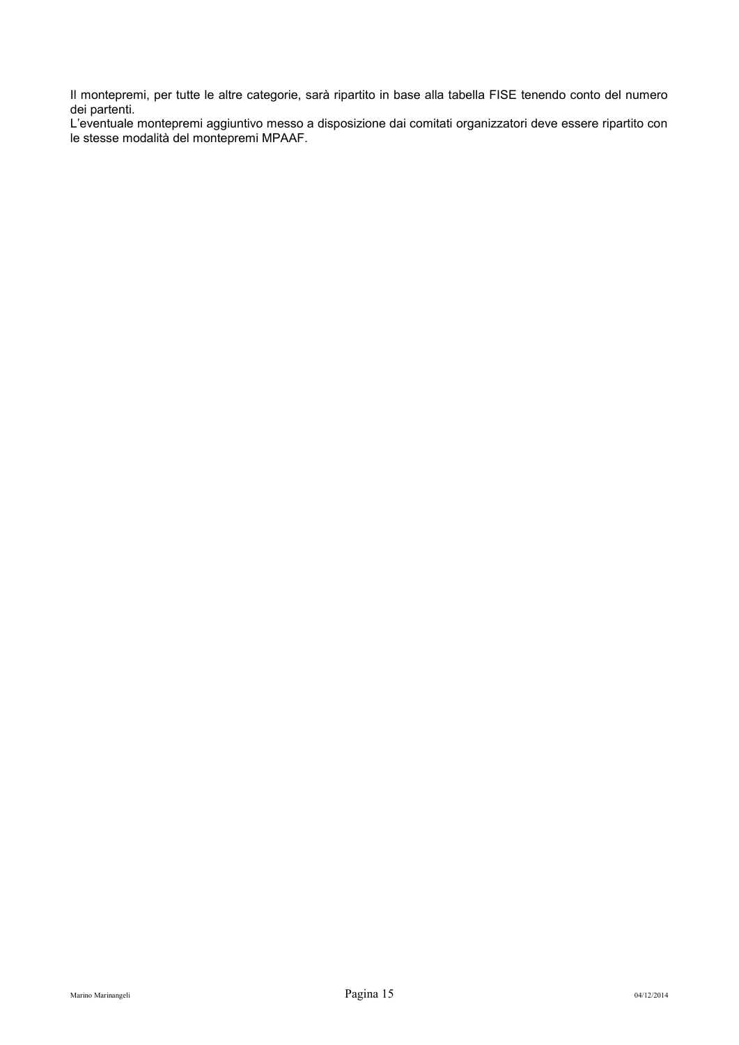Il montepremi, per tutte le altre categorie, sarà ripartito in base alla tabella FISE tenendo conto del numero dei partenti.
L'eventuale montepremi aggiuntivo messo a disposizione dai comitati organizzatori deve essere ripartito con le stesse modalità del montepremi MPAAF.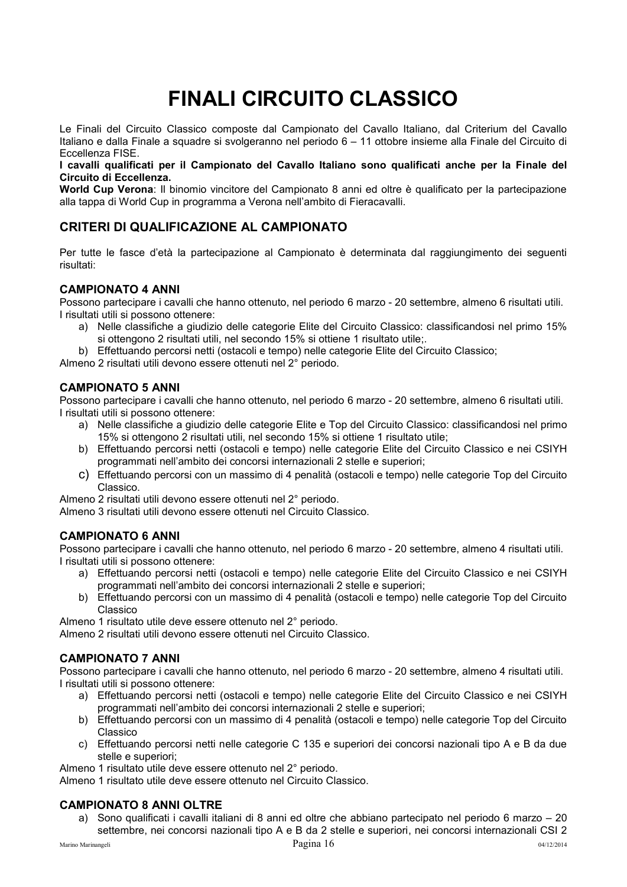# FINALI CIRCUITO CLASSICO

Le Finali del Circuito Classico composte dal Campionato del Cavallo Italiano, dal Criterium del Cavallo Italiano e dalla Finale a squadre si svolgeranno nel periodo 6 – 11 ottobre insieme alla Finale del Circuito di Eccellenza FISE.

**I cavalli qualificati per il Campionato del Cavallo Italiano sono qualificati anche per la Finale del Circuito di Eccellenza.**

**World Cup Verona**: Il binomio vincitore del Campionato 8 anni ed oltre è qualificato per la partecipazione alla tappa di World Cup in programma a Verona nell'ambito di Fieracavalli.

## CRITERI DI QUALIFICAZIONE AL CAMPIONATO

Per tutte le fasce d'età la partecipazione al Campionato è determinata dal raggiungimento dei seguenti risultati:

### CAMPIONATO 4 ANNI

Possono partecipare i cavalli che hanno ottenuto, nel periodo 6 marzo - 20 settembre, almeno 6 risultati utili.
I risultati utili si possono ottenere:

a) Nelle classifiche a giudizio delle categorie Elite del Circuito Classico: classificandosi nel primo 15% si ottengono 2 risultati utili, nel secondo 15% si ottiene 1 risultato utile;.
b) Effettuando percorsi netti (ostacoli e tempo) nelle categorie Elite del Circuito Classico;

Almeno 2 risultati utili devono essere ottenuti nel 2° periodo.

### CAMPIONATO 5 ANNI

Possono partecipare i cavalli che hanno ottenuto, nel periodo 6 marzo - 20 settembre, almeno 6 risultati utili.
I risultati utili si possono ottenere:

a) Nelle classifiche a giudizio delle categorie Elite e Top del Circuito Classico: classificandosi nel primo 15% si ottengono 2 risultati utili, nel secondo 15% si ottiene 1 risultato utile;
b) Effettuando percorsi netti (ostacoli e tempo) nelle categorie Elite del Circuito Classico e nei CSIYH programmati nell'ambito dei concorsi internazionali 2 stelle e superiori;
c) Effettuando percorsi con un massimo di 4 penalità (ostacoli e tempo) nelle categorie Top del Circuito Classico.

Almeno 2 risultati utili devono essere ottenuti nel 2° periodo.
Almeno 3 risultati utili devono essere ottenuti nel Circuito Classico.

### CAMPIONATO 6 ANNI

Possono partecipare i cavalli che hanno ottenuto, nel periodo 6 marzo - 20 settembre, almeno 4 risultati utili.
I risultati utili si possono ottenere:

a) Effettuando percorsi netti (ostacoli e tempo) nelle categorie Elite del Circuito Classico e nei CSIYH programmati nell'ambito dei concorsi internazionali 2 stelle e superiori;
b) Effettuando percorsi con un massimo di 4 penalità (ostacoli e tempo) nelle categorie Top del Circuito Classico

Almeno 1 risultato utile deve essere ottenuto nel 2° periodo.
Almeno 2 risultati utili devono essere ottenuti nel Circuito Classico.

### CAMPIONATO 7 ANNI

Possono partecipare i cavalli che hanno ottenuto, nel periodo 6 marzo - 20 settembre, almeno 4 risultati utili.
I risultati utili si possono ottenere:

a) Effettuando percorsi netti (ostacoli e tempo) nelle categorie Elite del Circuito Classico e nei CSIYH programmati nell'ambito dei concorsi internazionali 2 stelle e superiori;
b) Effettuando percorsi con un massimo di 4 penalità (ostacoli e tempo) nelle categorie Top del Circuito Classico
c) Effettuando percorsi netti nelle categorie C 135 e superiori dei concorsi nazionali tipo A e B da due stelle e superiori;

Almeno 1 risultato utile deve essere ottenuto nel 2° periodo.
Almeno 1 risultato utile deve essere ottenuto nel Circuito Classico.

### CAMPIONATO 8 ANNI OLTRE

a) Sono qualificati i cavalli italiani di 8 anni ed oltre che abbiano partecipato nel periodo 6 marzo – 20 settembre, nei concorsi nazionali tipo A e B da 2 stelle e superiori, nei concorsi internazionali CSI 2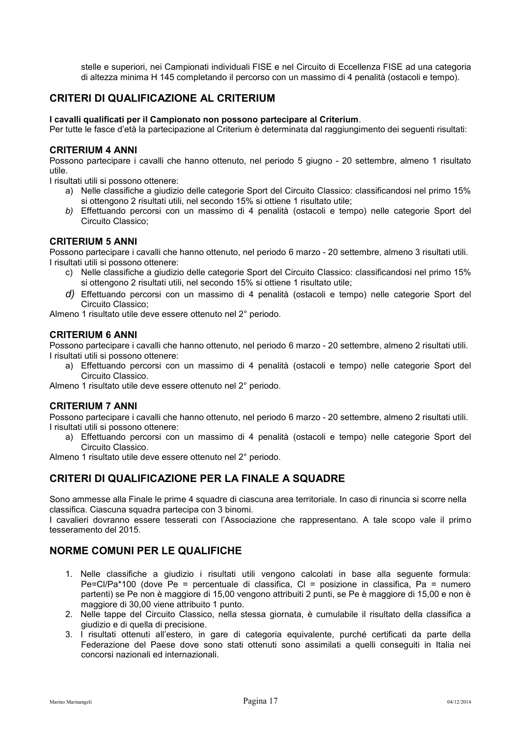stelle e superiori, nei Campionati individuali FISE e nel Circuito di Eccellenza FISE ad una categoria di altezza minima H 145 completando il percorso con un massimo di 4 penalità (ostacoli e tempo).

## CRITERI DI QUALIFICAZIONE AL CRITERIUM

**I cavalli qualificati per il Campionato non possono partecipare al Criterium**.
Per tutte le fasce d'età la partecipazione al Criterium è determinata dal raggiungimento dei seguenti risultati:

### CRITERIUM 4 ANNI

Possono partecipare i cavalli che hanno ottenuto, nel periodo 5 giugno - 20 settembre, almeno 1 risultato utile.
I risultati utili si possono ottenere:

a) Nelle classifiche a giudizio delle categorie Sport del Circuito Classico: classificandosi nel primo 15% si ottengono 2 risultati utili, nel secondo 15% si ottiene 1 risultato utile;
*b)* Effettuando percorsi con un massimo di 4 penalità (ostacoli e tempo) nelle categorie Sport del Circuito Classico;

### CRITERIUM 5 ANNI

Possono partecipare i cavalli che hanno ottenuto, nel periodo 6 marzo - 20 settembre, almeno 3 risultati utili.
I risultati utili si possono ottenere:

c) Nelle classifiche a giudizio delle categorie Sport del Circuito Classico: classificandosi nel primo 15% si ottengono 2 risultati utili, nel secondo 15% si ottiene 1 risultato utile;
*d)* Effettuando percorsi con un massimo di 4 penalità (ostacoli e tempo) nelle categorie Sport del Circuito Classico;

Almeno 1 risultato utile deve essere ottenuto nel 2° periodo.

### CRITERIUM 6 ANNI

Possono partecipare i cavalli che hanno ottenuto, nel periodo 6 marzo - 20 settembre, almeno 2 risultati utili.
I risultati utili si possono ottenere:

a) Effettuando percorsi con un massimo di 4 penalità (ostacoli e tempo) nelle categorie Sport del Circuito Classico.

Almeno 1 risultato utile deve essere ottenuto nel 2° periodo.

### CRITERIUM 7 ANNI

Possono partecipare i cavalli che hanno ottenuto, nel periodo 6 marzo - 20 settembre, almeno 2 risultati utili.
I risultati utili si possono ottenere:

a) Effettuando percorsi con un massimo di 4 penalità (ostacoli e tempo) nelle categorie Sport del Circuito Classico.

Almeno 1 risultato utile deve essere ottenuto nel 2° periodo.

## CRITERI DI QUALIFICAZIONE PER LA FINALE A SQUADRE

Sono ammesse alla Finale le prime 4 squadre di ciascuna area territoriale. In caso di rinuncia si scorre nella classifica. Ciascuna squadra partecipa con 3 binomi.
I cavalieri dovranno essere tesserati con l'Associazione che rappresentano. A tale scopo vale il primo tesseramento del 2015.

## NORME COMUNI PER LE QUALIFICHE

1. Nelle classifiche a giudizio i risultati utili vengono calcolati in base alla seguente formula: $Pe=Cl/Pa*100$ (dove Pe = percentuale di classifica, Cl = posizione in classifica, Pa = numero partenti) se Pe non è maggiore di 15,00 vengono attribuiti 2 punti, se Pe è maggiore di 15,00 e non è maggiore di 30,00 viene attribuito 1 punto.
2. Nelle tappe del Circuito Classico, nella stessa giornata, è cumulabile il risultato della classifica a giudizio e di quella di precisione.
3. I risultati ottenuti all'estero, in gare di categoria equivalente, purché certificati da parte della Federazione del Paese dove sono stati ottenuti sono assimilati a quelli conseguiti in Italia nei concorsi nazionali ed internazionali.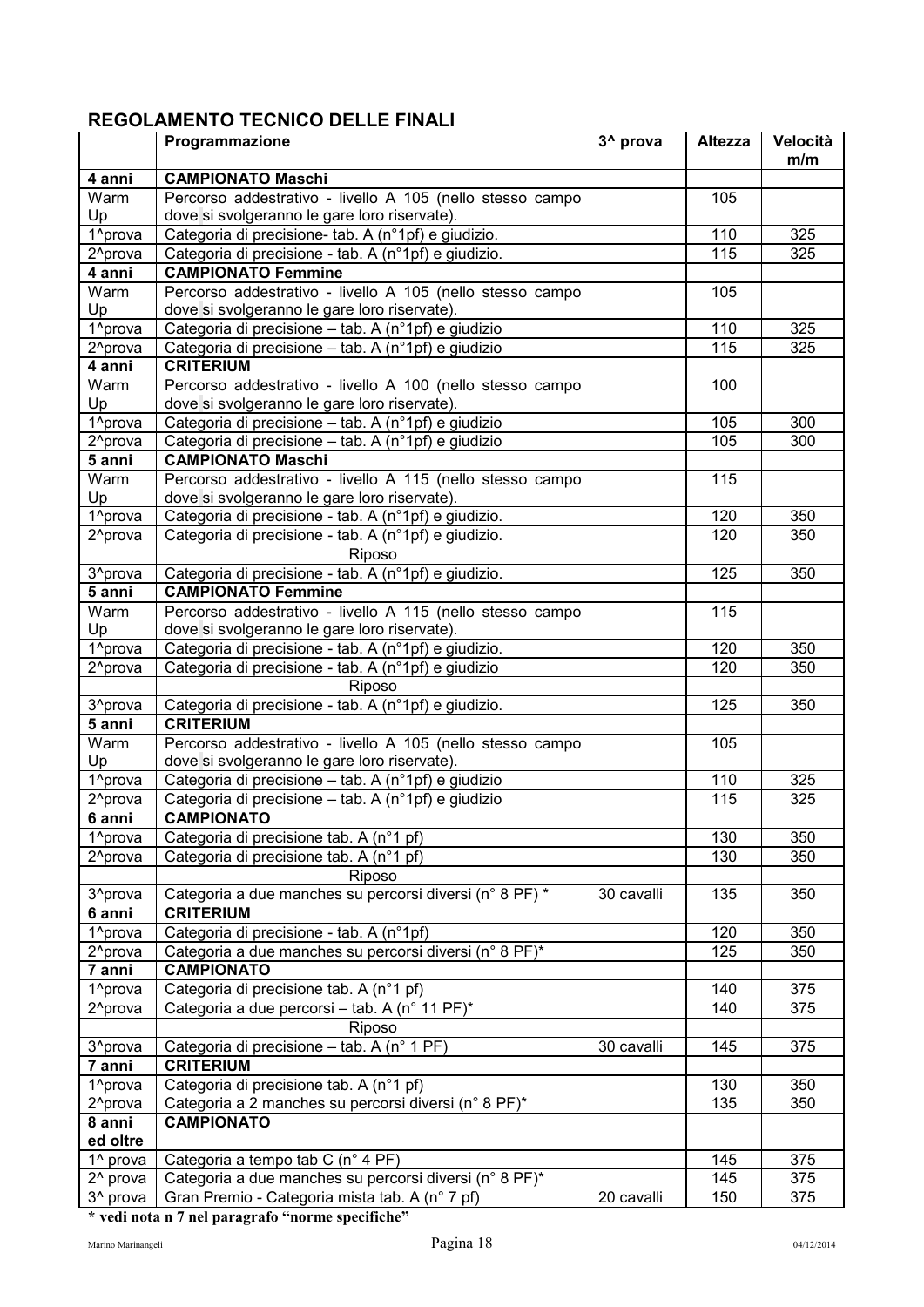## REGOLAMENTO TECNICO DELLE FINALI

| | Programmazione | 3^ prova | Altezza | Velocità m/m |
|---|---|---|---|---|
| **4 anni** | **CAMPIONATO Maschi** | | | |
| Warm Up | Percorso addestrativo - livello A 105 (nello stesso campo dove si svolgeranno le gare loro riservate). | | 105 | |
| 1^prova | Categoria di precisione- tab. A (n°1pf) e giudizio. | | 110 | 325 |
| 2^prova | Categoria di precisione - tab. A (n°1pf) e giudizio. | | 115 | 325 |
| **4 anni** | **CAMPIONATO Femmine** | | | |
| Warm Up | Percorso addestrativo - livello A 105 (nello stesso campo dove si svolgeranno le gare loro riservate). | | 105 | |
| 1^prova | Categoria di precisione – tab. A (n°1pf) e giudizio | | 110 | 325 |
| 2^prova | Categoria di precisione – tab. A (n°1pf) e giudizio | | 115 | 325 |
| **4 anni** | **CRITERIUM** | | | |
| Warm Up | Percorso addestrativo - livello A 100 (nello stesso campo dove si svolgeranno le gare loro riservate). | | 100 | |
| 1^prova | Categoria di precisione – tab. A (n°1pf) e giudizio | | 105 | 300 |
| 2^prova | Categoria di precisione – tab. A (n°1pf) e giudizio | | 105 | 300 |
| **5 anni** | **CAMPIONATO Maschi** | | | |
| Warm Up | Percorso addestrativo - livello A 115 (nello stesso campo dove si svolgeranno le gare loro riservate). | | 115 | |
| 1^prova | Categoria di precisione - tab. A (n°1pf) e giudizio. | | 120 | 350 |
| 2^prova | Categoria di precisione - tab. A (n°1pf) e giudizio. | | 120 | 350 |
| | Riposo | | | |
| 3^prova | Categoria di precisione - tab. A (n°1pf) e giudizio. | | 125 | 350 |
| **5 anni** | **CAMPIONATO Femmine** | | | |
| Warm Up | Percorso addestrativo - livello A 115 (nello stesso campo dove si svolgeranno le gare loro riservate). | | 115 | |
| 1^prova | Categoria di precisione - tab. A (n°1pf) e giudizio. | | 120 | 350 |
| 2^prova | Categoria di precisione - tab. A (n°1pf) e giudizio | | 120 | 350 |
| | Riposo | | | |
| 3^prova | Categoria di precisione - tab. A (n°1pf) e giudizio. | | 125 | 350 |
| **5 anni** | **CRITERIUM** | | | |
| Warm Up | Percorso addestrativo - livello A 105 (nello stesso campo dove si svolgeranno le gare loro riservate). | | 105 | |
| 1^prova | Categoria di precisione – tab. A (n°1pf) e giudizio | | 110 | 325 |
| 2^prova | Categoria di precisione – tab. A (n°1pf) e giudizio | | 115 | 325 |
| **6 anni** | **CAMPIONATO** | | | |
| 1^prova | Categoria di precisione tab. A (n°1 pf) | | 130 | 350 |
| 2^prova | Categoria di precisione tab. A (n°1 pf) | | 130 | 350 |
| | Riposo | | | |
| 3^prova | Categoria a due manches su percorsi diversi (n° 8 PF) * | 30 cavalli | 135 | 350 |
| **6 anni** | **CRITERIUM** | | | |
| 1^prova | Categoria di precisione - tab. A (n°1pf) | | 120 | 350 |
| 2^prova | Categoria a due manches su percorsi diversi (n° 8 PF)* | | 125 | 350 |
| **7 anni** | **CAMPIONATO** | | | |
| 1^prova | Categoria di precisione tab. A (n°1 pf) | | 140 | 375 |
| 2^prova | Categoria a due percorsi – tab. A (n° 11 PF)* | | 140 | 375 |
| | Riposo | | | |
| 3^prova | Categoria di precisione – tab. A (n° 1 PF) | 30 cavalli | 145 | 375 |
| **7 anni** | **CRITERIUM** | | | |
| 1^prova | Categoria di precisione tab. A (n°1 pf) | | 130 | 350 |
| 2^prova | Categoria a 2 manches su percorsi diversi (n° 8 PF)* | | 135 | 350 |
| **8 anni ed oltre** | **CAMPIONATO** | | | |
| 1^ prova | Categoria a tempo tab C (n° 4 PF) | | 145 | 375 |
| 2^ prova | Categoria a due manches su percorsi diversi (n° 8 PF)* | | 145 | 375 |
| 3^ prova | Gran Premio - Categoria mista tab. A (n° 7 pf) | 20 cavalli | 150 | 375 |

**\* vedi nota n 7 nel paragrafo "norme specifiche"**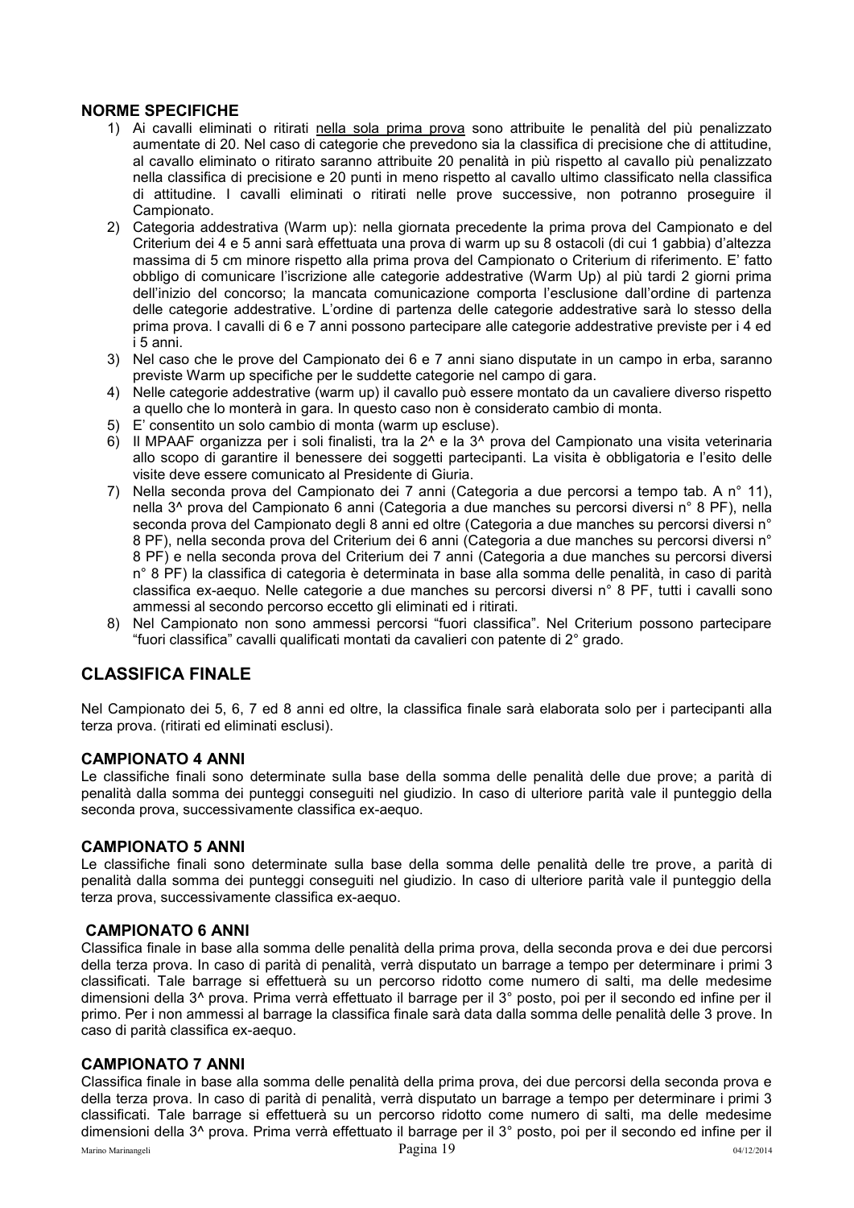### NORME SPECIFICHE

1) Ai cavalli eliminati o ritirati nella sola prima prova sono attribuite le penalità del più penalizzato aumentate di 20. Nel caso di categorie che prevedono sia la classifica di precisione che di attitudine, al cavallo eliminato o ritirato saranno attribuite 20 penalità in più rispetto al cavallo più penalizzato nella classifica di precisione e 20 punti in meno rispetto al cavallo ultimo classificato nella classifica di attitudine. I cavalli eliminati o ritirati nelle prove successive, non potranno proseguire il Campionato.
2) Categoria addestrativa (Warm up): nella giornata precedente la prima prova del Campionato e del Criterium dei 4 e 5 anni sarà effettuata una prova di warm up su 8 ostacoli (di cui 1 gabbia) d'altezza massima di 5 cm minore rispetto alla prima prova del Campionato o Criterium di riferimento. E' fatto obbligo di comunicare l'iscrizione alle categorie addestrative (Warm Up) al più tardi 2 giorni prima dell'inizio del concorso; la mancata comunicazione comporta l'esclusione dall'ordine di partenza delle categorie addestrative. L'ordine di partenza delle categorie addestrative sarà lo stesso della prima prova. I cavalli di 6 e 7 anni possono partecipare alle categorie addestrative previste per i 4 ed i 5 anni.
3) Nel caso che le prove del Campionato dei 6 e 7 anni siano disputate in un campo in erba, saranno previste Warm up specifiche per le suddette categorie nel campo di gara.
4) Nelle categorie addestrative (warm up) il cavallo può essere montato da un cavaliere diverso rispetto a quello che lo monterà in gara. In questo caso non è considerato cambio di monta.
5) E' consentito un solo cambio di monta (warm up escluse).
6) Il MPAAF organizza per i soli finalisti, tra la 2^ e la 3^ prova del Campionato una visita veterinaria allo scopo di garantire il benessere dei soggetti partecipanti. La visita è obbligatoria e l'esito delle visite deve essere comunicato al Presidente di Giuria.
7) Nella seconda prova del Campionato dei 7 anni (Categoria a due percorsi a tempo tab. A n° 11), nella 3^ prova del Campionato 6 anni (Categoria a due manches su percorsi diversi n° 8 PF), nella seconda prova del Campionato degli 8 anni ed oltre (Categoria a due manches su percorsi diversi n° 8 PF), nella seconda prova del Criterium dei 6 anni (Categoria a due manches su percorsi diversi n° 8 PF) e nella seconda prova del Criterium dei 7 anni (Categoria a due manches su percorsi diversi n° 8 PF) la classifica di categoria è determinata in base alla somma delle penalità, in caso di parità classifica ex-aequo. Nelle categorie a due manches su percorsi diversi n° 8 PF, tutti i cavalli sono ammessi al secondo percorso eccetto gli eliminati ed i ritirati.
8) Nel Campionato non sono ammessi percorsi "fuori classifica". Nel Criterium possono partecipare "fuori classifica" cavalli qualificati montati da cavalieri con patente di 2° grado.

## CLASSIFICA FINALE

Nel Campionato dei 5, 6, 7 ed 8 anni ed oltre, la classifica finale sarà elaborata solo per i partecipanti alla terza prova. (ritirati ed eliminati esclusi).

### CAMPIONATO 4 ANNI

Le classifiche finali sono determinate sulla base della somma delle penalità delle due prove; a parità di penalità dalla somma dei punteggi conseguiti nel giudizio. In caso di ulteriore parità vale il punteggio della seconda prova, successivamente classifica ex-aequo.

### CAMPIONATO 5 ANNI

Le classifiche finali sono determinate sulla base della somma delle penalità delle tre prove, a parità di penalità dalla somma dei punteggi conseguiti nel giudizio. In caso di ulteriore parità vale il punteggio della terza prova, successivamente classifica ex-aequo.

### CAMPIONATO 6 ANNI

Classifica finale in base alla somma delle penalità della prima prova, della seconda prova e dei due percorsi della terza prova. In caso di parità di penalità, verrà disputato un barrage a tempo per determinare i primi 3 classificati. Tale barrage si effettuerà su un percorso ridotto come numero di salti, ma delle medesime dimensioni della 3^ prova. Prima verrà effettuato il barrage per il 3° posto, poi per il secondo ed infine per il primo. Per i non ammessi al barrage la classifica finale sarà data dalla somma delle penalità delle 3 prove. In caso di parità classifica ex-aequo.

### CAMPIONATO 7 ANNI

Classifica finale in base alla somma delle penalità della prima prova, dei due percorsi della seconda prova e della terza prova. In caso di parità di penalità, verrà disputato un barrage a tempo per determinare i primi 3 classificati. Tale barrage si effettuerà su un percorso ridotto come numero di salti, ma delle medesime dimensioni della 3^ prova. Prima verrà effettuato il barrage per il 3° posto, poi per il secondo ed infine per il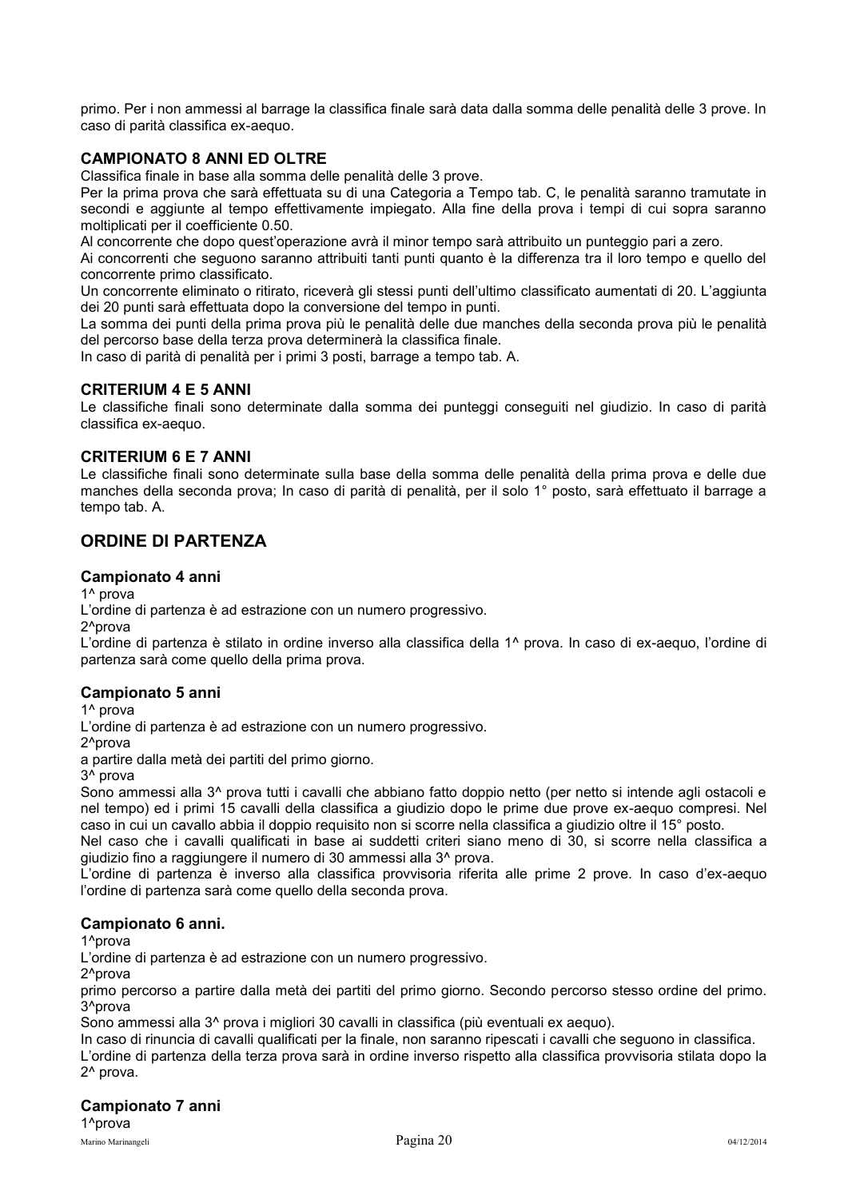primo. Per i non ammessi al barrage la classifica finale sarà data dalla somma delle penalità delle 3 prove. In caso di parità classifica ex-aequo.

### CAMPIONATO 8 ANNI ED OLTRE

Classifica finale in base alla somma delle penalità delle 3 prove.

Per la prima prova che sarà effettuata su di una Categoria a Tempo tab. C, le penalità saranno tramutate in secondi e aggiunte al tempo effettivamente impiegato. Alla fine della prova i tempi di cui sopra saranno moltiplicati per il coefficiente 0.50.

Al concorrente che dopo quest'operazione avrà il minor tempo sarà attribuito un punteggio pari a zero.

Ai concorrenti che seguono saranno attribuiti tanti punti quanto è la differenza tra il loro tempo e quello del concorrente primo classificato.

Un concorrente eliminato o ritirato, riceverà gli stessi punti dell'ultimo classificato aumentati di 20. L'aggiunta dei 20 punti sarà effettuata dopo la conversione del tempo in punti.

La somma dei punti della prima prova più le penalità delle due manches della seconda prova più le penalità del percorso base della terza prova determinerà la classifica finale.

In caso di parità di penalità per i primi 3 posti, barrage a tempo tab. A.

### CRITERIUM 4 E 5 ANNI

Le classifiche finali sono determinate dalla somma dei punteggi conseguiti nel giudizio. In caso di parità classifica ex-aequo.

### CRITERIUM 6 E 7 ANNI

Le classifiche finali sono determinate sulla base della somma delle penalità della prima prova e delle due manches della seconda prova; In caso di parità di penalità, per il solo 1° posto, sarà effettuato il barrage a tempo tab. A.

## ORDINE DI PARTENZA

### Campionato 4 anni

1^ prova

L'ordine di partenza è ad estrazione con un numero progressivo.

2^prova

L'ordine di partenza è stilato in ordine inverso alla classifica della 1^ prova. In caso di ex-aequo, l'ordine di partenza sarà come quello della prima prova.

### Campionato 5 anni

1^ prova

L'ordine di partenza è ad estrazione con un numero progressivo.

2^prova

a partire dalla metà dei partiti del primo giorno.

3^ prova

Sono ammessi alla 3^ prova tutti i cavalli che abbiano fatto doppio netto (per netto si intende agli ostacoli e nel tempo) ed i primi 15 cavalli della classifica a giudizio dopo le prime due prove ex-aequo compresi. Nel caso in cui un cavallo abbia il doppio requisito non si scorre nella classifica a giudizio oltre il 15° posto.

Nel caso che i cavalli qualificati in base ai suddetti criteri siano meno di 30, si scorre nella classifica a giudizio fino a raggiungere il numero di 30 ammessi alla 3^ prova.

L'ordine di partenza è inverso alla classifica provvisoria riferita alle prime 2 prove. In caso d'ex-aequo l'ordine di partenza sarà come quello della seconda prova.

### Campionato 6 anni.

1^prova

L'ordine di partenza è ad estrazione con un numero progressivo.

2^prova

primo percorso a partire dalla metà dei partiti del primo giorno. Secondo percorso stesso ordine del primo.

3^prova

Sono ammessi alla 3^ prova i migliori 30 cavalli in classifica (più eventuali ex aequo).

In caso di rinuncia di cavalli qualificati per la finale, non saranno ripescati i cavalli che seguono in classifica.

L'ordine di partenza della terza prova sarà in ordine inverso rispetto alla classifica provvisoria stilata dopo la 2^ prova.

### Campionato 7 anni

1^prova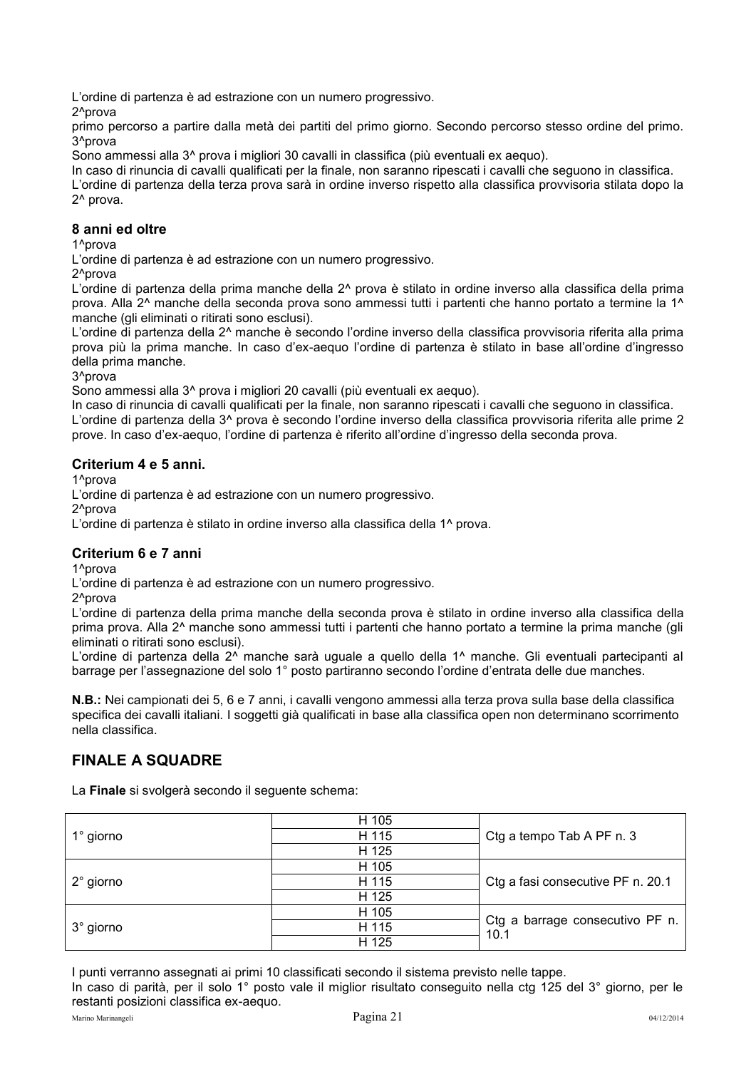L'ordine di partenza è ad estrazione con un numero progressivo.

2^prova

primo percorso a partire dalla metà dei partiti del primo giorno. Secondo percorso stesso ordine del primo.

3^prova

Sono ammessi alla 3^ prova i migliori 30 cavalli in classifica (più eventuali ex aequo).

In caso di rinuncia di cavalli qualificati per la finale, non saranno ripescati i cavalli che seguono in classifica.

L'ordine di partenza della terza prova sarà in ordine inverso rispetto alla classifica provvisoria stilata dopo la 2^ prova.

### 8 anni ed oltre

1^prova

L'ordine di partenza è ad estrazione con un numero progressivo.

2^prova

L'ordine di partenza della prima manche della 2^ prova è stilato in ordine inverso alla classifica della prima prova. Alla 2^ manche della seconda prova sono ammessi tutti i partenti che hanno portato a termine la 1^ manche (gli eliminati o ritirati sono esclusi).

L'ordine di partenza della 2^ manche è secondo l'ordine inverso della classifica provvisoria riferita alla prima prova più la prima manche. In caso d'ex-aequo l'ordine di partenza è stilato in base all'ordine d'ingresso della prima manche.

3^prova

Sono ammessi alla 3^ prova i migliori 20 cavalli (più eventuali ex aequo).

In caso di rinuncia di cavalli qualificati per la finale, non saranno ripescati i cavalli che seguono in classifica.

L'ordine di partenza della 3^ prova è secondo l'ordine inverso della classifica provvisoria riferita alle prime 2 prove. In caso d'ex-aequo, l'ordine di partenza è riferito all'ordine d'ingresso della seconda prova.

### Criterium 4 e 5 anni.

1^prova

L'ordine di partenza è ad estrazione con un numero progressivo.

2^prova

L'ordine di partenza è stilato in ordine inverso alla classifica della 1^ prova.

### Criterium 6 e 7 anni

1^prova

L'ordine di partenza è ad estrazione con un numero progressivo.

2^prova

L'ordine di partenza della prima manche della seconda prova è stilato in ordine inverso alla classifica della prima prova. Alla 2^ manche sono ammessi tutti i partenti che hanno portato a termine la prima manche (gli eliminati o ritirati sono esclusi).

L'ordine di partenza della 2^ manche sarà uguale a quello della 1^ manche. Gli eventuali partecipanti al barrage per l'assegnazione del solo 1° posto partiranno secondo l'ordine d'entrata delle due manches.

**N.B.:** Nei campionati dei 5, 6 e 7 anni, i cavalli vengono ammessi alla terza prova sulla base della classifica specifica dei cavalli italiani. I soggetti già qualificati in base alla classifica open non determinano scorrimento nella classifica.

## FINALE A SQUADRE

La **Finale** si svolgerà secondo il seguente schema:

| | | |
|---|---|---|
| 1° giorno | H 105 | Ctg a tempo Tab A PF n. 3 |
| | H 115 | |
| | H 125 | |
| 2° giorno | H 105 | Ctg a fasi consecutive PF n. 20.1 |
| | H 115 | |
| | H 125 | |
| 3° giorno | H 105 | Ctg a barrage consecutivo PF n. 10.1 |
| | H 115 | |
| | H 125 | |

I punti verranno assegnati ai primi 10 classificati secondo il sistema previsto nelle tappe.

In caso di parità, per il solo 1° posto vale il miglior risultato conseguito nella ctg 125 del 3° giorno, per le restanti posizioni classifica ex-aequo.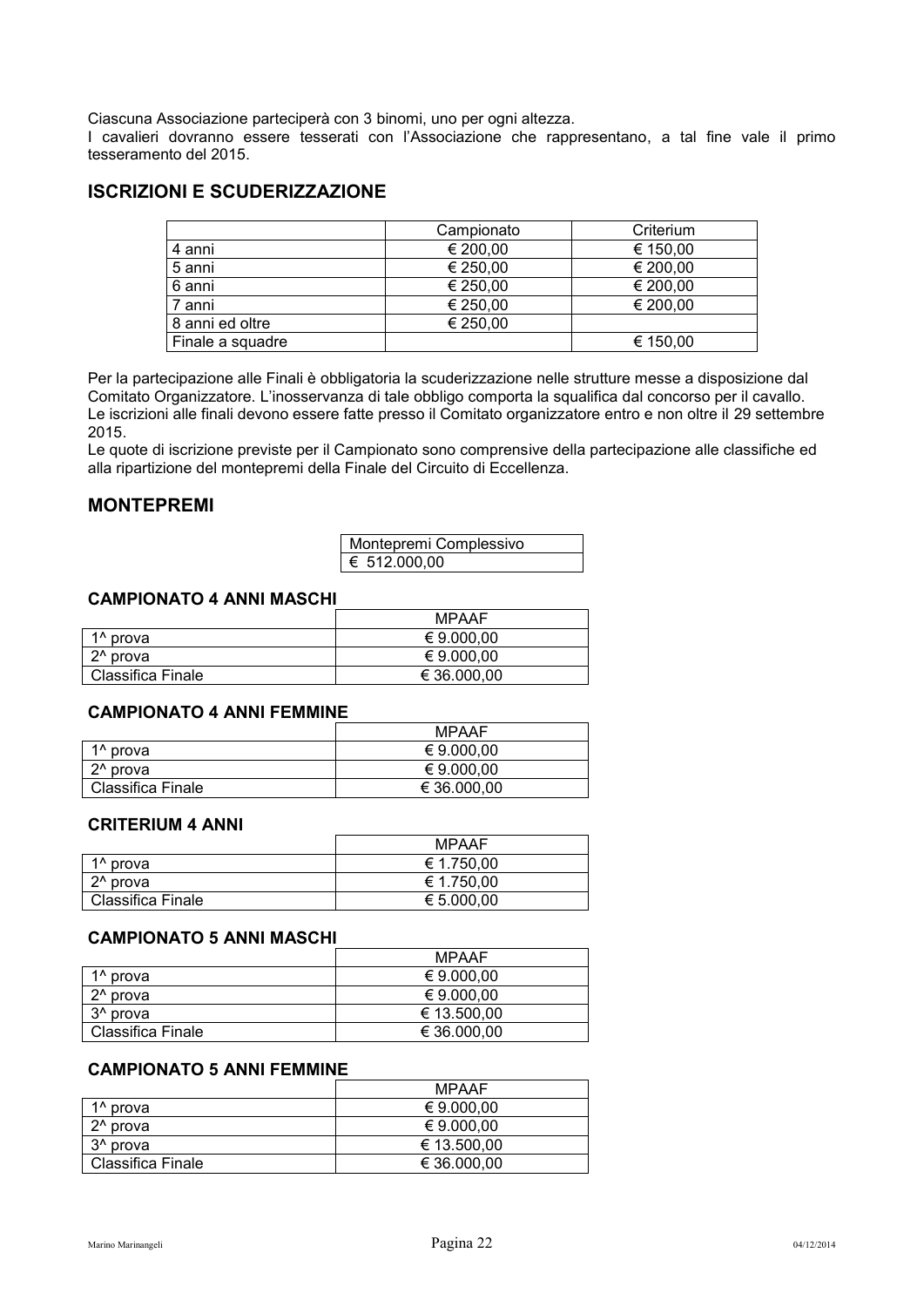Ciascuna Associazione parteciperà con 3 binomi, uno per ogni altezza.
I cavalieri dovranno essere tesserati con l'Associazione che rappresentano, a tal fine vale il primo tesseramento del 2015.

## ISCRIZIONI E SCUDERIZZAZIONE

| | Campionato | Criterium |
|---|---|---|
| 4 anni | € 200,00 | € 150,00 |
| 5 anni | € 250,00 | € 200,00 |
| 6 anni | € 250,00 | € 200,00 |
| 7 anni | € 250,00 | € 200,00 |
| 8 anni ed oltre | € 250,00 | |
| Finale a squadre | | € 150,00 |

Per la partecipazione alle Finali è obbligatoria la scuderizzazione nelle strutture messe a disposizione dal Comitato Organizzatore. L'inosservanza di tale obbligo comporta la squalifica dal concorso per il cavallo.
Le iscrizioni alle finali devono essere fatte presso il Comitato organizzatore entro e non oltre il 29 settembre 2015.
Le quote di iscrizione previste per il Campionato sono comprensive della partecipazione alle classifiche ed alla ripartizione del montepremi della Finale del Circuito di Eccellenza.

## MONTEPREMI

| Montepremi Complessivo |
|---|
| € 512.000,00 |

### CAMPIONATO 4 ANNI MASCHI

| | MPAAF |
|---|---|
| 1^ prova | € 9.000,00 |
| 2^ prova | € 9.000,00 |
| Classifica Finale | € 36.000,00 |

### CAMPIONATO 4 ANNI FEMMINE

| | MPAAF |
|---|---|
| 1^ prova | € 9.000,00 |
| 2^ prova | € 9.000,00 |
| Classifica Finale | € 36.000,00 |

### CRITERIUM 4 ANNI

| | MPAAF |
|---|---|
| 1^ prova | € 1.750,00 |
| 2^ prova | € 1.750,00 |
| Classifica Finale | € 5.000,00 |

### CAMPIONATO 5 ANNI MASCHI

| | MPAAF |
|---|---|
| 1^ prova | € 9.000,00 |
| 2^ prova | € 9.000,00 |
| 3^ prova | € 13.500,00 |
| Classifica Finale | € 36.000,00 |

### CAMPIONATO 5 ANNI FEMMINE

| | MPAAF |
|---|---|
| 1^ prova | € 9.000,00 |
| 2^ prova | € 9.000,00 |
| 3^ prova | € 13.500,00 |
| Classifica Finale | € 36.000,00 |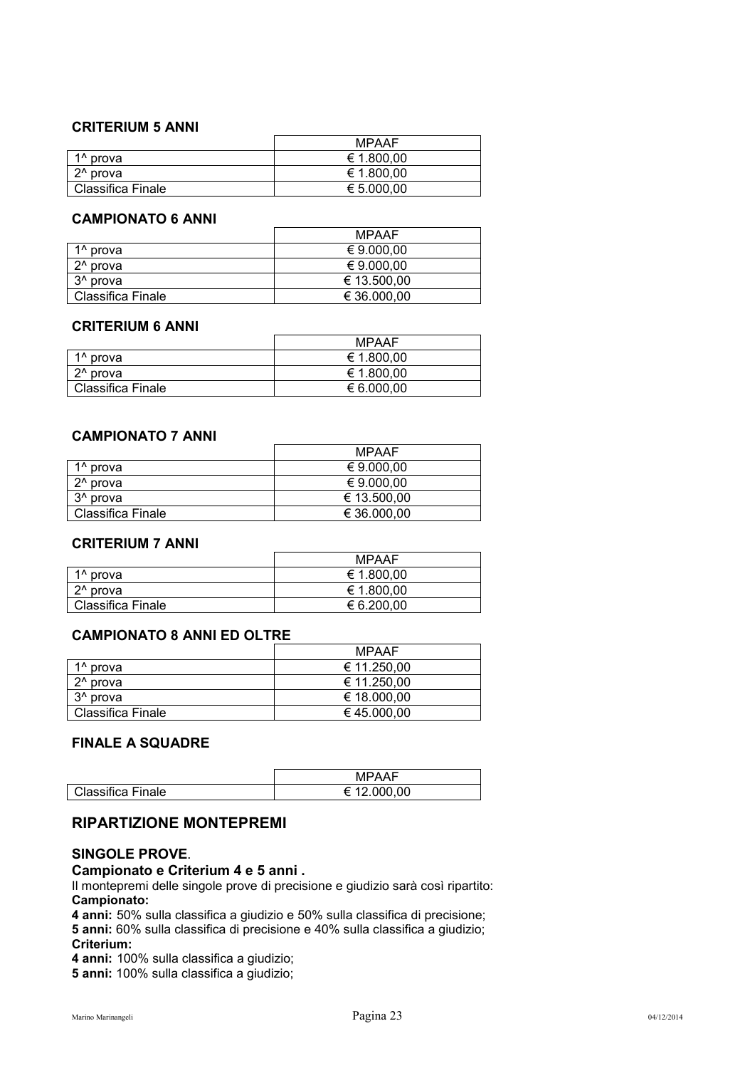### CRITERIUM 5 ANNI

| | MPAAF |
|---|---|
| 1^ prova | € 1.800,00 |
| 2^ prova | € 1.800,00 |
| Classifica Finale | € 5.000,00 |

### CAMPIONATO 6 ANNI

| | MPAAF |
|---|---|
| 1^ prova | € 9.000,00 |
| 2^ prova | € 9.000,00 |
| 3^ prova | € 13.500,00 |
| Classifica Finale | € 36.000,00 |

### CRITERIUM 6 ANNI

| | MPAAF |
|---|---|
| 1^ prova | € 1.800,00 |
| 2^ prova | € 1.800,00 |
| Classifica Finale | € 6.000,00 |

### CAMPIONATO 7 ANNI

| | MPAAF |
|---|---|
| 1^ prova | € 9.000,00 |
| 2^ prova | € 9.000,00 |
| 3^ prova | € 13.500,00 |
| Classifica Finale | € 36.000,00 |

### CRITERIUM 7 ANNI

| | MPAAF |
|---|---|
| 1^ prova | € 1.800,00 |
| 2^ prova | € 1.800,00 |
| Classifica Finale | € 6.200,00 |

### CAMPIONATO 8 ANNI ED OLTRE

| | MPAAF |
|---|---|
| 1^ prova | € 11.250,00 |
| 2^ prova | € 11.250,00 |
| 3^ prova | € 18.000,00 |
| Classifica Finale | € 45.000,00 |

### FINALE A SQUADRE

| | MPAAF |
|---|---|
| Classifica Finale | € 12.000,00 |

## RIPARTIZIONE MONTEPREMI

### SINGOLE PROVE.

**Campionato e Criterium 4 e 5 anni .**

Il montepremi delle singole prove di precisione e giudizio sarà così ripartito:

**Campionato:**

**4 anni:** 50% sulla classifica a giudizio e 50% sulla classifica di precisione;
**5 anni:** 60% sulla classifica di precisione e 40% sulla classifica a giudizio;

**Criterium:**

**4 anni:** 100% sulla classifica a giudizio;
**5 anni:** 100% sulla classifica a giudizio;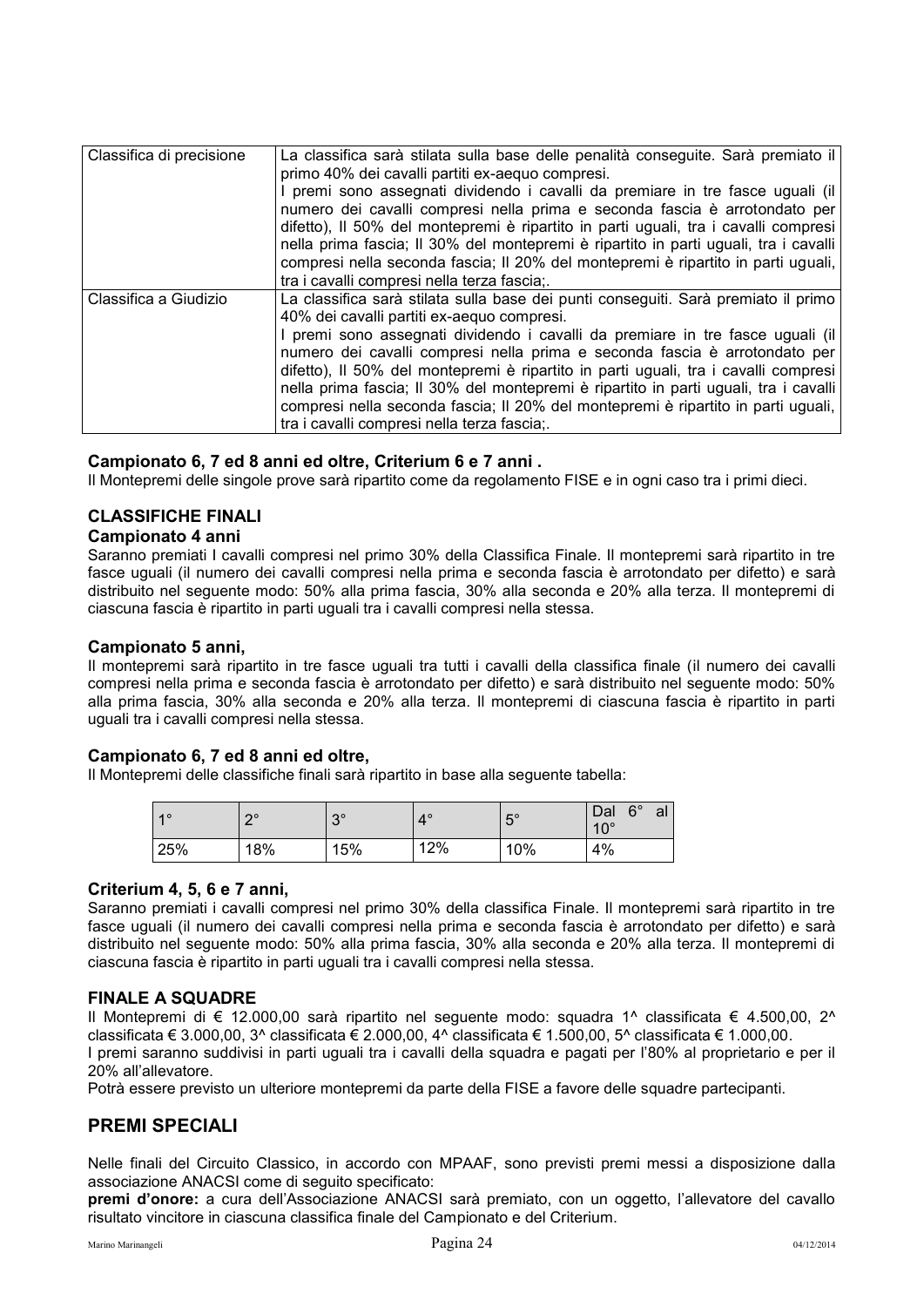| | |
|---|---|
| Classifica di precisione | La classifica sarà stilata sulla base delle penalità conseguite. Sarà premiato il primo 40% dei cavalli partiti ex-aequo compresi. I premi sono assegnati dividendo i cavalli da premiare in tre fasce uguali (il numero dei cavalli compresi nella prima e seconda fascia è arrotondato per difetto), Il 50% del montepremi è ripartito in parti uguali, tra i cavalli compresi nella prima fascia; Il 30% del montepremi è ripartito in parti uguali, tra i cavalli compresi nella seconda fascia; Il 20% del montepremi è ripartito in parti uguali, tra i cavalli compresi nella terza fascia;. |
| Classifica a Giudizio | La classifica sarà stilata sulla base dei punti conseguiti. Sarà premiato il primo 40% dei cavalli partiti ex-aequo compresi. I premi sono assegnati dividendo i cavalli da premiare in tre fasce uguali (il numero dei cavalli compresi nella prima e seconda fascia è arrotondato per difetto), Il 50% del montepremi è ripartito in parti uguali, tra i cavalli compresi nella prima fascia; Il 30% del montepremi è ripartito in parti uguali, tra i cavalli compresi nella seconda fascia; Il 20% del montepremi è ripartito in parti uguali, tra i cavalli compresi nella terza fascia;. |

**Campionato 6, 7 ed 8 anni ed oltre, Criterium 6 e 7 anni .**
Il Montepremi delle singole prove sarà ripartito come da regolamento FISE e in ogni caso tra i primi dieci.

### CLASSIFICHE FINALI

**Campionato 4 anni**
Saranno premiati I cavalli compresi nel primo 30% della Classifica Finale. Il montepremi sarà ripartito in tre fasce uguali (il numero dei cavalli compresi nella prima e seconda fascia è arrotondato per difetto) e sarà distribuito nel seguente modo: 50% alla prima fascia, 30% alla seconda e 20% alla terza. Il montepremi di ciascuna fascia è ripartito in parti uguali tra i cavalli compresi nella stessa.

**Campionato 5 anni,**
Il montepremi sarà ripartito in tre fasce uguali tra tutti i cavalli della classifica finale (il numero dei cavalli compresi nella prima e seconda fascia è arrotondato per difetto) e sarà distribuito nel seguente modo: 50% alla prima fascia, 30% alla seconda e 20% alla terza. Il montepremi di ciascuna fascia è ripartito in parti uguali tra i cavalli compresi nella stessa.

**Campionato 6, 7 ed 8 anni ed oltre,**
Il Montepremi delle classifiche finali sarà ripartito in base alla seguente tabella:

| 1° | 2° | 3° | 4° | 5° | Dal 6° al 10° |
|---|---|---|---|---|---|
| 25% | 18% | 15% | 12% | 10% | 4% |

**Criterium 4, 5, 6 e 7 anni,**
Saranno premiati i cavalli compresi nel primo 30% della classifica Finale. Il montepremi sarà ripartito in tre fasce uguali (il numero dei cavalli compresi nella prima e seconda fascia è arrotondato per difetto) e sarà distribuito nel seguente modo: 50% alla prima fascia, 30% alla seconda e 20% alla terza. Il montepremi di ciascuna fascia è ripartito in parti uguali tra i cavalli compresi nella stessa.

### FINALE A SQUADRE

Il Montepremi di € 12.000,00 sarà ripartito nel seguente modo: squadra 1^ classificata € 4.500,00, 2^ classificata € 3.000,00, 3^ classificata € 2.000,00, 4^ classificata € 1.500,00, 5^ classificata € 1.000,00.
I premi saranno suddivisi in parti uguali tra i cavalli della squadra e pagati per l'80% al proprietario e per il 20% all'allevatore.
Potrà essere previsto un ulteriore montepremi da parte della FISE a favore delle squadre partecipanti.

## PREMI SPECIALI

Nelle finali del Circuito Classico, in accordo con MPAAF, sono previsti premi messi a disposizione dalla associazione ANACSI come di seguito specificato:
**premi d'onore:** a cura dell'Associazione ANACSI sarà premiato, con un oggetto, l'allevatore del cavallo risultato vincitore in ciascuna classifica finale del Campionato e del Criterium.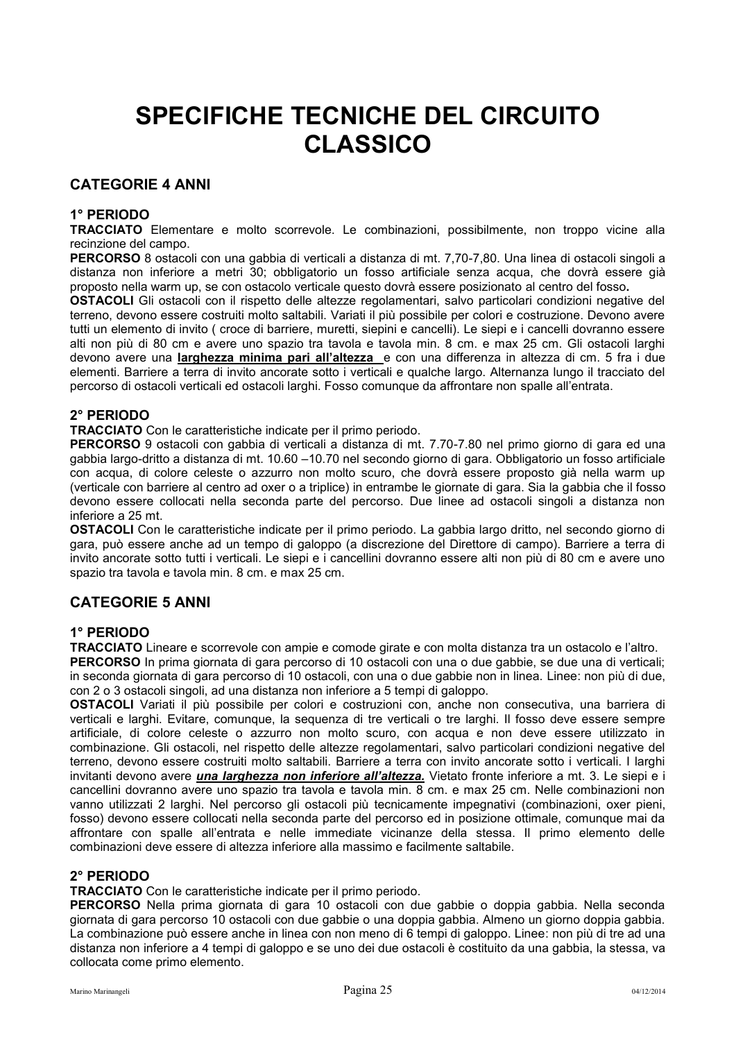# SPECIFICHE TECNICHE DEL CIRCUITO CLASSICO

## CATEGORIE 4 ANNI

### 1° PERIODO

**TRACCIATO** Elementare e molto scorrevole. Le combinazioni, possibilmente, non troppo vicine alla recinzione del campo.

**PERCORSO** 8 ostacoli con una gabbia di verticali a distanza di mt. 7,70-7,80. Una linea di ostacoli singoli a distanza non inferiore a metri 30; obbligatorio un fosso artificiale senza acqua, che dovrà essere già proposto nella warm up, se con ostacolo verticale questo dovrà essere posizionato al centro del fosso**.**

**OSTACOLI** Gli ostacoli con il rispetto delle altezze regolamentari, salvo particolari condizioni negative del terreno, devono essere costruiti molto saltabili. Variati il più possibile per colori e costruzione. Devono avere tutti un elemento di invito ( croce di barriere, muretti, siepini e cancelli). Le siepi e i cancelli dovranno essere alti non più di 80 cm e avere uno spazio tra tavola e tavola min. 8 cm. e max 25 cm. Gli ostacoli larghi devono avere una **larghezza minima pari all'altezza** e con una differenza in altezza di cm. 5 fra i due elementi. Barriere a terra di invito ancorate sotto i verticali e qualche largo. Alternanza lungo il tracciato del percorso di ostacoli verticali ed ostacoli larghi. Fosso comunque da affrontare non spalle all'entrata.

### 2° PERIODO

**TRACCIATO** Con le caratteristiche indicate per il primo periodo.

**PERCORSO** 9 ostacoli con gabbia di verticali a distanza di mt. 7.70-7.80 nel primo giorno di gara ed una gabbia largo-dritto a distanza di mt. 10.60 –10.70 nel secondo giorno di gara. Obbligatorio un fosso artificiale con acqua, di colore celeste o azzurro non molto scuro, che dovrà essere proposto già nella warm up (verticale con barriere al centro ad oxer o a triplice) in entrambe le giornate di gara. Sia la gabbia che il fosso devono essere collocati nella seconda parte del percorso. Due linee ad ostacoli singoli a distanza non inferiore a 25 mt.

**OSTACOLI** Con le caratteristiche indicate per il primo periodo. La gabbia largo dritto, nel secondo giorno di gara, può essere anche ad un tempo di galoppo (a discrezione del Direttore di campo). Barriere a terra di invito ancorate sotto tutti i verticali. Le siepi e i cancellini dovranno essere alti non più di 80 cm e avere uno spazio tra tavola e tavola min. 8 cm. e max 25 cm.

## CATEGORIE 5 ANNI

### 1° PERIODO

**TRACCIATO** Lineare e scorrevole con ampie e comode girate e con molta distanza tra un ostacolo e l'altro.

**PERCORSO** In prima giornata di gara percorso di 10 ostacoli con una o due gabbie, se due una di verticali; in seconda giornata di gara percorso di 10 ostacoli, con una o due gabbie non in linea. Linee: non più di due, con 2 o 3 ostacoli singoli, ad una distanza non inferiore a 5 tempi di galoppo.

**OSTACOLI** Variati il più possibile per colori e costruzioni con, anche non consecutiva, una barriera di verticali e larghi. Evitare, comunque, la sequenza di tre verticali o tre larghi. Il fosso deve essere sempre artificiale, di colore celeste o azzurro non molto scuro, con acqua e non deve essere utilizzato in combinazione. Gli ostacoli, nel rispetto delle altezze regolamentari, salvo particolari condizioni negative del terreno, devono essere costruiti molto saltabili. Barriere a terra con invito ancorate sotto i verticali. I larghi invitanti devono avere ***una larghezza non inferiore all'altezza.*** Vietato fronte inferiore a mt. 3. Le siepi e i cancellini dovranno avere uno spazio tra tavola e tavola min. 8 cm. e max 25 cm. Nelle combinazioni non vanno utilizzati 2 larghi. Nel percorso gli ostacoli più tecnicamente impegnativi (combinazioni, oxer pieni, fosso) devono essere collocati nella seconda parte del percorso ed in posizione ottimale, comunque mai da affrontare con spalle all'entrata e nelle immediate vicinanze della stessa. Il primo elemento delle combinazioni deve essere di altezza inferiore alla massimo e facilmente saltabile.

### 2° PERIODO

**TRACCIATO** Con le caratteristiche indicate per il primo periodo.

**PERCORSO** Nella prima giornata di gara 10 ostacoli con due gabbie o doppia gabbia. Nella seconda giornata di gara percorso 10 ostacoli con due gabbie o una doppia gabbia. Almeno un giorno doppia gabbia. La combinazione può essere anche in linea con non meno di 6 tempi di galoppo. Linee: non più di tre ad una distanza non inferiore a 4 tempi di galoppo e se uno dei due ostacoli è costituito da una gabbia, la stessa, va collocata come primo elemento.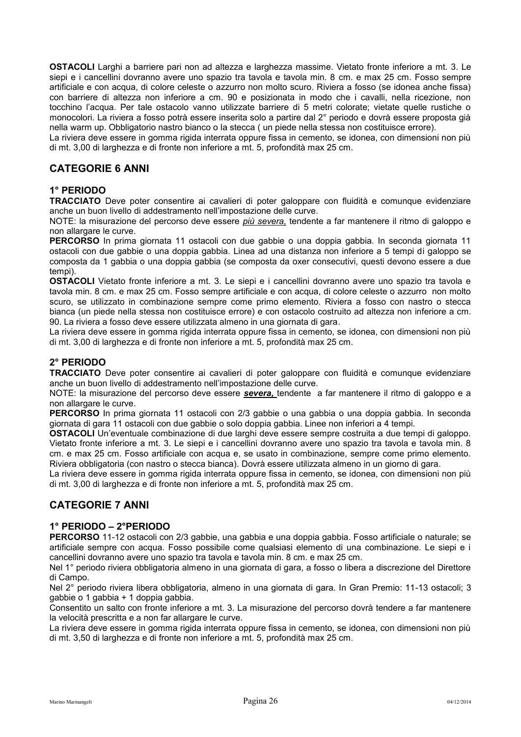**OSTACOLI** Larghi a barriere pari non ad altezza e larghezza massime. Vietato fronte inferiore a mt. 3. Le siepi e i cancellini dovranno avere uno spazio tra tavola e tavola min. 8 cm. e max 25 cm. Fosso sempre artificiale e con acqua, di colore celeste o azzurro non molto scuro. Riviera a fosso (se idonea anche fissa) con barriere di altezza non inferiore a cm. 90 e posizionata in modo che i cavalli, nella ricezione, non tocchino l'acqua. Per tale ostacolo vanno utilizzate barriere di 5 metri colorate; vietate quelle rustiche o monocolori. La riviera a fosso potrà essere inserita solo a partire dal 2° periodo e dovrà essere proposta già nella warm up. Obbligatorio nastro bianco o la stecca ( un piede nella stessa non costituisce errore).

La riviera deve essere in gomma rigida interrata oppure fissa in cemento, se idonea, con dimensioni non più di mt. 3,00 di larghezza e di fronte non inferiore a mt. 5, profondità max 25 cm.

## CATEGORIE 6 ANNI

### 1° PERIODO

**TRACCIATO** Deve poter consentire ai cavalieri di poter galoppare con fluidità e comunque evidenziare anche un buon livello di addestramento nell'impostazione delle curve.

NOTE: la misurazione del percorso deve essere *più severa,* tendente a far mantenere il ritmo di galoppo e non allargare le curve.

**PERCORSO** In prima giornata 11 ostacoli con due gabbie o una doppia gabbia. In seconda giornata 11 ostacoli con due gabbie o una doppia gabbia. Linea ad una distanza non inferiore a 5 tempi di galoppo se composta da 1 gabbia o una doppia gabbia (se composta da oxer consecutivi, questi devono essere a due tempi).

**OSTACOLI** Vietato fronte inferiore a mt. 3. Le siepi e i cancellini dovranno avere uno spazio tra tavola e tavola min. 8 cm. e max 25 cm. Fosso sempre artificiale e con acqua, di colore celeste o azzurro non molto scuro, se utilizzato in combinazione sempre come primo elemento. Riviera a fosso con nastro o stecca bianca (un piede nella stessa non costituisce errore) e con ostacolo costruito ad altezza non inferiore a cm. 90. La riviera a fosso deve essere utilizzata almeno in una giornata di gara.

La riviera deve essere in gomma rigida interrata oppure fissa in cemento, se idonea, con dimensioni non più di mt. 3,00 di larghezza e di fronte non inferiore a mt. 5, profondità max 25 cm.

### 2° PERIODO

**TRACCIATO** Deve poter consentire ai cavalieri di poter galoppare con fluidità e comunque evidenziare anche un buon livello di addestramento nell'impostazione delle curve.

NOTE: la misurazione del percorso deve essere ***severa,*** tendente a far mantenere il ritmo di galoppo e a non allargare le curve.

**PERCORSO** In prima giornata 11 ostacoli con 2/3 gabbie o una gabbia o una doppia gabbia. In seconda giornata di gara 11 ostacoli con due gabbie o solo doppia gabbia. Linee non inferiori a 4 tempi.

**OSTACOLI** Un'eventuale combinazione di due larghi deve essere sempre costruita a due tempi di galoppo. Vietato fronte inferiore a mt. 3. Le siepi e i cancellini dovranno avere uno spazio tra tavola e tavola min. 8 cm. e max 25 cm. Fosso artificiale con acqua e, se usato in combinazione, sempre come primo elemento. Riviera obbligatoria (con nastro o stecca bianca). Dovrà essere utilizzata almeno in un giorno di gara.

La riviera deve essere in gomma rigida interrata oppure fissa in cemento, se idonea, con dimensioni non più di mt. 3,00 di larghezza e di fronte non inferiore a mt. 5, profondità max 25 cm.

## CATEGORIE 7 ANNI

### 1° PERIODO – 2°PERIODO

**PERCORSO** 11-12 ostacoli con 2/3 gabbie, una gabbia e una doppia gabbia. Fosso artificiale o naturale; se artificiale sempre con acqua. Fosso possibile come qualsiasi elemento di una combinazione. Le siepi e i cancellini dovranno avere uno spazio tra tavola e tavola min. 8 cm. e max 25 cm.

Nel 1° periodo riviera obbligatoria almeno in una giornata di gara, a fosso o libera a discrezione del Direttore di Campo.

Nel 2° periodo riviera libera obbligatoria, almeno in una giornata di gara. In Gran Premio: 11-13 ostacoli; 3 gabbie o 1 gabbia + 1 doppia gabbia.

Consentito un salto con fronte inferiore a mt. 3. La misurazione del percorso dovrà tendere a far mantenere la velocità prescritta e a non far allargare le curve.

La riviera deve essere in gomma rigida interrata oppure fissa in cemento, se idonea, con dimensioni non più di mt. 3,50 di larghezza e di fronte non inferiore a mt. 5, profondità max 25 cm.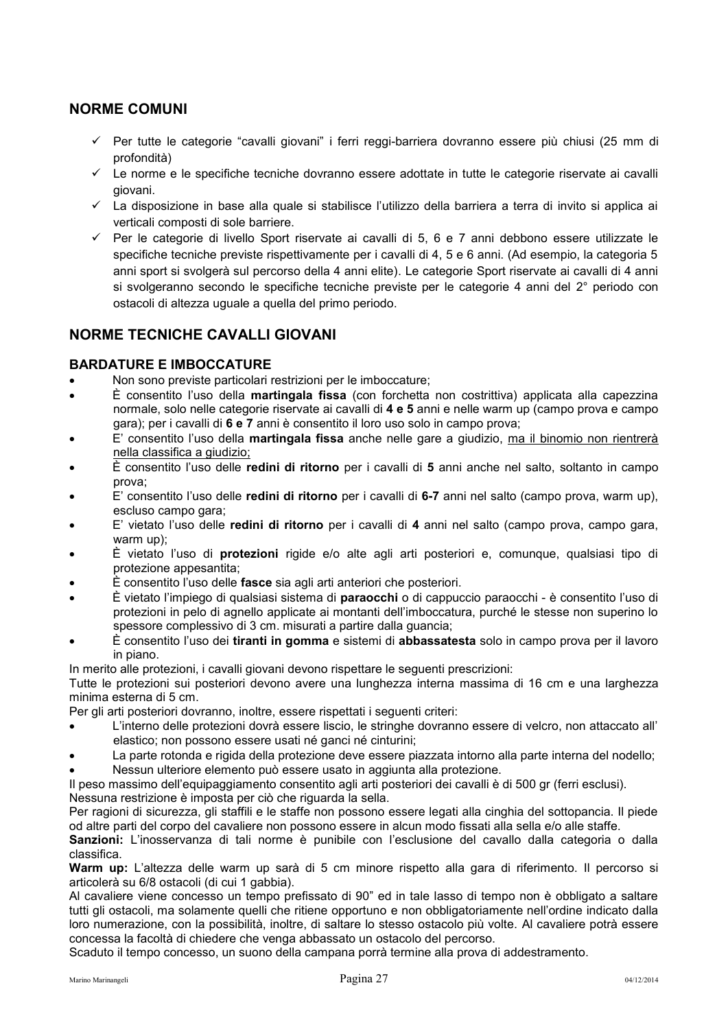## NORME COMUNI

- ✓ Per tutte le categorie "cavalli giovani" i ferri reggi-barriera dovranno essere più chiusi (25 mm di profondità)
- ✓ Le norme e le specifiche tecniche dovranno essere adottate in tutte le categorie riservate ai cavalli giovani.
- ✓ La disposizione in base alla quale si stabilisce l'utilizzo della barriera a terra di invito si applica ai verticali composti di sole barriere.
- ✓ Per le categorie di livello Sport riservate ai cavalli di 5, 6 e 7 anni debbono essere utilizzate le specifiche tecniche previste rispettivamente per i cavalli di 4, 5 e 6 anni. (Ad esempio, la categoria 5 anni sport si svolgerà sul percorso della 4 anni elite). Le categorie Sport riservate ai cavalli di 4 anni si svolgeranno secondo le specifiche tecniche previste per le categorie 4 anni del 2° periodo con ostacoli di altezza uguale a quella del primo periodo.

## NORME TECNICHE CAVALLI GIOVANI

### BARDATURE E IMBOCCATURE

- Non sono previste particolari restrizioni per le imboccature;
- È consentito l'uso della **martingala fissa** (con forchetta non costrittiva) applicata alla capezzina normale, solo nelle categorie riservate ai cavalli di **4 e 5** anni e nelle warm up (campo prova e campo gara); per i cavalli di **6 e 7** anni è consentito il loro uso solo in campo prova;
- E' consentito l'uso della **martingala fissa** anche nelle gare a giudizio, <u>ma il binomio non rientrerà nella classifica a giudizio;</u>
- È consentito l'uso delle **redini di ritorno** per i cavalli di **5** anni anche nel salto, soltanto in campo prova;
- E' consentito l'uso delle **redini di ritorno** per i cavalli di **6-7** anni nel salto (campo prova, warm up), escluso campo gara;
- E' vietato l'uso delle **redini di ritorno** per i cavalli di **4** anni nel salto (campo prova, campo gara, warm up);
- È vietato l'uso di **protezioni** rigide e/o alte agli arti posteriori e, comunque, qualsiasi tipo di protezione appesantita;
- È consentito l'uso delle **fasce** sia agli arti anteriori che posteriori.
- È vietato l'impiego di qualsiasi sistema di **paraocchi** o di cappuccio paraocchi - è consentito l'uso di protezioni in pelo di agnello applicate ai montanti dell'imboccatura, purché le stesse non superino lo spessore complessivo di 3 cm. misurati a partire dalla guancia;
- È consentito l'uso dei **tiranti in gomma** e sistemi di **abbassatesta** solo in campo prova per il lavoro in piano.

In merito alle protezioni, i cavalli giovani devono rispettare le seguenti prescrizioni:

Tutte le protezioni sui posteriori devono avere una lunghezza interna massima di 16 cm e una larghezza minima esterna di 5 cm.

Per gli arti posteriori dovranno, inoltre, essere rispettati i seguenti criteri:

- L'interno delle protezioni dovrà essere liscio, le stringhe dovranno essere di velcro, non attaccato all' elastico; non possono essere usati né ganci né cinturini;
- La parte rotonda e rigida della protezione deve essere piazzata intorno alla parte interna del nodello;
- Nessun ulteriore elemento può essere usato in aggiunta alla protezione.

Il peso massimo dell'equipaggiamento consentito agli arti posteriori dei cavalli è di 500 gr (ferri esclusi).

Nessuna restrizione è imposta per ciò che riguarda la sella.

Per ragioni di sicurezza, gli staffili e le staffe non possono essere legati alla cinghia del sottopancia. Il piede od altre parti del corpo del cavaliere non possono essere in alcun modo fissati alla sella e/o alle staffe.

**Sanzioni:** L'inosservanza di tali norme è punibile con l'esclusione del cavallo dalla categoria o dalla classifica.

**Warm up:** L'altezza delle warm up sarà di 5 cm minore rispetto alla gara di riferimento. Il percorso si articolerà su 6/8 ostacoli (di cui 1 gabbia).

Al cavaliere viene concesso un tempo prefissato di 90" ed in tale lasso di tempo non è obbligato a saltare tutti gli ostacoli, ma solamente quelli che ritiene opportuno e non obbligatoriamente nell'ordine indicato dalla loro numerazione, con la possibilità, inoltre, di saltare lo stesso ostacolo più volte. Al cavaliere potrà essere concessa la facoltà di chiedere che venga abbassato un ostacolo del percorso.

Scaduto il tempo concesso, un suono della campana porrà termine alla prova di addestramento.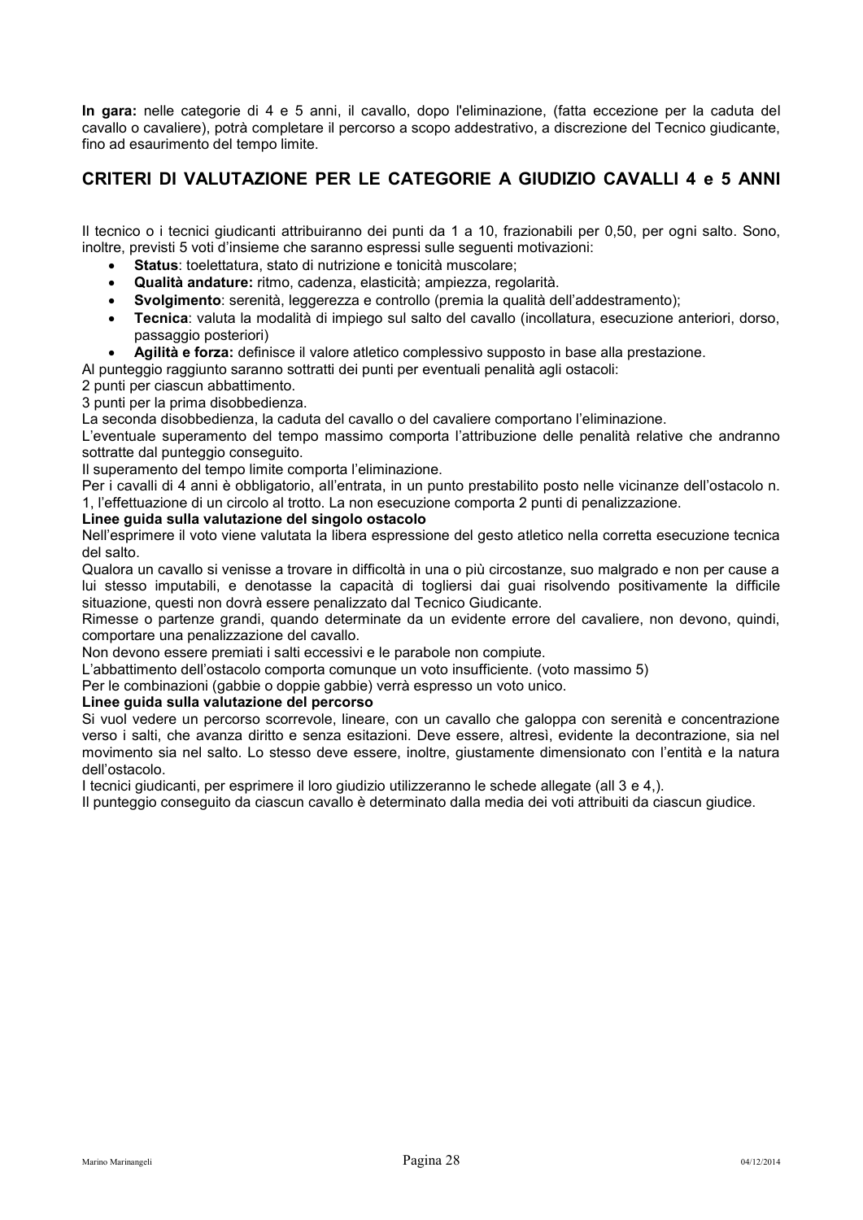**In gara:** nelle categorie di 4 e 5 anni, il cavallo, dopo l'eliminazione, (fatta eccezione per la caduta del cavallo o cavaliere), potrà completare il percorso a scopo addestrativo, a discrezione del Tecnico giudicante, fino ad esaurimento del tempo limite.

## CRITERI DI VALUTAZIONE PER LE CATEGORIE A GIUDIZIO CAVALLI 4 e 5 ANNI

Il tecnico o i tecnici giudicanti attribuiranno dei punti da 1 a 10, frazionabili per 0,50, per ogni salto. Sono, inoltre, previsti 5 voti d'insieme che saranno espressi sulle seguenti motivazioni:

- **Status**: toelettatura, stato di nutrizione e tonicità muscolare;
- **Qualità andature:** ritmo, cadenza, elasticità; ampiezza, regolarità.
- **Svolgimento**: serenità, leggerezza e controllo (premia la qualità dell'addestramento);
- **Tecnica**: valuta la modalità di impiego sul salto del cavallo (incollatura, esecuzione anteriori, dorso, passaggio posteriori)
- **Agilità e forza:** definisce il valore atletico complessivo supposto in base alla prestazione.

Al punteggio raggiunto saranno sottratti dei punti per eventuali penalità agli ostacoli:
2 punti per ciascun abbattimento.
3 punti per la prima disobbedienza.
La seconda disobbedienza, la caduta del cavallo o del cavaliere comportano l'eliminazione.
L'eventuale superamento del tempo massimo comporta l'attribuzione delle penalità relative che andranno sottratte dal punteggio conseguito.
Il superamento del tempo limite comporta l'eliminazione.
Per i cavalli di 4 anni è obbligatorio, all'entrata, in un punto prestabilito posto nelle vicinanze dell'ostacolo n. 1, l'effettuazione di un circolo al trotto. La non esecuzione comporta 2 punti di penalizzazione.

**Linee guida sulla valutazione del singolo ostacolo**

Nell'esprimere il voto viene valutata la libera espressione del gesto atletico nella corretta esecuzione tecnica del salto.
Qualora un cavallo si venisse a trovare in difficoltà in una o più circostanze, suo malgrado e non per cause a lui stesso imputabili, e denotasse la capacità di togliersi dai guai risolvendo positivamente la difficile situazione, questi non dovrà essere penalizzato dal Tecnico Giudicante.
Rimesse o partenze grandi, quando determinate da un evidente errore del cavaliere, non devono, quindi, comportare una penalizzazione del cavallo.
Non devono essere premiati i salti eccessivi e le parabole non compiute.
L'abbattimento dell'ostacolo comporta comunque un voto insufficiente. (voto massimo 5)
Per le combinazioni (gabbie o doppie gabbie) verrà espresso un voto unico.

**Linee guida sulla valutazione del percorso**

Si vuol vedere un percorso scorrevole, lineare, con un cavallo che galoppa con serenità e concentrazione verso i salti, che avanza diritto e senza esitazioni. Deve essere, altresì, evidente la decontrazione, sia nel movimento sia nel salto. Lo stesso deve essere, inoltre, giustamente dimensionato con l'entità e la natura dell'ostacolo.
I tecnici giudicanti, per esprimere il loro giudizio utilizzeranno le schede allegate (all 3 e 4,).
Il punteggio conseguito da ciascun cavallo è determinato dalla media dei voti attribuiti da ciascun giudice.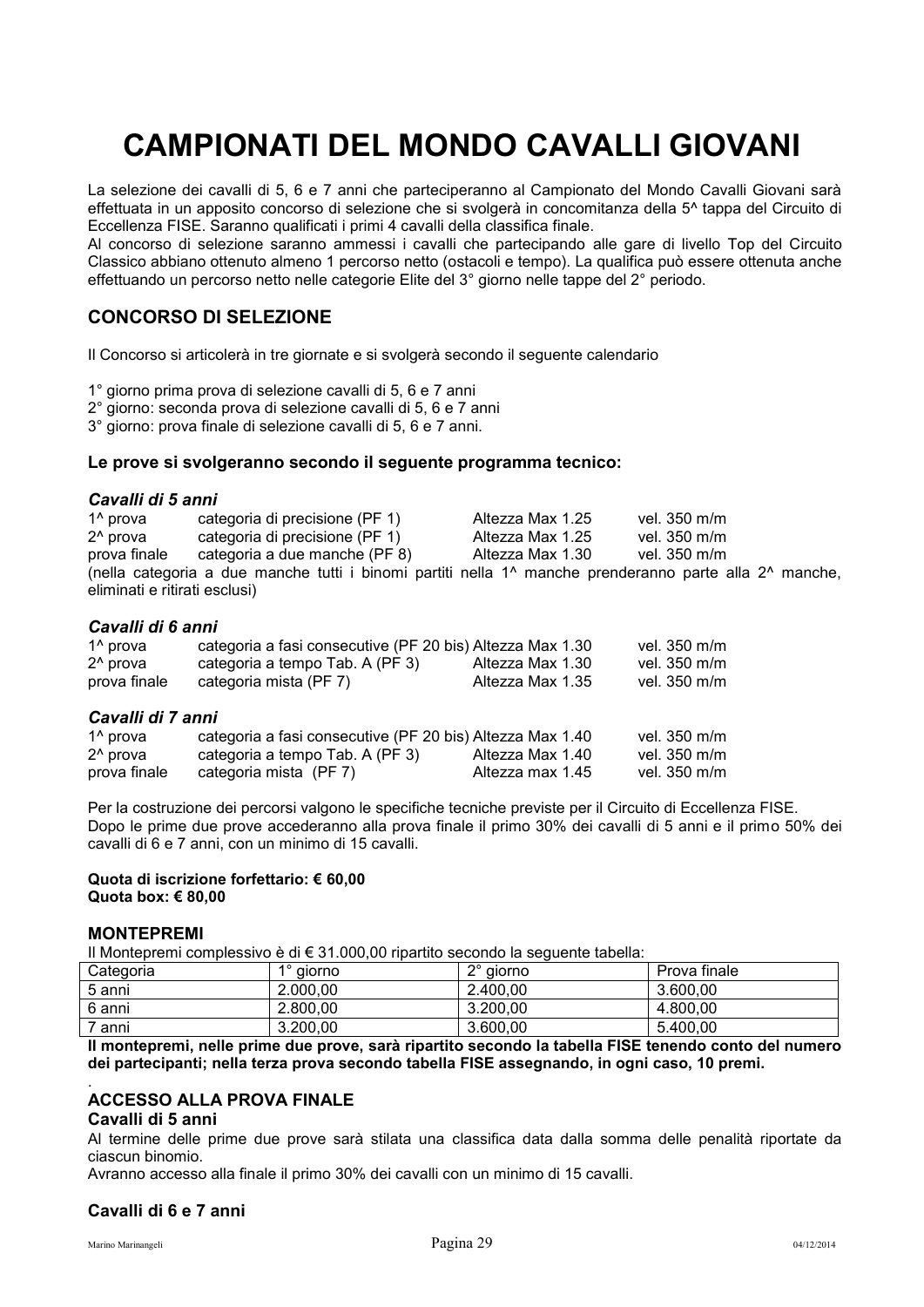# CAMPIONATI DEL MONDO CAVALLI GIOVANI

La selezione dei cavalli di 5, 6 e 7 anni che parteciperanno al Campionato del Mondo Cavalli Giovani sarà effettuata in un apposito concorso di selezione che si svolgerà in concomitanza della 5^ tappa del Circuito di Eccellenza FISE. Saranno qualificati i primi 4 cavalli della classifica finale.

Al concorso di selezione saranno ammessi i cavalli che partecipando alle gare di livello Top del Circuito Classico abbiano ottenuto almeno 1 percorso netto (ostacoli e tempo). La qualifica può essere ottenuta anche effettuando un percorso netto nelle categorie Elite del 3° giorno nelle tappe del 2° periodo.

## CONCORSO DI SELEZIONE

Il Concorso si articolerà in tre giornate e si svolgerà secondo il seguente calendario

1° giorno prima prova di selezione cavalli di 5, 6 e 7 anni
2° giorno: seconda prova di selezione cavalli di 5, 6 e 7 anni
3° giorno: prova finale di selezione cavalli di 5, 6 e 7 anni.

### Le prove si svolgeranno secondo il seguente programma tecnico:

***Cavalli di 5 anni***

| | | | |
|---|---|---|---|
| 1^ prova | categoria di precisione (PF 1) | Altezza Max 1.25 | vel. 350 m/m |
| 2^ prova | categoria di precisione (PF 1) | Altezza Max 1.25 | vel. 350 m/m |
| prova finale | categoria a due manche (PF 8) | Altezza Max 1.30 | vel. 350 m/m |

(nella categoria a due manche tutti i binomi partiti nella 1^ manche prenderanno parte alla 2^ manche, eliminati e ritirati esclusi)

***Cavalli di 6 anni***

| | | | |
|---|---|---|---|
| 1^ prova | categoria a fasi consecutive (PF 20 bis) | Altezza Max 1.30 | vel. 350 m/m |
| 2^ prova | categoria a tempo Tab. A (PF 3) | Altezza Max 1.30 | vel. 350 m/m |
| prova finale | categoria mista (PF 7) | Altezza Max 1.35 | vel. 350 m/m |

***Cavalli di 7 anni***

| | | | |
|---|---|---|---|
| 1^ prova | categoria a fasi consecutive (PF 20 bis) | Altezza Max 1.40 | vel. 350 m/m |
| 2^ prova | categoria a tempo Tab. A (PF 3) | Altezza Max 1.40 | vel. 350 m/m |
| prova finale | categoria mista (PF 7) | Altezza max 1.45 | vel. 350 m/m |

Per la costruzione dei percorsi valgono le specifiche tecniche previste per il Circuito di Eccellenza FISE.
Dopo le prime due prove accederanno alla prova finale il primo 30% dei cavalli di 5 anni e il primo 50% dei cavalli di 6 e 7 anni, con un minimo di 15 cavalli.

**Quota di iscrizione forfettario: € 60,00**
**Quota box: € 80,00**

### MONTEPREMI

Il Montepremi complessivo è di € 31.000,00 ripartito secondo la seguente tabella:

| Categoria | 1° giorno | 2° giorno | Prova finale |
|---|---|---|---|
| 5 anni | 2.000,00 | 2.400,00 | 3.600,00 |
| 6 anni | 2.800,00 | 3.200,00 | 4.800,00 |
| 7 anni | 3.200,00 | 3.600,00 | 5.400,00 |

**Il montepremi, nelle prime due prove, sarà ripartito secondo la tabella FISE tenendo conto del numero dei partecipanti; nella terza prova secondo tabella FISE assegnando, in ogni caso, 10 premi.**

### ACCESSO ALLA PROVA FINALE

#### Cavalli di 5 anni

Al termine delle prime due prove sarà stilata una classifica data dalla somma delle penalità riportate da ciascun binomio.
Avranno accesso alla finale il primo 30% dei cavalli con un minimo di 15 cavalli.

#### Cavalli di 6 e 7 anni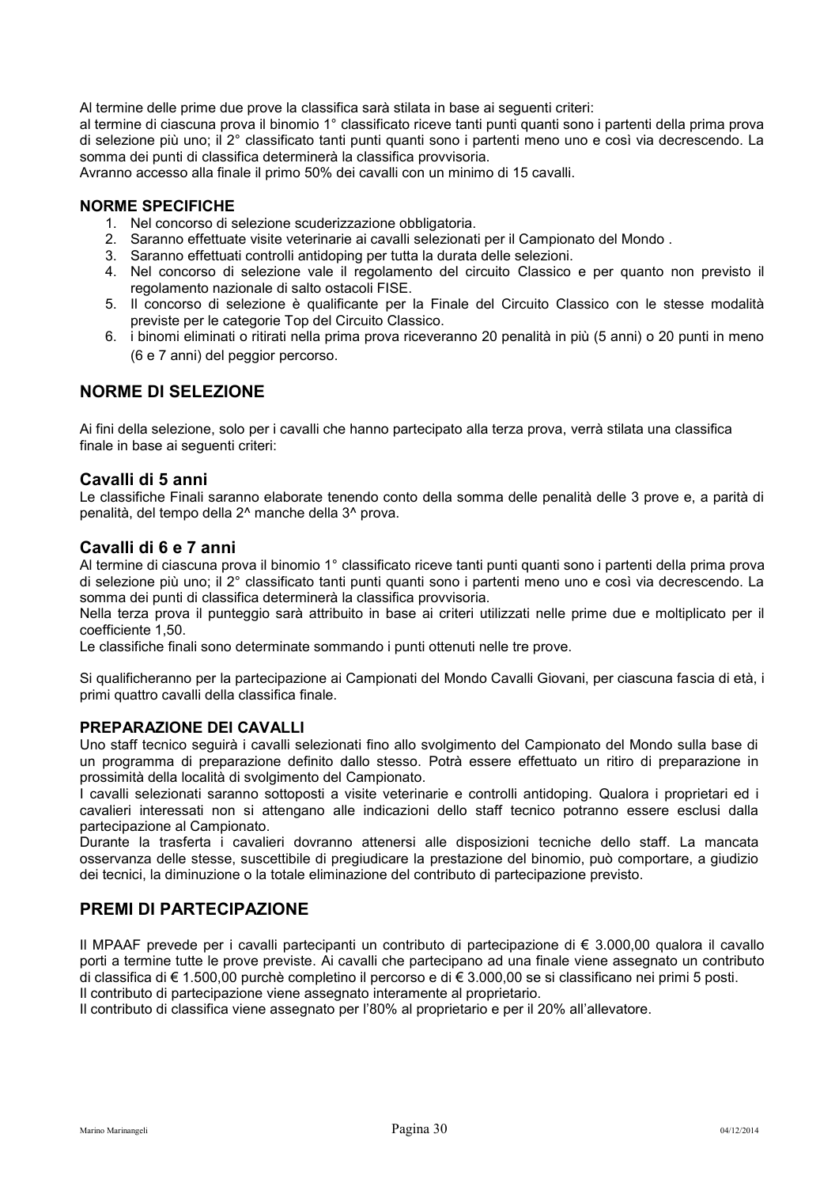Al termine delle prime due prove la classifica sarà stilata in base ai seguenti criteri:
al termine di ciascuna prova il binomio 1° classificato riceve tanti punti quanti sono i partenti della prima prova di selezione più uno; il 2° classificato tanti punti quanti sono i partenti meno uno e così via decrescendo. La somma dei punti di classifica determinerà la classifica provvisoria.
Avranno accesso alla finale il primo 50% dei cavalli con un minimo di 15 cavalli.

### NORME SPECIFICHE

1. Nel concorso di selezione scuderizzazione obbligatoria.
2. Saranno effettuate visite veterinarie ai cavalli selezionati per il Campionato del Mondo .
3. Saranno effettuati controlli antidoping per tutta la durata delle selezioni.
4. Nel concorso di selezione vale il regolamento del circuito Classico e per quanto non previsto il regolamento nazionale di salto ostacoli FISE.
5. Il concorso di selezione è qualificante per la Finale del Circuito Classico con le stesse modalità previste per le categorie Top del Circuito Classico.
6. i binomi eliminati o ritirati nella prima prova riceveranno 20 penalità in più (5 anni) o 20 punti in meno (6 e 7 anni) del peggior percorso.

## NORME DI SELEZIONE

Ai fini della selezione, solo per i cavalli che hanno partecipato alla terza prova, verrà stilata una classifica finale in base ai seguenti criteri:

### Cavalli di 5 anni

Le classifiche Finali saranno elaborate tenendo conto della somma delle penalità delle 3 prove e, a parità di penalità, del tempo della 2^ manche della 3^ prova.

### Cavalli di 6 e 7 anni

Al termine di ciascuna prova il binomio 1° classificato riceve tanti punti quanti sono i partenti della prima prova di selezione più uno; il 2° classificato tanti punti quanti sono i partenti meno uno e così via decrescendo. La somma dei punti di classifica determinerà la classifica provvisoria.
Nella terza prova il punteggio sarà attribuito in base ai criteri utilizzati nelle prime due e moltiplicato per il coefficiente 1,50.
Le classifiche finali sono determinate sommando i punti ottenuti nelle tre prove.

Si qualificheranno per la partecipazione ai Campionati del Mondo Cavalli Giovani, per ciascuna fascia di età, i primi quattro cavalli della classifica finale.

### PREPARAZIONE DEI CAVALLI

Uno staff tecnico seguirà i cavalli selezionati fino allo svolgimento del Campionato del Mondo sulla base di un programma di preparazione definito dallo stesso. Potrà essere effettuato un ritiro di preparazione in prossimità della località di svolgimento del Campionato.
I cavalli selezionati saranno sottoposti a visite veterinarie e controlli antidoping. Qualora i proprietari ed i cavalieri interessati non si attengano alle indicazioni dello staff tecnico potranno essere esclusi dalla partecipazione al Campionato.
Durante la trasferta i cavalieri dovranno attenersi alle disposizioni tecniche dello staff. La mancata osservanza delle stesse, suscettibile di pregiudicare la prestazione del binomio, può comportare, a giudizio dei tecnici, la diminuzione o la totale eliminazione del contributo di partecipazione previsto.

## PREMI DI PARTECIPAZIONE

Il MPAAF prevede per i cavalli partecipanti un contributo di partecipazione di € 3.000,00 qualora il cavallo porti a termine tutte le prove previste. Ai cavalli che partecipano ad una finale viene assegnato un contributo di classifica di € 1.500,00 purchè completino il percorso e di € 3.000,00 se si classificano nei primi 5 posti.
Il contributo di partecipazione viene assegnato interamente al proprietario.
Il contributo di classifica viene assegnato per l'80% al proprietario e per il 20% all'allevatore.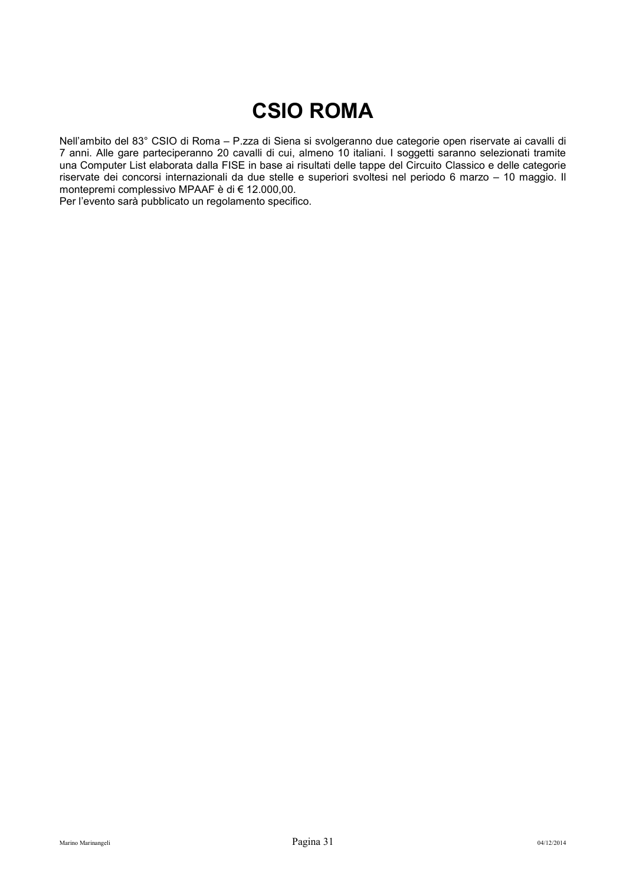# CSIO ROMA

Nell'ambito del 83° CSIO di Roma – P.zza di Siena si svolgeranno due categorie open riservate ai cavalli di 7 anni. Alle gare parteciperanno 20 cavalli di cui, almeno 10 italiani. I soggetti saranno selezionati tramite una Computer List elaborata dalla FISE in base ai risultati delle tappe del Circuito Classico e delle categorie riservate dei concorsi internazionali da due stelle e superiori svoltesi nel periodo 6 marzo – 10 maggio. Il montepremi complessivo MPAAF è di € 12.000,00.
Per l'evento sarà pubblicato un regolamento specifico.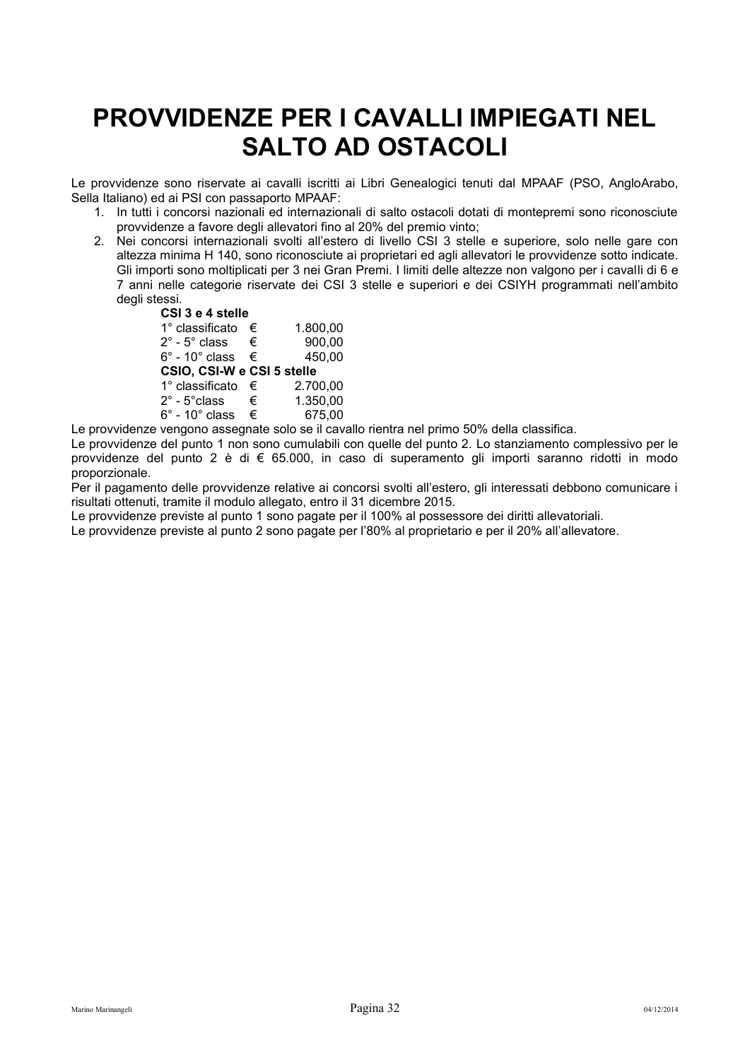# PROVVIDENZE PER I CAVALLI IMPIEGATI NEL SALTO AD OSTACOLI

Le provvidenze sono riservate ai cavalli iscritti ai Libri Genealogici tenuti dal MPAAF (PSO, AngloArabo, Sella Italiano) ed ai PSI con passaporto MPAAF:

1. In tutti i concorsi nazionali ed internazionali di salto ostacoli dotati di montepremi sono riconosciute provvidenze a favore degli allevatori fino al 20% del premio vinto;
2. Nei concorsi internazionali svolti all'estero di livello CSI 3 stelle e superiore, solo nelle gare con altezza minima H 140, sono riconosciute ai proprietari ed agli allevatori le provvidenze sotto indicate. Gli importi sono moltiplicati per 3 nei Gran Premi. I limiti delle altezze non valgono per i cavalli di 6 e 7 anni nelle categorie riservate dei CSI 3 stelle e superiori e dei CSIYH programmati nell'ambito degli stessi.

**CSI 3 e 4 stelle**

| | | |
|---|---|---|
| 1° classificato | € | 1.800,00 |
| 2° - 5° class | € | 900,00 |
| 6° - 10° class | € | 450,00 |

**CSIO, CSI-W e CSI 5 stelle**

| | | |
|---|---|---|
| 1° classificato | € | 2.700,00 |
| 2° - 5°class | € | 1.350,00 |
| 6° - 10° class | € | 675,00 |

Le provvidenze vengono assegnate solo se il cavallo rientra nel primo 50% della classifica.

Le provvidenze del punto 1 non sono cumulabili con quelle del punto 2. Lo stanziamento complessivo per le provvidenze del punto 2 è di € 65.000, in caso di superamento gli importi saranno ridotti in modo proporzionale.

Per il pagamento delle provvidenze relative ai concorsi svolti all'estero, gli interessati debbono comunicare i risultati ottenuti, tramite il modulo allegato, entro il 31 dicembre 2015.

Le provvidenze previste al punto 1 sono pagate per il 100% al possessore dei diritti allevatoriali.

Le provvidenze previste al punto 2 sono pagate per l'80% al proprietario e per il 20% all'allevatore.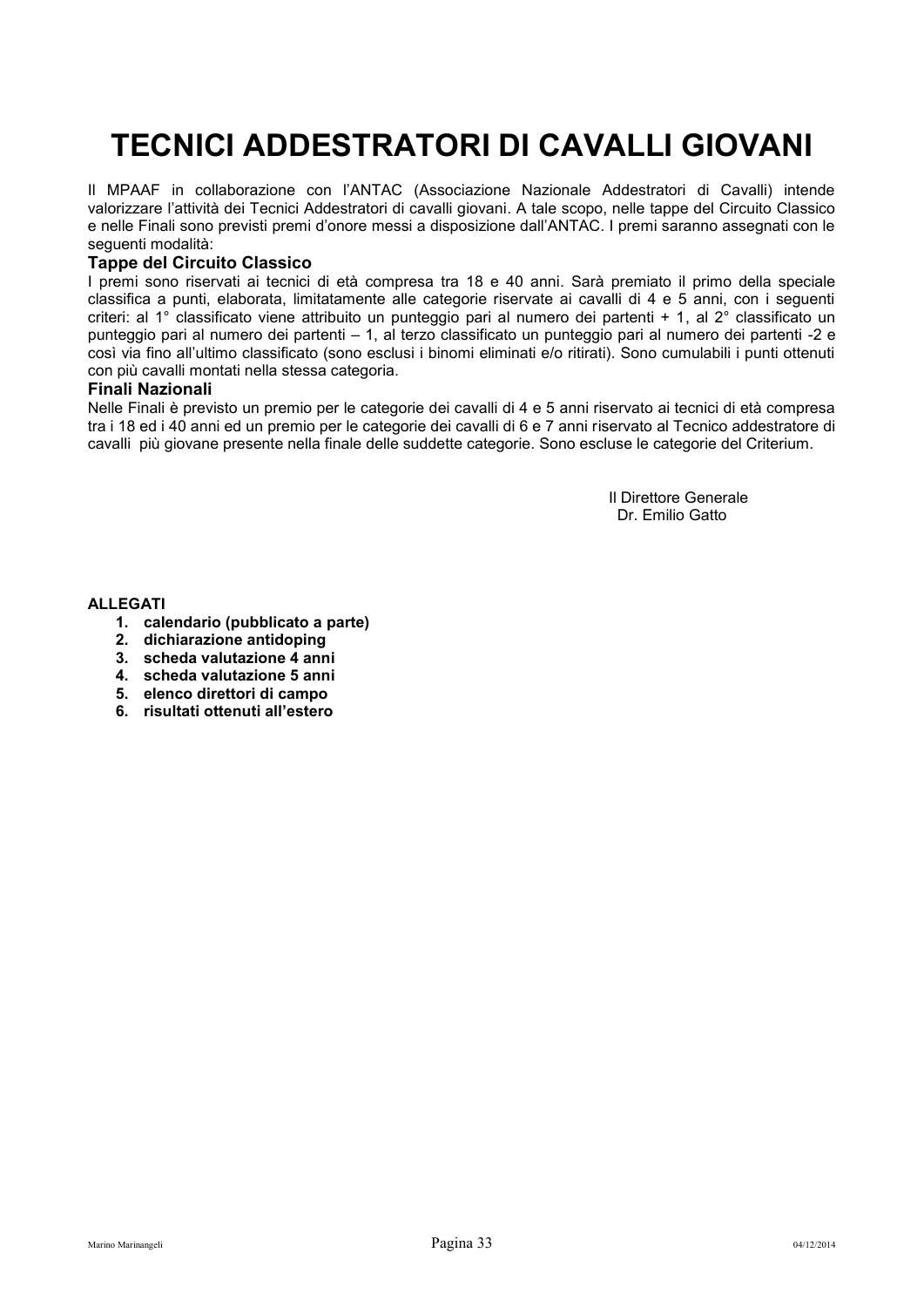# TECNICI ADDESTRATORI DI CAVALLI GIOVANI

Il MPAAF in collaborazione con l'ANTAC (Associazione Nazionale Addestratori di Cavalli) intende valorizzare l'attività dei Tecnici Addestratori di cavalli giovani. A tale scopo, nelle tappe del Circuito Classico e nelle Finali sono previsti premi d'onore messi a disposizione dall'ANTAC. I premi saranno assegnati con le seguenti modalità:

### Tappe del Circuito Classico

I premi sono riservati ai tecnici di età compresa tra 18 e 40 anni. Sarà premiato il primo della speciale classifica a punti, elaborata, limitatamente alle categorie riservate ai cavalli di 4 e 5 anni, con i seguenti criteri: al 1° classificato viene attribuito un punteggio pari al numero dei partenti + 1, al 2° classificato un punteggio pari al numero dei partenti – 1, al terzo classificato un punteggio pari al numero dei partenti -2 e così via fino all'ultimo classificato (sono esclusi i binomi eliminati e/o ritirati). Sono cumulabili i punti ottenuti con più cavalli montati nella stessa categoria.

### Finali Nazionali

Nelle Finali è previsto un premio per le categorie dei cavalli di 4 e 5 anni riservato ai tecnici di età compresa tra i 18 ed i 40 anni ed un premio per le categorie dei cavalli di 6 e 7 anni riservato al Tecnico addestratore di cavalli più giovane presente nella finale delle suddette categorie. Sono escluse le categorie del Criterium.

Il Direttore Generale
Dr. Emilio Gatto

**ALLEGATI**

1. **calendario (pubblicato a parte)**
2. **dichiarazione antidoping**
3. **scheda valutazione 4 anni**
4. **scheda valutazione 5 anni**
5. **elenco direttori di campo**
6. **risultati ottenuti all'estero**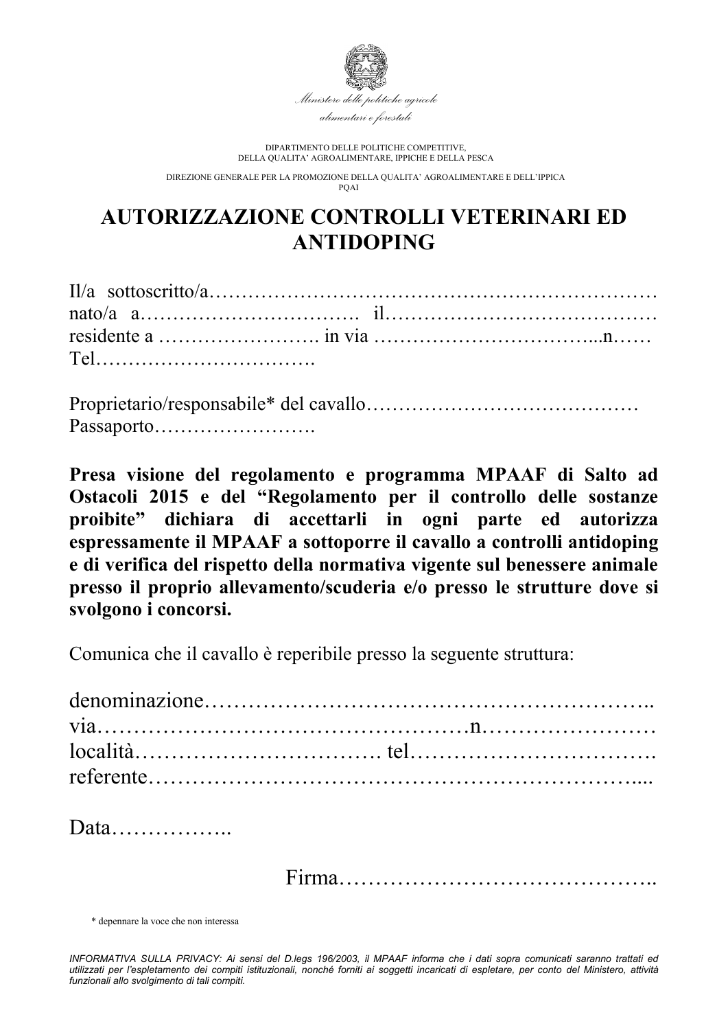*Ministero delle politiche agricole alimentari e forestali*

DIPARTIMENTO DELLE POLITICHE COMPETITIVE,
DELLA QUALITA' AGROALIMENTARE, IPPICHE E DELLA PESCA

DIREZIONE GENERALE PER LA PROMOZIONE DELLA QUALITA' AGROALIMENTARE E DELL'IPPICA
PQAI

# AUTORIZZAZIONE CONTROLLI VETERINARI ED ANTIDOPING

Il/a sottoscritto/a…………………………………………………………
nato/a a……………………………. il…………………………………
residente a ……………………. in via ……………………………...n……
Tel…………………………….

Proprietario/responsabile* del cavallo……………………………………
Passaporto…………………….

**Presa visione del regolamento e programma MPAAF di Salto ad Ostacoli 2015 e del "Regolamento per il controllo delle sostanze proibite" dichiara di accettarli in ogni parte ed autorizza espressamente il MPAAF a sottoporre il cavallo a controlli antidoping e di verifica del rispetto della normativa vigente sul benessere animale presso il proprio allevamento/scuderia e/o presso le strutture dove si svolgono i concorsi.**

Comunica che il cavallo è reperibile presso la seguente struttura:

denominazione……………………………………………………..
via…………………………………………n……………………
località……………………………. tel…………………………….
referente……………………………………………………....

Data……………..

Firma……………………………………..

\* depennare la voce che non interessa

*INFORMATIVA SULLA PRIVACY: Ai sensi del D.legs 196/2003, il MPAAF informa che i dati sopra comunicati saranno trattati ed utilizzati per l'espletamento dei compiti istituzionali, nonché forniti ai soggetti incaricati di espletare, per conto del Ministero, attività funzionali allo svolgimento di tali compiti.*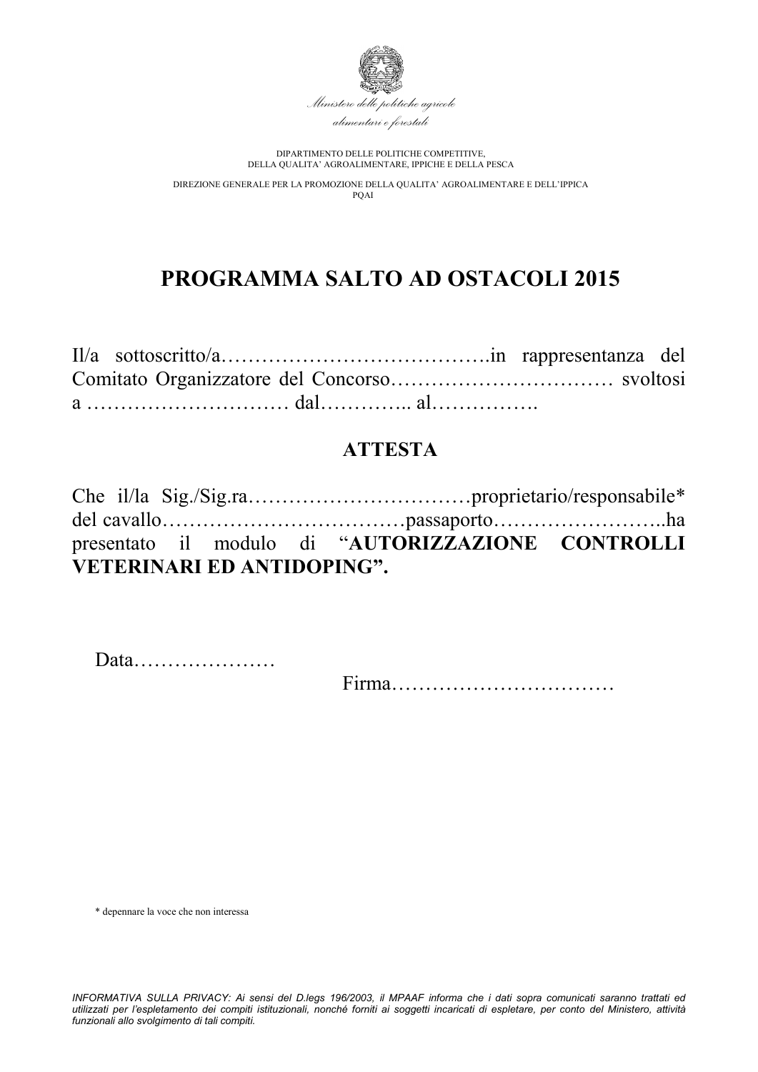*Ministero delle politiche agricole alimentari e forestali*

DIPARTIMENTO DELLE POLITICHE COMPETITIVE,
DELLA QUALITA' AGROALIMENTARE, IPPICHE E DELLA PESCA

DIREZIONE GENERALE PER LA PROMOZIONE DELLA QUALITA' AGROALIMENTARE E DELL'IPPICA
PQAI

# PROGRAMMA SALTO AD OSTACOLI 2015

Il/a sottoscritto/a………………………………….in rappresentanza del Comitato Organizzatore del Concorso…………………………… svoltosi a ………………………… dal………….. al…………….

## ATTESTA

Che il/la Sig./Sig.ra……………………………proprietario/responsabile* del cavallo………………………………passaporto……………………..ha presentato il modulo di "**AUTORIZZAZIONE CONTROLLI VETERINARI ED ANTIDOPING".**

Data…………………

Firma……………………………

\* depennare la voce che non interessa

*INFORMATIVA SULLA PRIVACY: Ai sensi del D.legs 196/2003, il MPAAF informa che i dati sopra comunicati saranno trattati ed utilizzati per l'espletamento dei compiti istituzionali, nonché forniti ai soggetti incaricati di espletare, per conto del Ministero, attività funzionali allo svolgimento di tali compiti.*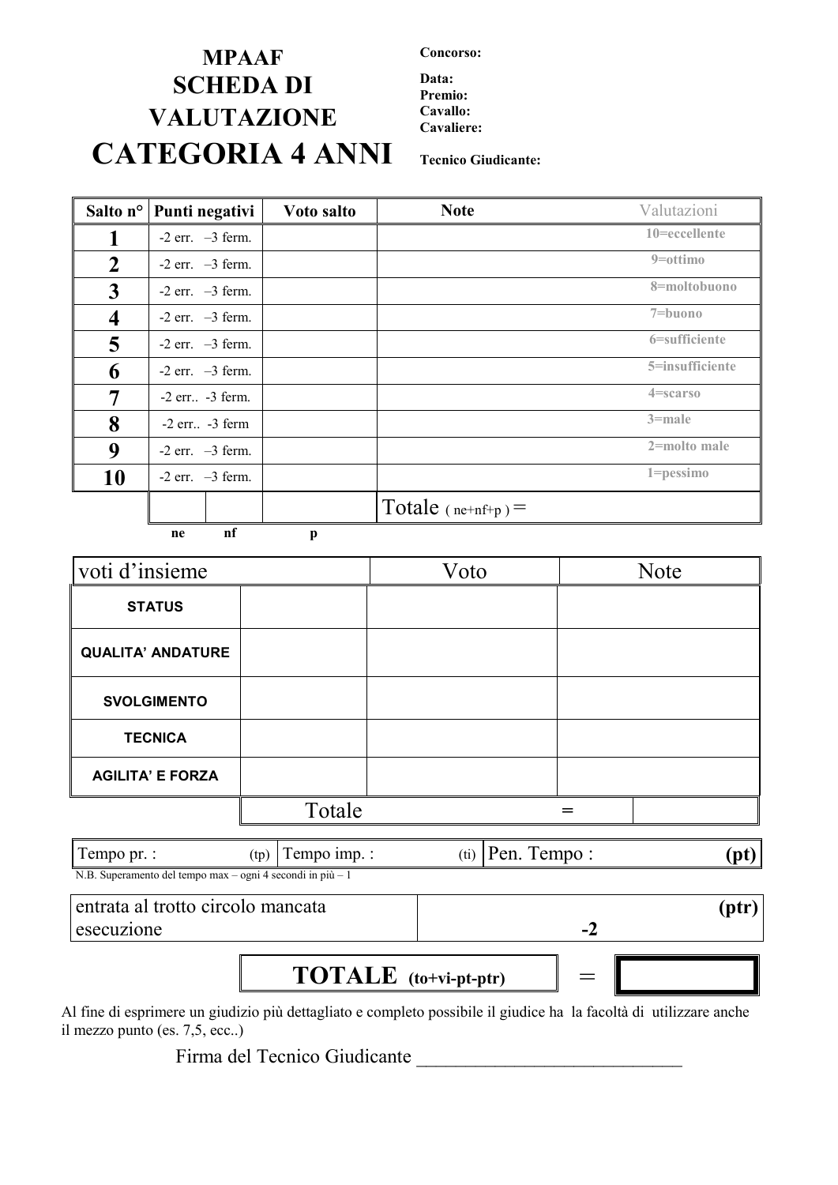# MPAAF SCHEDA DI VALUTAZIONE CATEGORIA 4 ANNI

**Concorso:**

**Data:**
**Premio:**
**Cavallo:**
**Cavaliere:**

**Tecnico Giudicante:**

| Salto n° | Punti negativi | | Voto salto | Note | Valutazioni |
|---|---|---|---|---|---|
| **1** | -2 err. –3 ferm. | | | | 10=eccellente |
| **2** | -2 err. –3 ferm. | | | | 9=ottimo |
| **3** | -2 err. –3 ferm. | | | | 8=moltobuono |
| **4** | -2 err. –3 ferm. | | | | 7=buono |
| **5** | -2 err. –3 ferm. | | | | 6=sufficiente |
| **6** | -2 err. –3 ferm. | | | | 5=insufficiente |
| **7** | -2 err.. -3 ferm. | | | | 4=scarso |
| **8** | -2 err.. -3 ferm | | | | 3=male |
| **9** | -2 err. –3 ferm. | | | | 2=molto male |
| **10** | -2 err. –3 ferm. | | | | 1=pessimo |
| | | | | Totale ( ne+nf+p ) = | |
| | ne | nf | p | | |

| voti d'insieme | | Voto | Note |
|---|---|---|---|
| **STATUS** | | | |
| **QUALITA' ANDATURE** | | | |
| **SVOLGIMENTO** | | | |
| **TECNICA** | | | |
| **AGILITA' E FORZA** | | | |
| | Totale | = | |

| Tempo pr. : (tp) | Tempo imp. : (ti) | Pen. Tempo : **(pt)** |
|---|---|---|

N.B. Superamento del tempo max – ogni 4 secondi in più – 1

| entrata al trotto circolo mancata esecuzione | -2 **(ptr)** |
|---|---|

| **TOTALE (to+vi-pt-ptr)** | = | |
|---|---|---|

Al fine di esprimere un giudizio più dettagliato e completo possibile il giudice ha la facoltà di utilizzare anche il mezzo punto (es. 7,5, ecc..)

Firma del Tecnico Giudicante ___________________________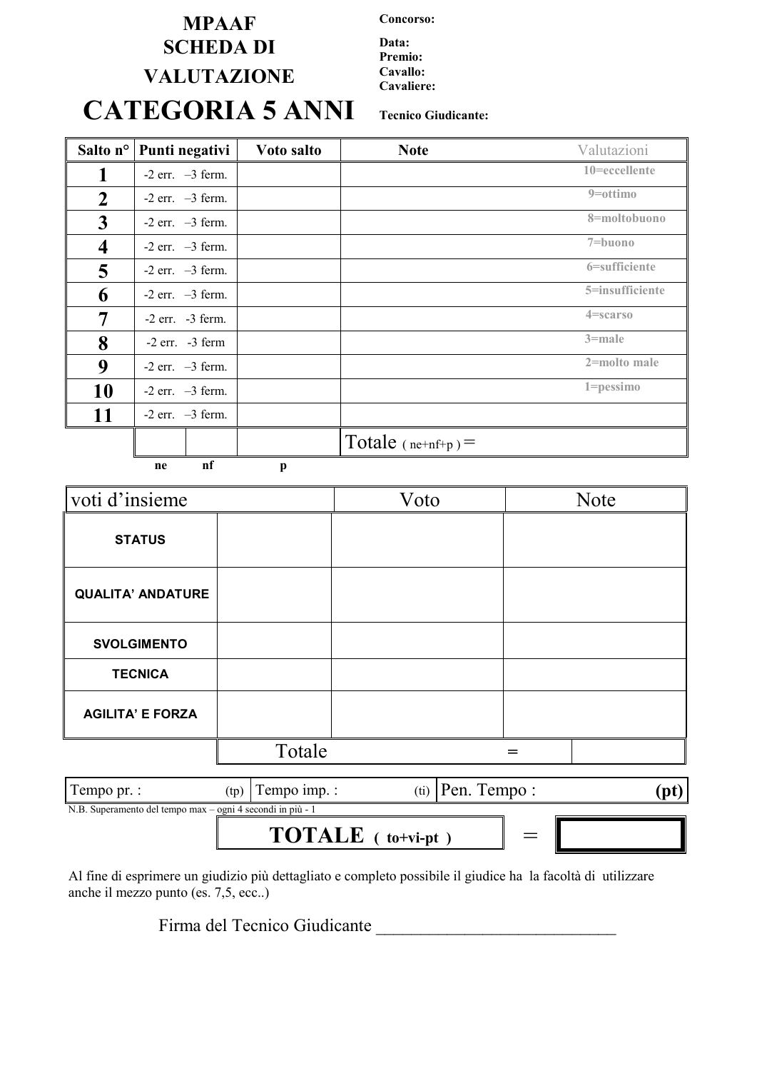**MPAAF**
**SCHEDA DI**
**VALUTAZIONE**

# CATEGORIA 5 ANNI

**Concorso:**

**Data:**
**Premio:**
**Cavallo:**
**Cavaliere:**

**Tecnico Giudicante:**

| Salto n° | Punti negativi | Voto salto | Note | Valutazioni |
|---|---|---|---|---|
| **1** | -2 err. –3 ferm. | | | 10=eccellente |
| **2** | -2 err. –3 ferm. | | | 9=ottimo |
| **3** | -2 err. –3 ferm. | | | 8=moltobuono |
| **4** | -2 err. –3 ferm. | | | 7=buono |
| **5** | -2 err. –3 ferm. | | | 6=sufficiente |
| **6** | -2 err. –3 ferm. | | | 5=insufficiente |
| **7** | -2 err. -3 ferm. | | | 4=scarso |
| **8** | -2 err. -3 ferm | | | 3=male |
| **9** | -2 err. –3 ferm. | | | 2=molto male |
| **10** | -2 err. –3 ferm. | | | 1=pessimo |
| **11** | -2 err. –3 ferm. | | | |
| | ne / nf | p | Totale ( ne+nf+p ) = | |

| voti d'insieme | | Voto | Note |
|---|---|---|---|
| **STATUS** | | | |
| **QUALITA' ANDATURE** | | | |
| **SVOLGIMENTO** | | | |
| **TECNICA** | | | |
| **AGILITA' E FORZA** | | | |
| | Totale | = | |

| Tempo pr. : (tp) | Tempo imp. : (ti) | Pen. Tempo : **(pt)** |
|---|---|---|

N.B. Superamento del tempo max – ogni 4 secondi in più - 1

| **TOTALE ( to+vi-pt )** | = | |
|---|---|---|

Al fine di esprimere un giudizio più dettagliato e completo possibile il giudice ha la facoltà di utilizzare anche il mezzo punto (es. 7,5, ecc..)

Firma del Tecnico Giudicante ___________________________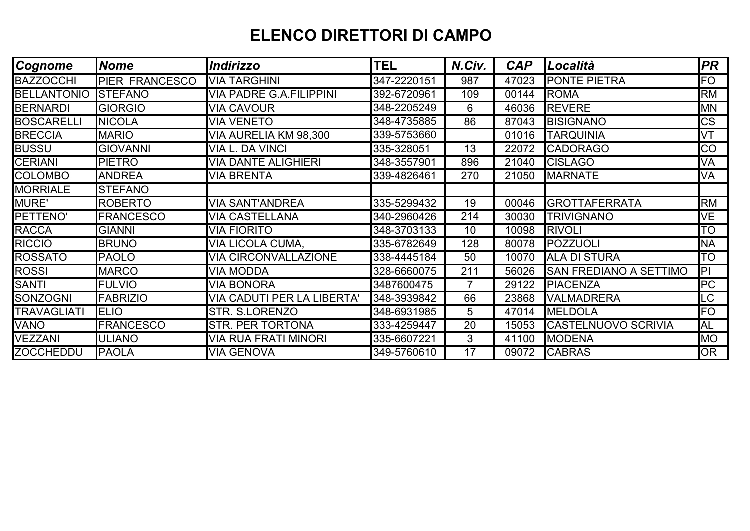# ELENCO DIRETTORI DI CAMPO

| *Cognome* | *Nome* | *Indirizzo* | **TEL** | *N.Civ.* | *CAP* | *Località* | *PR* |
|---|---|---|---|---|---|---|---|
| BAZZOCCHI | PIER FRANCESCO | VIA TARGHINI | 347-2220151 | 987 | 47023 | PONTE PIETRA | FO |
| BELLANTONIO | STEFANO | VIA PADRE G.A.FILIPPINI | 392-6720961 | 109 | 00144 | ROMA | RM |
| BERNARDI | GIORGIO | VIA CAVOUR | 348-2205249 | 6 | 46036 | REVERE | MN |
| BOSCARELLI | NICOLA | VIA VENETO | 348-4735885 | 86 | 87043 | BISIGNANO | CS |
| BRECCIA | MARIO | VIA AURELIA KM 98,300 | 339-5753660 | | 01016 | TARQUINIA | VT |
| BUSSU | GIOVANNI | VIA L. DA VINCI | 335-328051 | 13 | 22072 | CADORAGO | CO |
| CERIANI | PIETRO | VIA DANTE ALIGHIERI | 348-3557901 | 896 | 21040 | CISLAGO | VA |
| COLOMBO | ANDREA | VIA BRENTA | 339-4826461 | 270 | 21050 | MARNATE | VA |
| MORRIALE | STEFANO | | | | | | |
| MURE' | ROBERTO | VIA SANT'ANDREA | 335-5299432 | 19 | 00046 | GROTTAFERRATA | RM |
| PETTENO' | FRANCESCO | VIA CASTELLANA | 340-2960426 | 214 | 30030 | TRIVIGNANO | VE |
| RACCA | GIANNI | VIA FIORITO | 348-3703133 | 10 | 10098 | RIVOLI | TO |
| RICCIO | BRUNO | VIA LICOLA CUMA, | 335-6782649 | 128 | 80078 | POZZUOLI | NA |
| ROSSATO | PAOLO | VIA CIRCONVALLAZIONE | 338-4445184 | 50 | 10070 | ALA DI STURA | TO |
| ROSSI | MARCO | VIA MODDA | 328-6660075 | 211 | 56026 | SAN FREDIANO A SETTIMO | PI |
| SANTI | FULVIO | VIA BONORA | 3487600475 | 7 | 29122 | PIACENZA | PC |
| SONZOGNI | FABRIZIO | VIA CADUTI PER LA LIBERTA' | 348-3939842 | 66 | 23868 | VALMADRERA | LC |
| TRAVAGLIATI | ELIO | STR. S.LORENZO | 348-6931985 | 5 | 47014 | MELDOLA | FO |
| VANO | FRANCESCO | STR. PER TORTONA | 333-4259447 | 20 | 15053 | CASTELNUOVO SCRIVIA | AL |
| VEZZANI | ULIANO | VIA RUA FRATI MINORI | 335-6607221 | 3 | 41100 | MODENA | MO |
| ZOCCHEDDU | PAOLA | VIA GENOVA | 349-5760610 | 17 | 09072 | CABRAS | OR |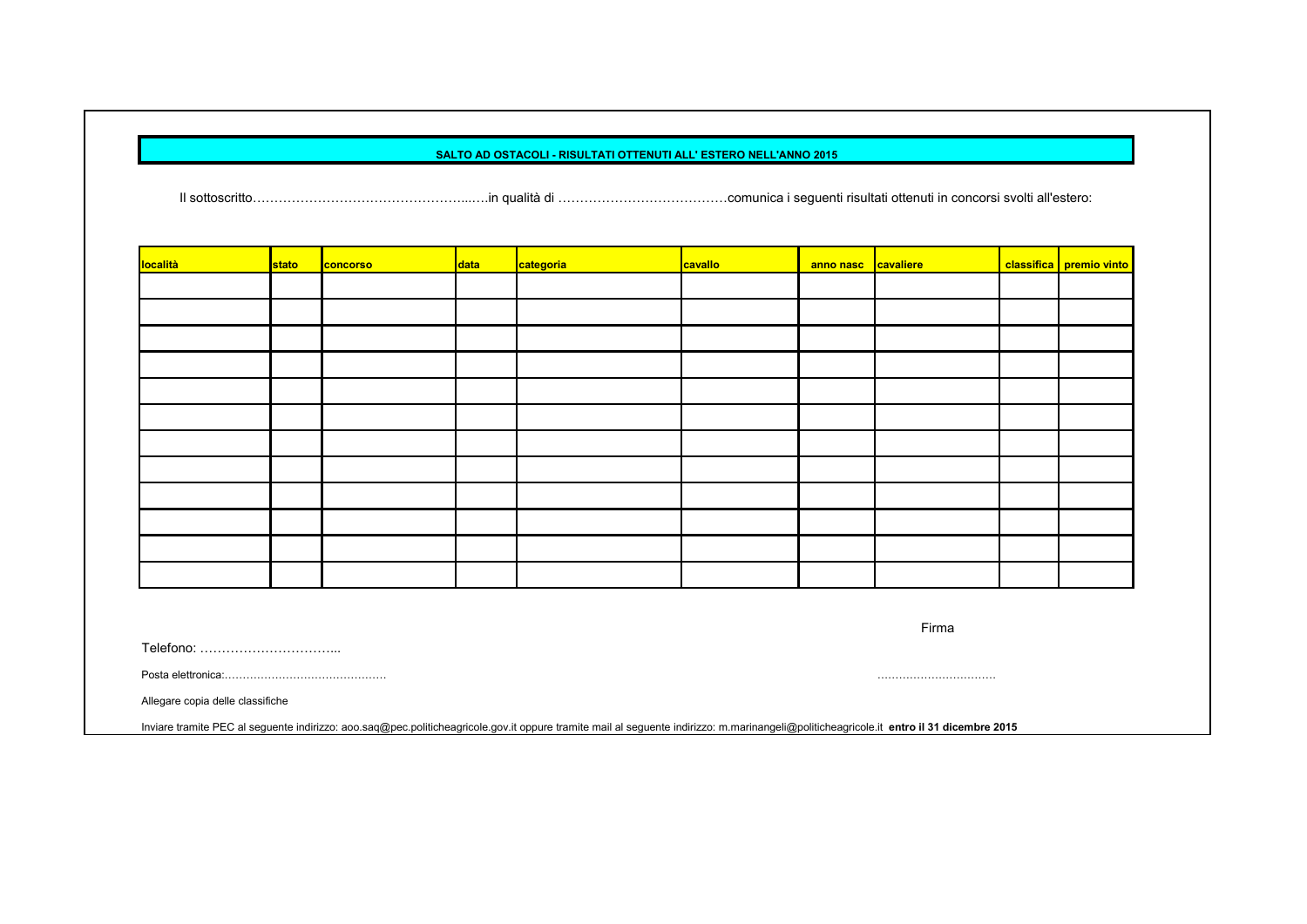**SALTO AD OSTACOLI - RISULTATI OTTENUTI ALL' ESTERO NELL'ANNO 2015**

Il sottoscritto……………………………………………...….in qualità di …………………………………comunica i seguenti risultati ottenuti in concorsi svolti all'estero:

| località | stato | concorso | data | categoria | cavallo | anno nasc | cavaliere | classifica | premio vinto |
|---|---|---|---|---|---|---|---|---|---|
| | | | | | | | | | |
| | | | | | | | | | |
| | | | | | | | | | |
| | | | | | | | | | |
| | | | | | | | | | |
| | | | | | | | | | |
| | | | | | | | | | |
| | | | | | | | | | |
| | | | | | | | | | |
| | | | | | | | | | |
| | | | | | | | | | |
| | | | | | | | | | |

Firma

Telefono: …………………………..

Posta elettronica:………………………………………

……………………………

Allegare copia delle classifiche

Inviare tramite PEC al seguente indirizzo: aoo.saq@pec.politicheagricole.gov.it oppure tramite mail al seguente indirizzo: m.marinangeli@politicheagricole.it **entro il 31 dicembre 2015**